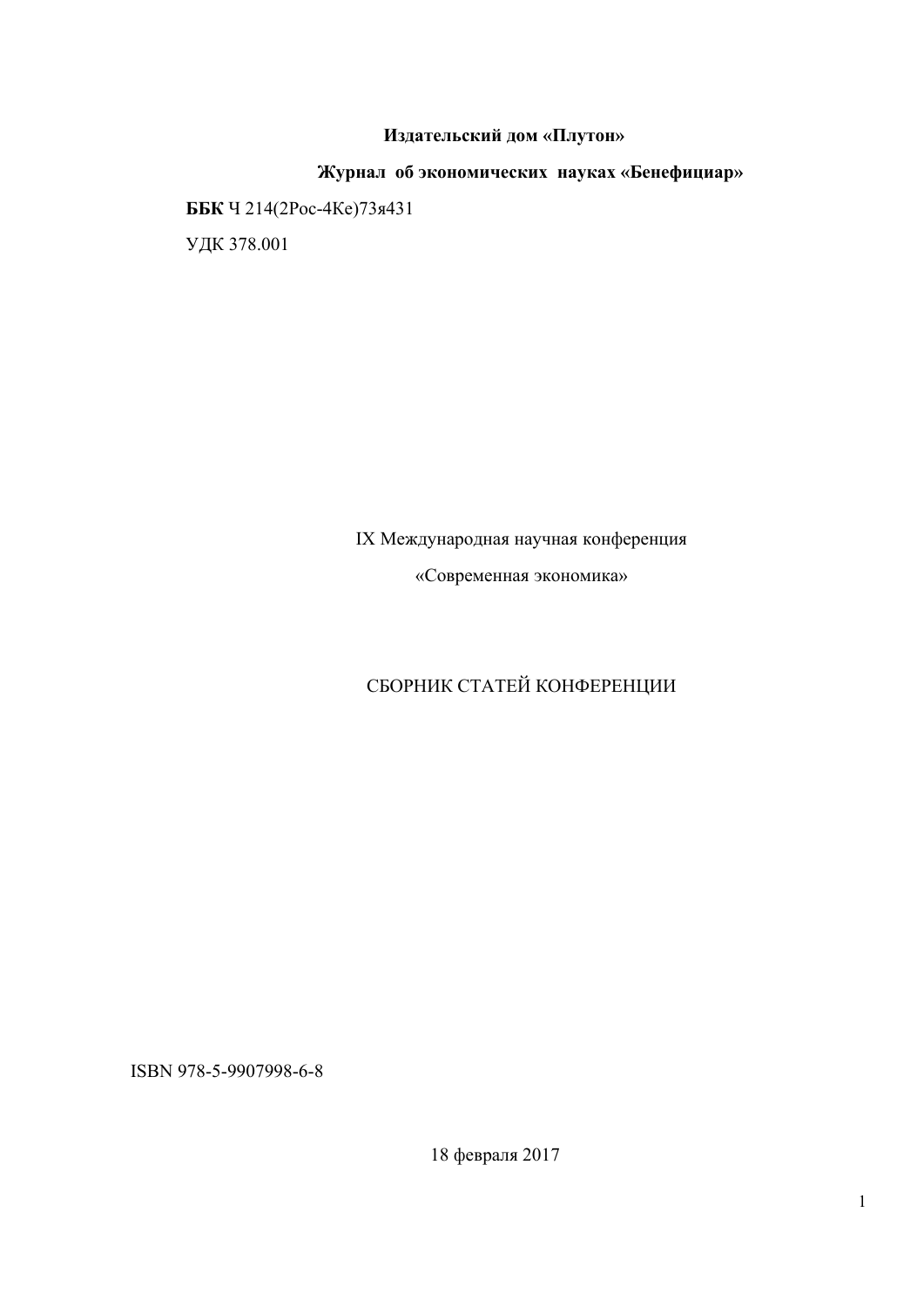**Издательский дом «Плутон»**

**Журнал об экономических науках «Бенефициар»**

**ББК** Ч 214(2Рос-4Ке)73я431

УДК 378.001

IX Международная научная конференция

«Современная экономика»

СБОРНИК СТАТЕЙ КОНФЕРЕНЦИИ

ISBN 978-5-9907998-6-8

18 февраля 2017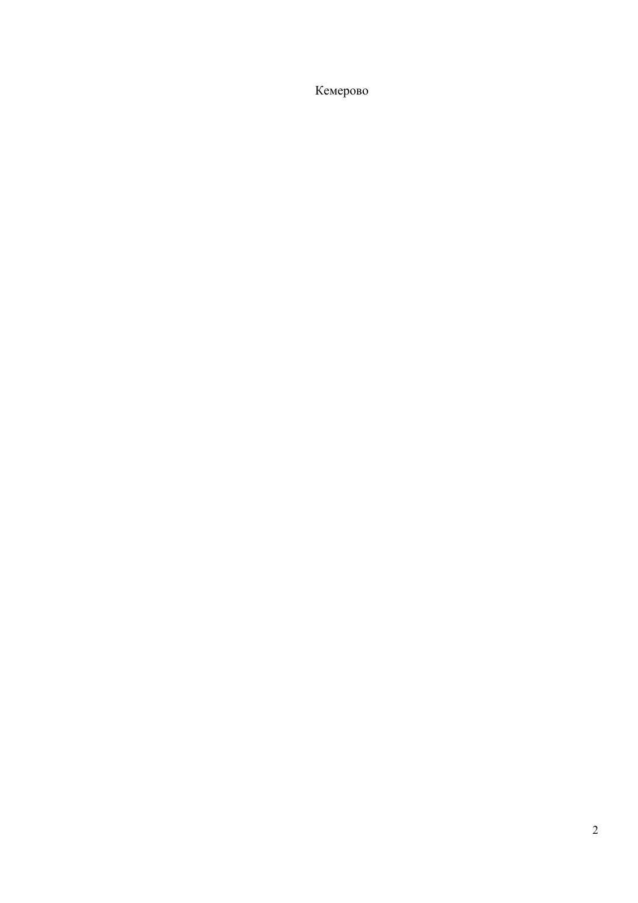Кемерово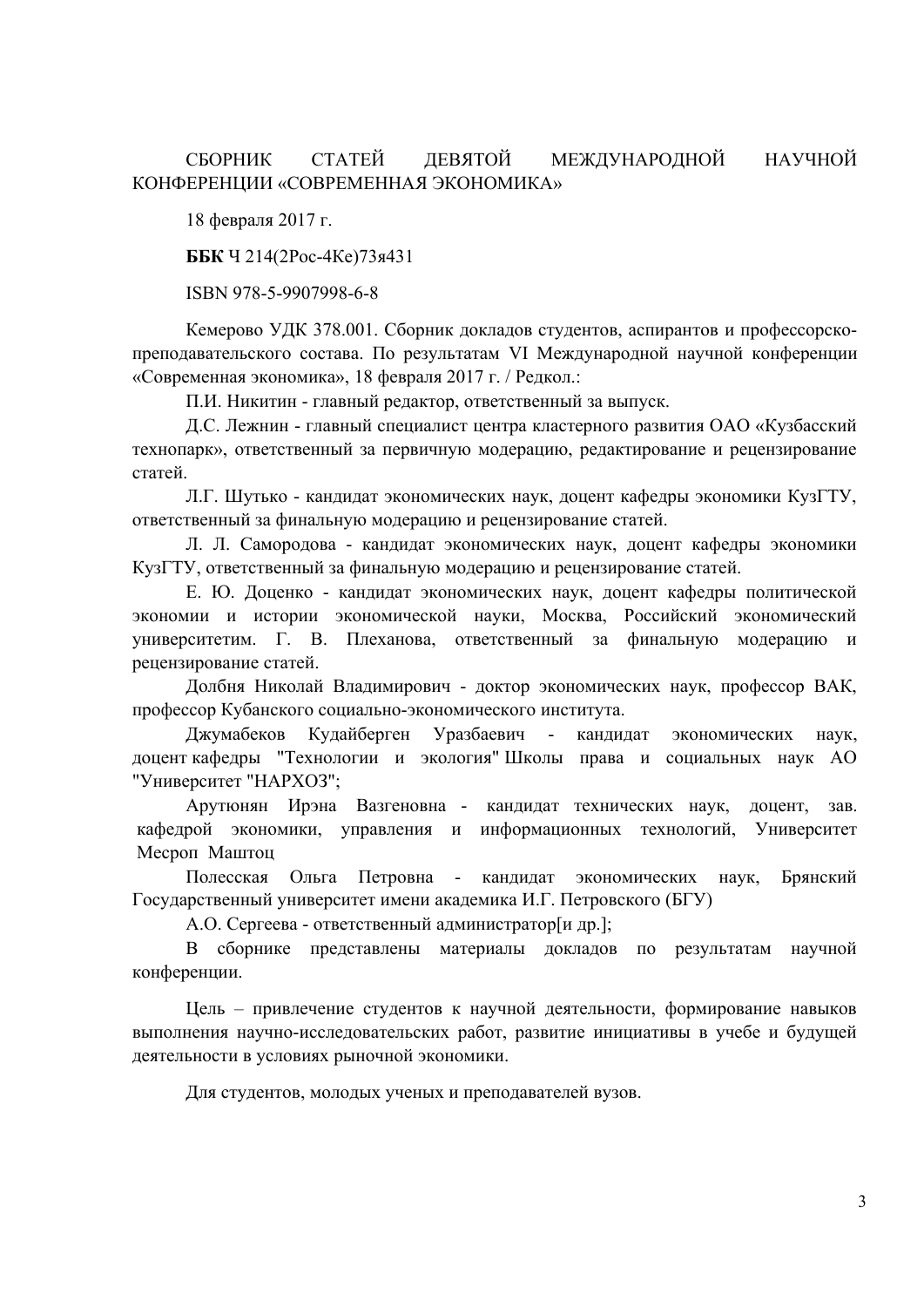СБОРНИК СТАТЕЙ ДЕВЯТОЙ МЕЖДУНАРОДНОЙ НАУЧНОЙ КОНФЕРЕНЦИИ «СОВРЕМЕННАЯ ЭКОНОМИКА»

18 февраля 2017 г.

**ББК** Ч 214(2Рос-4Ке)73я431

ISBN 978-5-9907998-6-8

Кемерово УДК 378.001. Сборник докладов студентов, аспирантов и профессорско-преподавательского состава. По результатам VI Международной научной конференции «Современная экономика», 18 февраля 2017 г. / Редкол.:

П.И. Никитин - главный редактор, ответственный за выпуск.

Д.С. Лежнин - главный специалист центра кластерного развития ОАО «Кузбасский технопарк», ответственный за первичную модерацию, редактирование и рецензирование статей.

Л.Г. Шутько - кандидат экономических наук, доцент кафедры экономики КузГТУ, ответственный за финальную модерацию и рецензирование статей.

Л. Л. Самородова - кандидат экономических наук, доцент кафедры экономики КузГТУ, ответственный за финальную модерацию и рецензирование статей.

Е. Ю. Доценко - кандидат экономических наук, доцент кафедры политической экономии и истории экономической науки, Москва, Российский экономический университетим. Г. В. Плеханова, ответственный за финальную модерацию и рецензирование статей.

Долбня Николай Владимирович - доктор экономических наук, профессор ВАК, профессор Кубанского социально-экономического института.

Джумабеков Кудайберген Уразбаевич - кандидат экономических наук, доцент кафедры "Технологии и экология" Школы права и социальных наук АО "Университет "НАРХОЗ";

Арутюнян Ирэна Вазгеновна - кандидат технических наук, доцент, зав. кафедрой экономики, управления и информационных технологий, Университет Месроп Маштоц

Полесская Ольга Петровна - кандидат экономических наук, Брянский Государственный университет имени академика И.Г. Петровского (БГУ)

А.О. Сергеева - ответственный администратор[и др.];

В сборнике представлены материалы докладов по результатам научной конференции.

Цель – привлечение студентов к научной деятельности, формирование навыков выполнения научно-исследовательских работ, развитие инициативы в учебе и будущей деятельности в условиях рыночной экономики.

Для студентов, молодых ученых и преподавателей вузов.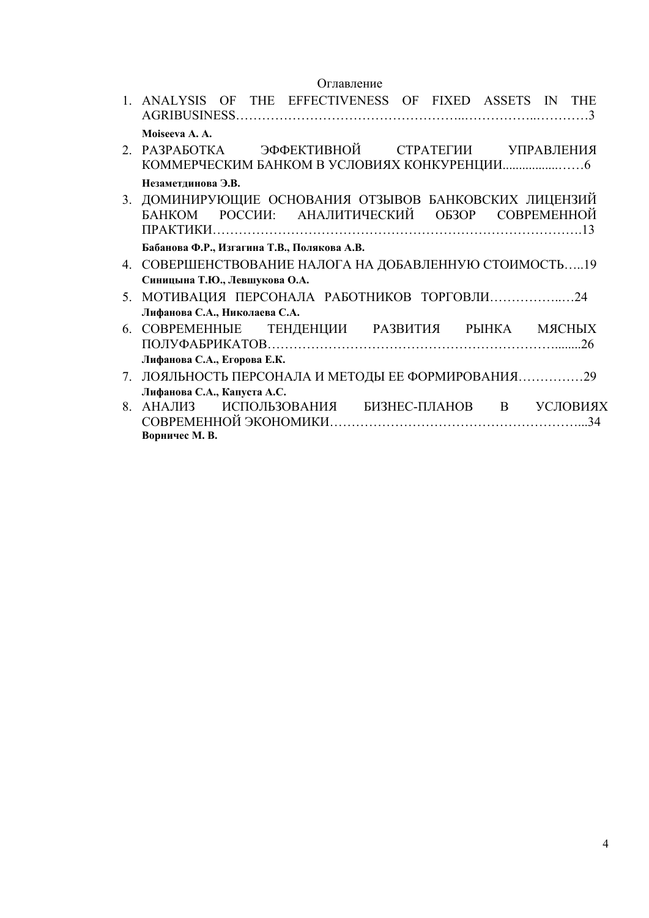# Оглавление

1. ANALYSIS OF THE EFFECTIVENESS OF FIXED ASSETS IN THE AGRIBUSINESS…………………………………………...……………..…………3

   **Moiseeva A. A.**

2. РАЗРАБОТКА ЭФФЕКТИВНОЙ СТРАТЕГИИ УПРАВЛЕНИЯ КОММЕРЧЕСКИМ БАНКОМ В УСЛОВИЯХ КОНКУРЕНЦИИ..................……6

   **Незаметдинова Э.В.**

3. ДОМИНИРУЮЩИЕ ОСНОВАНИЯ ОТЗЫВОВ БАНКОВСКИХ ЛИЦЕНЗИЙ БАНКОМ РОССИИ: АНАЛИТИЧЕСКИЙ ОБЗОР СОВРЕМЕННОЙ ПРАКТИКИ……………………………………………………………………….13

   **Бабанова Ф.Р., Изгагина Т.В., Полякова А.В.**

4. СОВЕРШЕНСТВОВАНИЕ НАЛОГА НА ДОБАВЛЕННУЮ СТОИМОСТЬ…..19

   **Синицына Т.Ю., Левшукова О.А.**

5. МОТИВАЦИЯ ПЕРСОНАЛА РАБОТНИКОВ ТОРГОВЛИ……………..…24

   **Лифанова С.А., Николаева С.А.**

6. СОВРЕМЕННЫЕ ТЕНДЕНЦИИ РАЗВИТИЯ РЫНКА МЯСНЫХ ПОЛУФАБРИКАТОВ…………………………………………………………........26

   **Лифанова С.А., Егорова Е.К.**

7. ЛОЯЛЬНОСТЬ ПЕРСОНАЛА И МЕТОДЫ ЕЕ ФОРМИРОВАНИЯ……………29

   **Лифанова С.А., Капуста А.С.**

8. АНАЛИЗ ИСПОЛЬЗОВАНИЯ БИЗНЕС-ПЛАНОВ В УСЛОВИЯХ СОВРЕМЕННОЙ ЭКОНОМИКИ………………………………………………...34

   **Ворничес М. В.**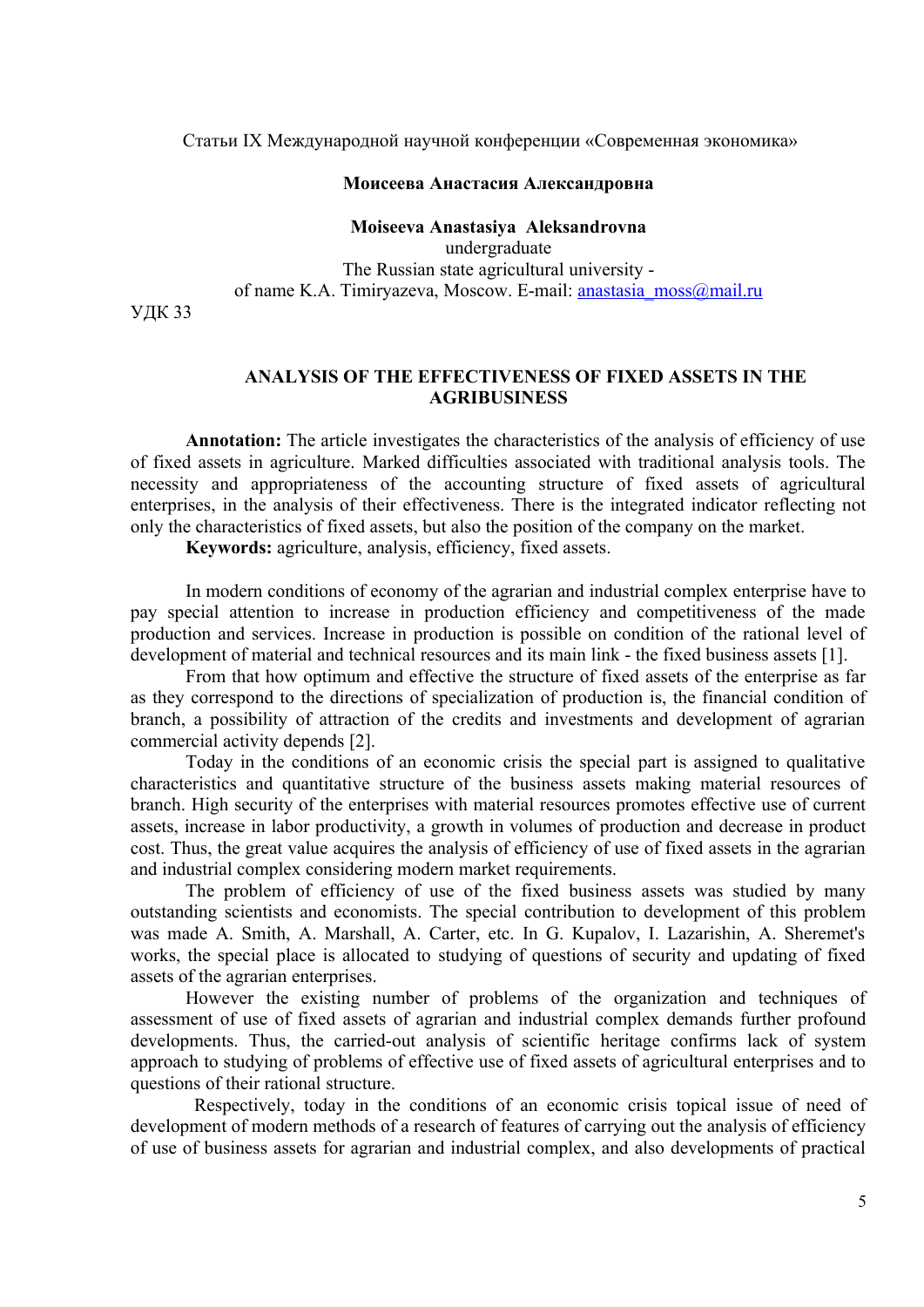Статьи IX Международной научной конференции «Современная экономика»

**Моисеева Анастасия Александровна**

**Moiseeva Anastasiya Aleksandrovna**
undergraduate
The Russian state agricultural university -
of name K.A. Timiryazeva, Moscow. E-mail: anastasia_moss@mail.ru

УДК 33

## ANALYSIS OF THE EFFECTIVENESS OF FIXED ASSETS IN THE AGRIBUSINESS

**Annotation:** The article investigates the characteristics of the analysis of efficiency of use of fixed assets in agriculture. Marked difficulties associated with traditional analysis tools. The necessity and appropriateness of the accounting structure of fixed assets of agricultural enterprises, in the analysis of their effectiveness. There is the integrated indicator reflecting not only the characteristics of fixed assets, but also the position of the company on the market.

**Keywords:** agriculture, analysis, efficiency, fixed assets.

In modern conditions of economy of the agrarian and industrial complex enterprise have to pay special attention to increase in production efficiency and competitiveness of the made production and services. Increase in production is possible on condition of the rational level of development of material and technical resources and its main link - the fixed business assets [1].

From that how optimum and effective the structure of fixed assets of the enterprise as far as they correspond to the directions of specialization of production is, the financial condition of branch, a possibility of attraction of the credits and investments and development of agrarian commercial activity depends [2].

Today in the conditions of an economic crisis the special part is assigned to qualitative characteristics and quantitative structure of the business assets making material resources of branch. High security of the enterprises with material resources promotes effective use of current assets, increase in labor productivity, a growth in volumes of production and decrease in product cost. Thus, the great value acquires the analysis of efficiency of use of fixed assets in the agrarian and industrial complex considering modern market requirements.

The problem of efficiency of use of the fixed business assets was studied by many outstanding scientists and economists. The special contribution to development of this problem was made A. Smith, A. Marshall, A. Carter, etc. In G. Kupalov, I. Lazarishin, A. Sheremet's works, the special place is allocated to studying of questions of security and updating of fixed assets of the agrarian enterprises.

However the existing number of problems of the organization and techniques of assessment of use of fixed assets of agrarian and industrial complex demands further profound developments. Thus, the carried-out analysis of scientific heritage confirms lack of system approach to studying of problems of effective use of fixed assets of agricultural enterprises and to questions of their rational structure.

Respectively, today in the conditions of an economic crisis topical issue of need of development of modern methods of a research of features of carrying out the analysis of efficiency of use of business assets for agrarian and industrial complex, and also developments of practical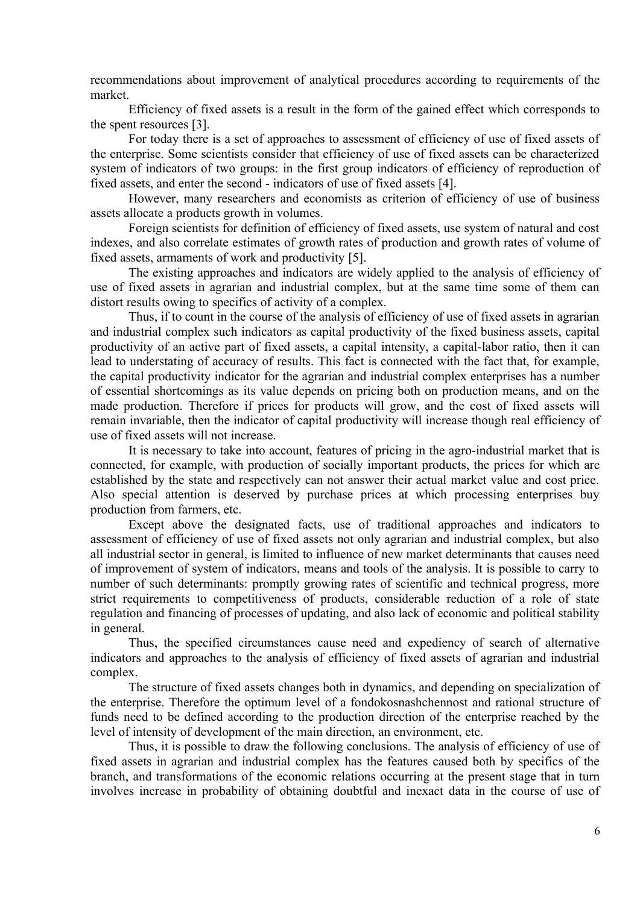recommendations about improvement of analytical procedures according to requirements of the market.

Efficiency of fixed assets is a result in the form of the gained effect which corresponds to the spent resources [3].

For today there is a set of approaches to assessment of efficiency of use of fixed assets of the enterprise. Some scientists consider that efficiency of use of fixed assets can be characterized system of indicators of two groups: in the first group indicators of efficiency of reproduction of fixed assets, and enter the second - indicators of use of fixed assets [4].

However, many researchers and economists as criterion of efficiency of use of business assets allocate a products growth in volumes.

Foreign scientists for definition of efficiency of fixed assets, use system of natural and cost indexes, and also correlate estimates of growth rates of production and growth rates of volume of fixed assets, armaments of work and productivity [5].

The existing approaches and indicators are widely applied to the analysis of efficiency of use of fixed assets in agrarian and industrial complex, but at the same time some of them can distort results owing to specifics of activity of a complex.

Thus, if to count in the course of the analysis of efficiency of use of fixed assets in agrarian and industrial complex such indicators as capital productivity of the fixed business assets, capital productivity of an active part of fixed assets, a capital intensity, a capital-labor ratio, then it can lead to understating of accuracy of results. This fact is connected with the fact that, for example, the capital productivity indicator for the agrarian and industrial complex enterprises has a number of essential shortcomings as its value depends on pricing both on production means, and on the made production. Therefore if prices for products will grow, and the cost of fixed assets will remain invariable, then the indicator of capital productivity will increase though real efficiency of use of fixed assets will not increase.

It is necessary to take into account, features of pricing in the agro-industrial market that is connected, for example, with production of socially important products, the prices for which are established by the state and respectively can not answer their actual market value and cost price. Also special attention is deserved by purchase prices at which processing enterprises buy production from farmers, etc.

Except above the designated facts, use of traditional approaches and indicators to assessment of efficiency of use of fixed assets not only agrarian and industrial complex, but also all industrial sector in general, is limited to influence of new market determinants that causes need of improvement of system of indicators, means and tools of the analysis. It is possible to carry to number of such determinants: promptly growing rates of scientific and technical progress, more strict requirements to competitiveness of products, considerable reduction of a role of state regulation and financing of processes of updating, and also lack of economic and political stability in general.

Thus, the specified circumstances cause need and expediency of search of alternative indicators and approaches to the analysis of efficiency of fixed assets of agrarian and industrial complex.

The structure of fixed assets changes both in dynamics, and depending on specialization of the enterprise. Therefore the optimum level of a fondokosnashchennost and rational structure of funds need to be defined according to the production direction of the enterprise reached by the level of intensity of development of the main direction, an environment, etc.

Thus, it is possible to draw the following conclusions. The analysis of efficiency of use of fixed assets in agrarian and industrial complex has the features caused both by specifics of the branch, and transformations of the economic relations occurring at the present stage that in turn involves increase in probability of obtaining doubtful and inexact data in the course of use of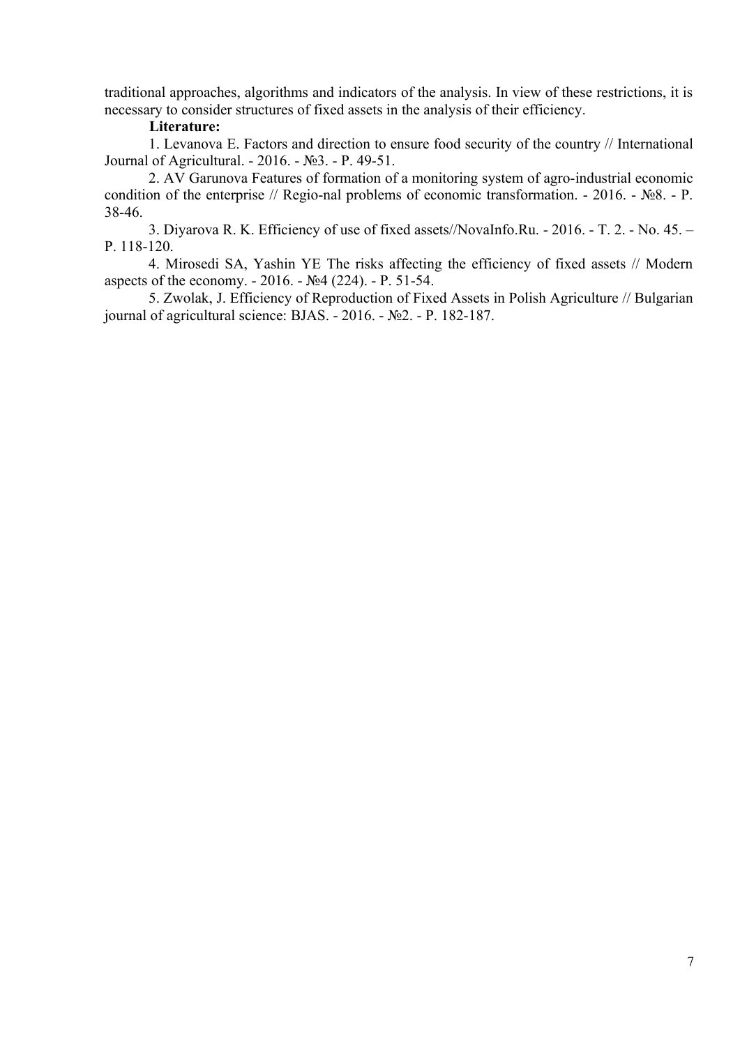traditional approaches, algorithms and indicators of the analysis. In view of these restrictions, it is necessary to consider structures of fixed assets in the analysis of their efficiency.

**Literature:**

1. Levanova E. Factors and direction to ensure food security of the country // International Journal of Agricultural. - 2016. - №3. - P. 49-51.
2. AV Garunova Features of formation of a monitoring system of agro-industrial economic condition of the enterprise // Regio-nal problems of economic transformation. - 2016. - №8. - P. 38-46.
3. Diyarova R. K. Efficiency of use of fixed assets//NovaInfo.Ru. - 2016. - T. 2. - No. 45. – P. 118-120.
4. Mirosedi SA, Yashin YE The risks affecting the efficiency of fixed assets // Modern aspects of the economy. - 2016. - №4 (224). - P. 51-54.
5. Zwolak, J. Efficiency of Reproduction of Fixed Assets in Polish Agriculture // Bulgarian journal of agricultural science: BJAS. - 2016. - №2. - P. 182-187.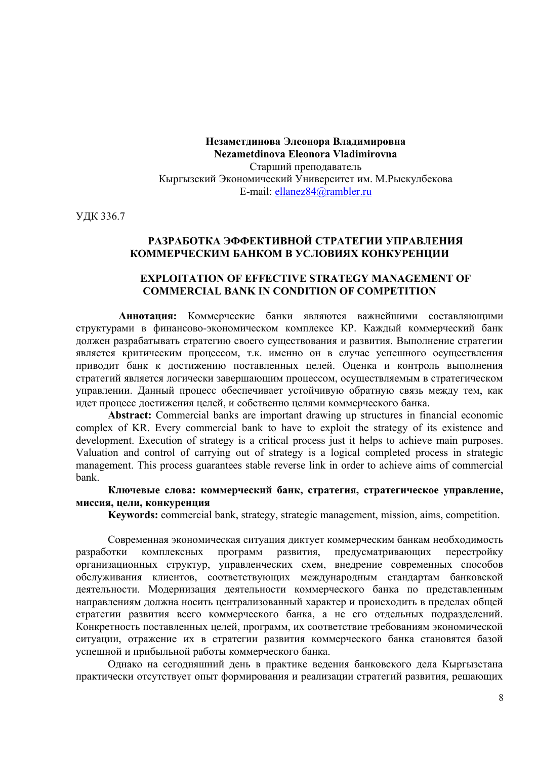**Незаметдинова Элеонора Владимировна**
**Nezametdinova Eleonora Vladimirovna**
Старший преподаватель
Кыргызский Экономический Университет им. М.Рыскулбекова
E-mail: ellanez84@rambler.ru

УДК 336.7

## РАЗРАБОТКА ЭФФЕКТИВНОЙ СТРАТЕГИИ УПРАВЛЕНИЯ КОММЕРЧЕСКИМ БАНКОМ В УСЛОВИЯХ КОНКУРЕНЦИИ

## EXPLOITATION OF EFFECTIVE STRATEGY MANAGEMENT OF COMMERCIAL BANK IN CONDITION OF COMPETITION

**Аннотация:** Коммерческие банки являются важнейшими составляющими структурами в финансово-экономическом комплексе КР. Каждый коммерческий банк должен разрабатывать стратегию своего существования и развития. Выполнение стратегии является критическим процессом, т.к. именно он в случае успешного осуществления приводит банк к достижению поставленных целей. Оценка и контроль выполнения стратегий является логически завершающим процессом, осуществляемым в стратегическом управлении. Данный процесс обеспечивает устойчивую обратную связь между тем, как идет процесс достижения целей, и собственно целями коммерческого банка.

**Abstract:** Commercial banks are important drawing up structures in financial economic complex of KR. Every commercial bank to have to exploit the strategy of its existence and development. Execution of strategy is a critical process just it helps to achieve main purposes. Valuation and control of carrying out of strategy is a logical completed process in strategic management. This process guarantees stable reverse link in order to achieve aims of commercial bank.

**Ключевые слова: коммерческий банк, стратегия, стратегическое управление, миссия, цели, конкуренция**

**Keywords:** commercial bank, strategy, strategic management, mission, aims, competition.

Современная экономическая ситуация диктует коммерческим банкам необходимость разработки комплексных программ развития, предусматривающих перестройку организационных структур, управленческих схем, внедрение современных способов обслуживания клиентов, соответствующих международным стандартам банковской деятельности. Модернизация деятельности коммерческого банка по представленным направлениям должна носить централизованный характер и происходить в пределах общей стратегии развития всего коммерческого банка, а не его отдельных подразделений. Конкретность поставленных целей, программ, их соответствие требованиям экономической ситуации, отражение их в стратегии развития коммерческого банка становятся базой успешной и прибыльной работы коммерческого банка.

Однако на сегодняшний день в практике ведения банковского дела Кыргызстана практически отсутствует опыт формирования и реализации стратегий развития, решающих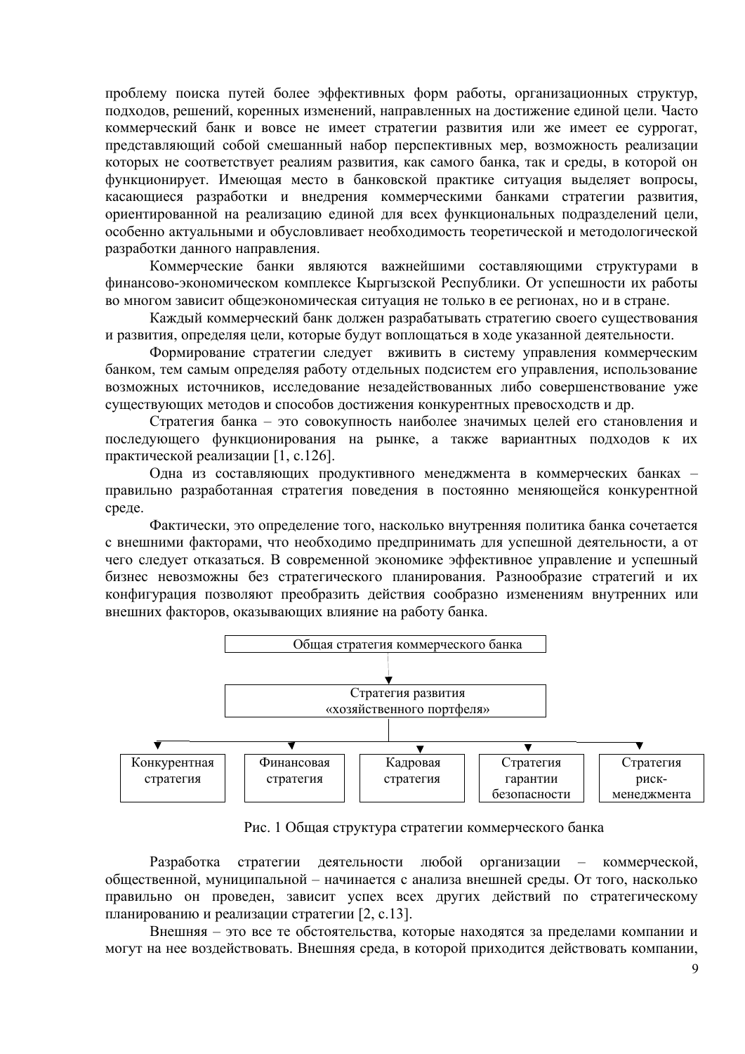проблему поиска путей более эффективных форм работы, организационных структур, подходов, решений, коренных изменений, направленных на достижение единой цели. Часто коммерческий банк и вовсе не имеет стратегии развития или же имеет ее суррогат, представляющий собой смешанный набор перспективных мер, возможность реализации которых не соответствует реалиям развития, как самого банка, так и среды, в которой он функционирует. Имеющая место в банковской практике ситуация выделяет вопросы, касающиеся разработки и внедрения коммерческими банками стратегии развития, ориентированной на реализацию единой для всех функциональных подразделений цели, особенно актуальными и обусловливает необходимость теоретической и методологической разработки данного направления.

Коммерческие банки являются важнейшими составляющими структурами в финансово-экономическом комплексе Кыргызской Республики. От успешности их работы во многом зависит общеэкономическая ситуация не только в ее регионах, но и в стране.

Каждый коммерческий банк должен разрабатывать стратегию своего существования и развития, определяя цели, которые будут воплощаться в ходе указанной деятельности.

Формирование стратегии следует вживить в систему управления коммерческим банком, тем самым определяя работу отдельных подсистем его управления, использование возможных источников, исследование незадействованных либо совершенствование уже существующих методов и способов достижения конкурентных превосходств и др.

Стратегия банка – это совокупность наиболее значимых целей его становления и последующего функционирования на рынке, а также вариантных подходов к их практической реализации [1, с.126].

Одна из составляющих продуктивного менеджмента в коммерческих банках – правильно разработанная стратегия поведения в постоянно меняющейся конкурентной среде.

Фактически, это определение того, насколько внутренняя политика банка сочетается с внешними факторами, что необходимо предпринимать для успешной деятельности, а от чего следует отказаться. В современной экономике эффективное управление и успешный бизнес невозможны без стратегического планирования. Разнообразие стратегий и их конфигурация позволяют преобразить действия сообразно изменениям внутренних или внешних факторов, оказывающих влияние на работу банка.

```
                 Общая стратегия коммерческого банка
                                 │
                                 ▼
                         Стратегия развития
                     «хозяйственного портфеля»
                                 │
     ┌──────────────┬────────────┼─────────────┬──────────────┐
     ▼              ▼            ▼             ▼              ▼
Конкурентная   Финансовая    Кадровая     Стратегия      Стратегия
 стратегия     стратегия    стратегия     гарантии         риск-
                                        безопасности   менеджмента
```

Рис. 1 Общая структура стратегии коммерческого банка

Разработка стратегии деятельности любой организации – коммерческой, общественной, муниципальной – начинается с анализа внешней среды. От того, насколько правильно он проведен, зависит успех всех других действий по стратегическому планированию и реализации стратегии [2, с.13].

Внешняя – это все те обстоятельства, которые находятся за пределами компании и могут на нее воздействовать. Внешняя среда, в которой приходится действовать компании,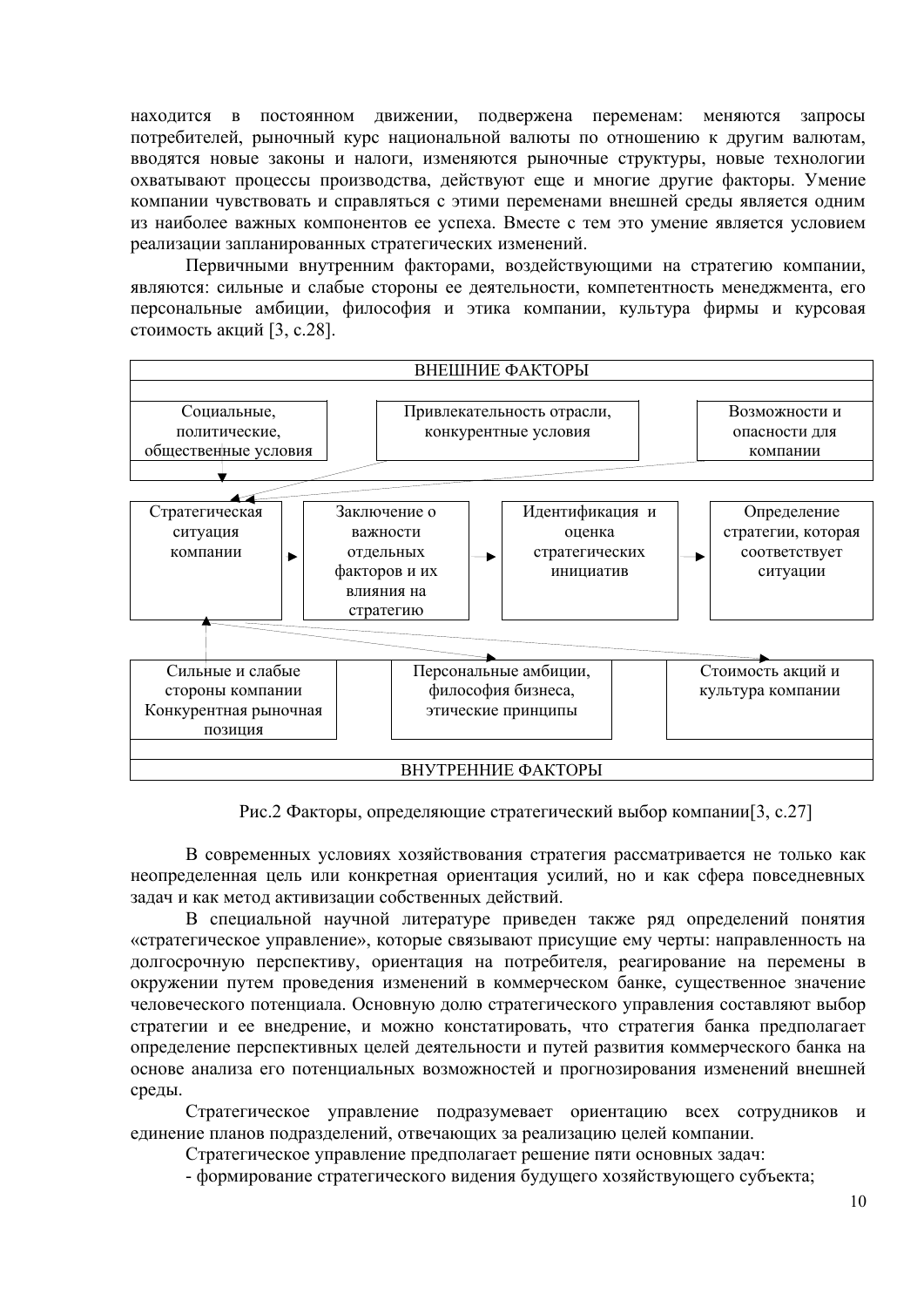находится в постоянном движении, подвержена переменам: меняются запросы потребителей, рыночный курс национальной валюты по отношению к другим валютам, вводятся новые законы и налоги, изменяются рыночные структуры, новые технологии охватывают процессы производства, действуют еще и многие другие факторы. Умение компании чувствовать и справляться с этими переменами внешней среды является одним из наиболее важных компонентов ее успеха. Вместе с тем это умение является условием реализации запланированных стратегических изменений.

Первичными внутренним факторами, воздействующими на стратегию компании, являются: сильные и слабые стороны ее деятельности, компетентность менеджмента, его персональные амбиции, философия и этика компании, культура фирмы и курсовая стоимость акций [3, с.28].

ВНЕШНИЕ ФАКТОРЫ

| Социальные, политические, общественные условия | Привлекательность отрасли, конкурентные условия | Возможности и опасности для компании |
|---|---|---|

Стратегическая ситуация компании → Заключение о важности отдельных факторов и их влияния на стратегию → Идентификация и оценка стратегических инициатив → Определение стратегии, которая соответствует ситуации

| Сильные и слабые стороны компании Конкурентная рыночная позиция | Персональные амбиции, философия бизнеса, этические принципы | Стоимость акций и культура компании |
|---|---|---|

ВНУТРЕННИЕ ФАКТОРЫ

Рис.2 Факторы, определяющие стратегический выбор компании[3, с.27]

В современных условиях хозяйствования стратегия рассматривается не только как неопределенная цель или конкретная ориентация усилий, но и как сфера повседневных задач и как метод активизации собственных действий.

В специальной научной литературе приведен также ряд определений понятия «стратегическое управление», которые связывают присущие ему черты: направленность на долгосрочную перспективу, ориентация на потребителя, реагирование на перемены в окружении путем проведения изменений в коммерческом банке, существенное значение человеческого потенциала. Основную долю стратегического управления составляют выбор стратегии и ее внедрение, и можно констатировать, что стратегия банка предполагает определение перспективных целей деятельности и путей развития коммерческого банка на основе анализа его потенциальных возможностей и прогнозирования изменений внешней среды.

Стратегическое управление подразумевает ориентацию всех сотрудников и единение планов подразделений, отвечающих за реализацию целей компании.

Стратегическое управление предполагает решение пяти основных задач:

- формирование стратегического видения будущего хозяйствующего субъекта;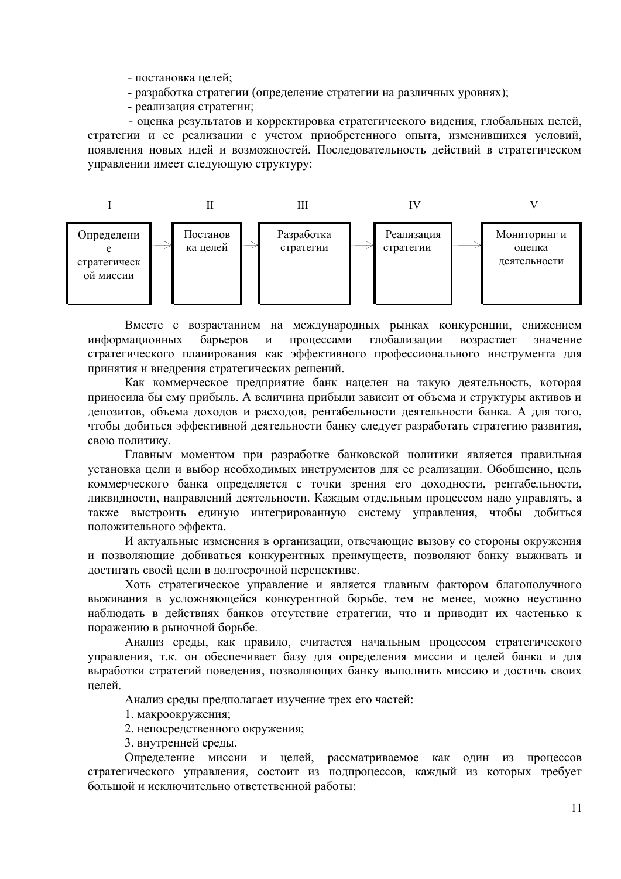- постановка целей;
- разработка стратегии (определение стратегии на различных уровнях);
- реализация стратегии;
- оценка результатов и корректировка стратегического видения, глобальных целей, стратегии и ее реализации с учетом приобретенного опыта, изменившихся условий, появления новых идей и возможностей. Последовательность действий в стратегическом управлении имеет следующую структуру:

| I | II | III | IV | V |
|---|---|---|---|---|
| Определение стратегической миссии | Постановка целей | Разработка стратегии | Реализация стратегии | Мониторинг и оценка деятельности |

Вместе с возрастанием на международных рынках конкуренции, снижением информационных барьеров и процессами глобализации возрастает значение стратегического планирования как эффективного профессионального инструмента для принятия и внедрения стратегических решений.

Как коммерческое предприятие банк нацелен на такую деятельность, которая приносила бы ему прибыль. А величина прибыли зависит от объема и структуры активов и депозитов, объема доходов и расходов, рентабельности деятельности банка. А для того, чтобы добиться эффективной деятельности банку следует разработать стратегию развития, свою политику.

Главным моментом при разработке банковской политики является правильная установка цели и выбор необходимых инструментов для ее реализации. Обобщенно, цель коммерческого банка определяется с точки зрения его доходности, рентабельности, ликвидности, направлений деятельности. Каждым отдельным процессом надо управлять, а также выстроить единую интегрированную систему управления, чтобы добиться положительного эффекта.

И актуальные изменения в организации, отвечающие вызову со стороны окружения и позволяющие добиваться конкурентных преимуществ, позволяют банку выживать и достигать своей цели в долгосрочной перспективе.

Хоть стратегическое управление и является главным фактором благополучного выживания в усложняющейся конкурентной борьбе, тем не менее, можно неустанно наблюдать в действиях банков отсутствие стратегии, что и приводит их частенько к поражению в рыночной борьбе.

Анализ среды, как правило, считается начальным процессом стратегического управления, т.к. он обеспечивает базу для определения миссии и целей банка и для выработки стратегий поведения, позволяющих банку выполнить миссию и достичь своих целей.

Анализ среды предполагает изучение трех его частей:

1. макроокружения;
2. непосредственного окружения;
3. внутренней среды.

Определение миссии и целей, рассматриваемое как один из процессов стратегического управления, состоит из подпроцессов, каждый из которых требует большой и исключительно ответственной работы: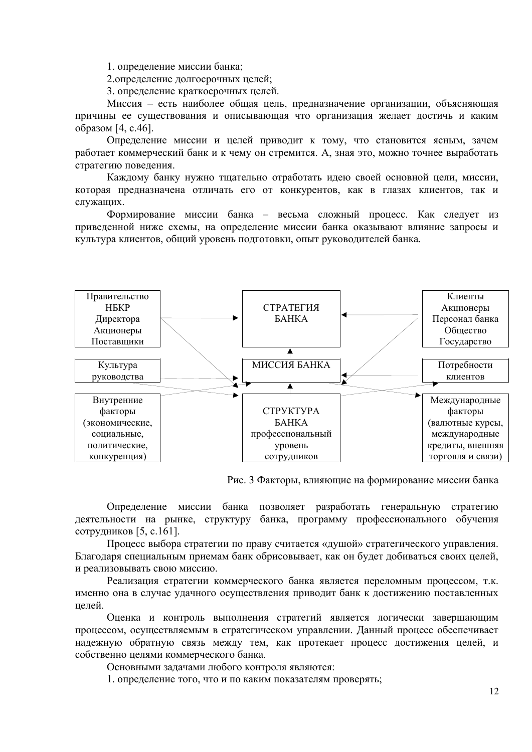1. определение миссии банка;

2.определение долгосрочных целей;

3. определение краткосрочных целей.

Миссия – есть наиболее общая цель, предназначение организации, объясняющая причины ее существования и описывающая что организация желает достичь и каким образом [4, с.46].

Определение миссии и целей приводит к тому, что становится ясным, зачем работает коммерческий банк и к чему он стремится. А, зная это, можно точнее выработать стратегию поведения.

Каждому банку нужно тщательно отработать идею своей основной цели, миссии, которая предназначена отличать его от конкурентов, как в глазах клиентов, так и служащих.

Формирование миссии банка – весьма сложный процесс. Как следует из приведенной ниже схемы, на определение миссии банка оказывают влияние запросы и культура клиентов, общий уровень подготовки, опыт руководителей банка.

| Правительство НБКР Директора Акционеры Поставщики | СТРАТЕГИЯ БАНКА | Клиенты Акционеры Персонал банка Общество Государство |
|---|---|---|
| Культура руководства | МИССИЯ БАНКА | Потребности клиентов |
| Внутренние факторы (экономические, социальные, политические, конкуренция) | СТРУКТУРА БАНКА профессиональный уровень сотрудников | Международные факторы (валютные курсы, международные кредиты, внешняя торговля и связи) |

Рис. 3 Факторы, влияющие на формирование миссии банка

Определение миссии банка позволяет разработать генеральную стратегию деятельности на рынке, структуру банка, программу профессионального обучения сотрудников [5, с.161].

Процесс выбора стратегии по праву считается «душой» стратегического управления. Благодаря специальным приемам банк обрисовывает, как он будет добиваться своих целей, и реализовывать свою миссию.

Реализация стратегии коммерческого банка является переломным процессом, т.к. именно она в случае удачного осуществления приводит банк к достижению поставленных целей.

Оценка и контроль выполнения стратегий является логически завершающим процессом, осуществляемым в стратегическом управлении. Данный процесс обеспечивает надежную обратную связь между тем, как протекает процесс достижения целей, и собственно целями коммерческого банка.

Основными задачами любого контроля являются:

1. определение того, что и по каким показателям проверять;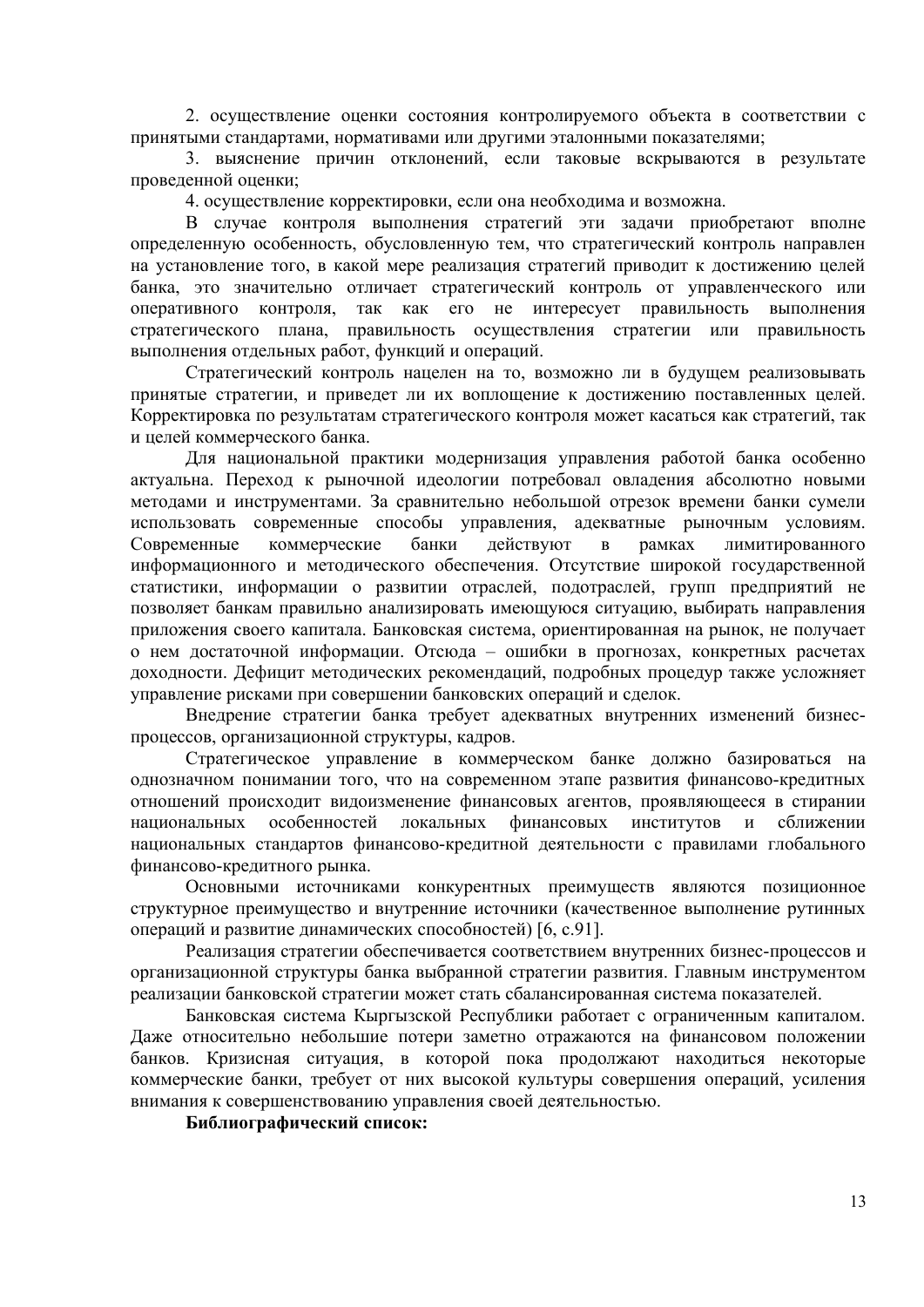2. осуществление оценки состояния контролируемого объекта в соответствии с принятыми стандартами, нормативами или другими эталонными показателями;

3. выяснение причин отклонений, если таковые вскрываются в результате проведенной оценки;

4. осуществление корректировки, если она необходима и возможна.

В случае контроля выполнения стратегий эти задачи приобретают вполне определенную особенность, обусловленную тем, что стратегический контроль направлен на установление того, в какой мере реализация стратегий приводит к достижению целей банка, это значительно отличает стратегический контроль от управленческого или оперативного контроля, так как его не интересует правильность выполнения стратегического плана, правильность осуществления стратегии или правильность выполнения отдельных работ, функций и операций.

Стратегический контроль нацелен на то, возможно ли в будущем реализовывать принятые стратегии, и приведет ли их воплощение к достижению поставленных целей. Корректировка по результатам стратегического контроля может касаться как стратегий, так и целей коммерческого банка.

Для национальной практики модернизация управления работой банка особенно актуальна. Переход к рыночной идеологии потребовал овладения абсолютно новыми методами и инструментами. За сравнительно небольшой отрезок времени банки сумели использовать современные способы управления, адекватные рыночным условиям. Современные коммерческие банки действуют в рамках лимитированного информационного и методического обеспечения. Отсутствие широкой государственной статистики, информации о развитии отраслей, подотраслей, групп предприятий не позволяет банкам правильно анализировать имеющуюся ситуацию, выбирать направления приложения своего капитала. Банковская система, ориентированная на рынок, не получает о нем достаточной информации. Отсюда – ошибки в прогнозах, конкретных расчетах доходности. Дефицит методических рекомендаций, подробных процедур также усложняет управление рисками при совершении банковских операций и сделок.

Внедрение стратегии банка требует адекватных внутренних изменений бизнес-процессов, организационной структуры, кадров.

Стратегическое управление в коммерческом банке должно базироваться на однозначном понимании того, что на современном этапе развития финансово-кредитных отношений происходит видоизменение финансовых агентов, проявляющееся в стирании национальных особенностей локальных финансовых институтов и сближении национальных стандартов финансово-кредитной деятельности с правилами глобального финансово-кредитного рынка.

Основными источниками конкурентных преимуществ являются позиционное структурное преимущество и внутренние источники (качественное выполнение рутинных операций и развитие динамических способностей) [6, с.91].

Реализация стратегии обеспечивается соответствием внутренних бизнес-процессов и организационной структуры банка выбранной стратегии развития. Главным инструментом реализации банковской стратегии может стать сбалансированная система показателей.

Банковская система Кыргызской Республики работает с ограниченным капиталом. Даже относительно небольшие потери заметно отражаются на финансовом положении банков. Кризисная ситуация, в которой пока продолжают находиться некоторые коммерческие банки, требует от них высокой культуры совершения операций, усиления внимания к совершенствованию управления своей деятельностью.

**Библиографический список:**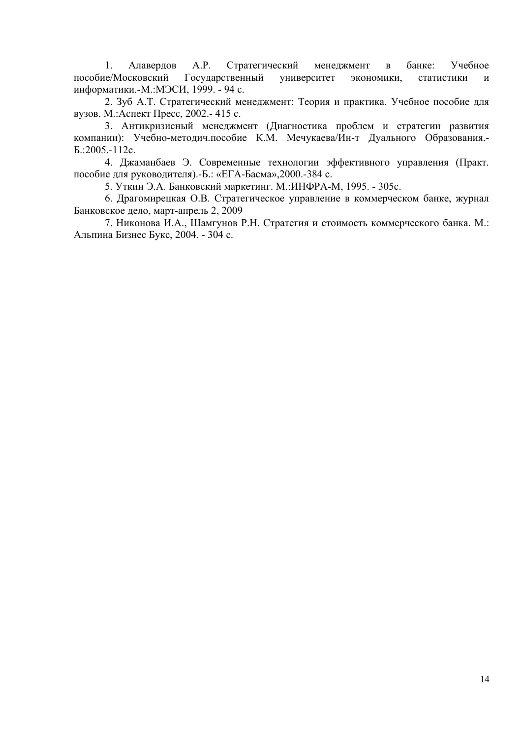1. Алавердов А.Р. Стратегический менеджмент в банке: Учебное пособие/Московский Государственный университет экономики, статистики и информатики.-М.:МЭСИ, 1999. - 94 с.

2. Зуб А.Т. Стратегический менеджмент: Теория и практика. Учебное пособие для вузов. М.:Аспект Пресс, 2002.- 415 с.

3. Антикризисный менеджмент (Диагностика проблем и стратегии развития компании): Учебно-методич.пособие К.М. Мечукаева/Ин-т Дуального Образования.-Б.:2005.-112с.

4. Джаманбаев Э. Современные технологии эффективного управления (Практ. пособие для руководителя).-Б.: «ЕГА-Басма»,2000.-384 с.

5. Уткин Э.А. Банковский маркетинг. М.:ИНФРА-М, 1995. - 305с.

6. Драгомирецкая О.В. Стратегическое управление в коммерческом банке, журнал Банковское дело, март-апрель 2, 2009

7. Никонова И.А., Шамгунов Р.Н. Стратегия и стоимость коммерческого банка. М.: Альпина Бизнес Букс, 2004. - 304 с.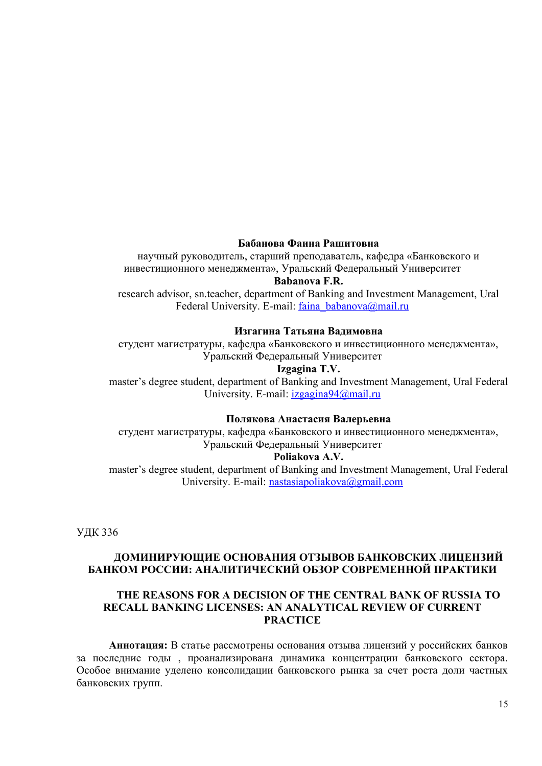**Бабанова Фаина Рашитовна**

научный руководитель, старший преподаватель, кафедра «Банковского и инвестиционного менеджмента», Уральский Федеральный Университет

**Babanova F.R.**

research advisor, sn.teacher, department of Banking and Investment Management, Ural Federal University. E-mail: faina_babanova@mail.ru

**Изгагина Татьяна Вадимовна**

студент магистратуры, кафедра «Банковского и инвестиционного менеджмента», Уральский Федеральный Университет

**Izgagina T.V.**

master's degree student, department of Banking and Investment Management, Ural Federal University. E-mail: izgagina94@mail.ru

**Полякова Анастасия Валерьевна**

студент магистратуры, кафедра «Банковского и инвестиционного менеджмента», Уральский Федеральный Университет

**Poliakova A.V.**

master's degree student, department of Banking and Investment Management, Ural Federal University. E-mail: nastasiapoliakova@gmail.com

УДК 336

# ДОМИНИРУЮЩИЕ ОСНОВАНИЯ ОТЗЫВОВ БАНКОВСКИХ ЛИЦЕНЗИЙ БАНКОМ РОССИИ: АНАЛИТИЧЕСКИЙ ОБЗОР СОВРЕМЕННОЙ ПРАКТИКИ

# THE REASONS FOR A DECISION OF THE CENTRAL BANK OF RUSSIA TO RECALL BANKING LICENSES: AN ANALYTICAL REVIEW OF CURRENT PRACTICE

**Аннотация:** В статье рассмотрены основания отзыва лицензий у российских банков за последние годы , проанализирована динамика концентрации банковского сектора. Особое внимание уделено консолидации банковского рынка за счет роста доли частных банковских групп.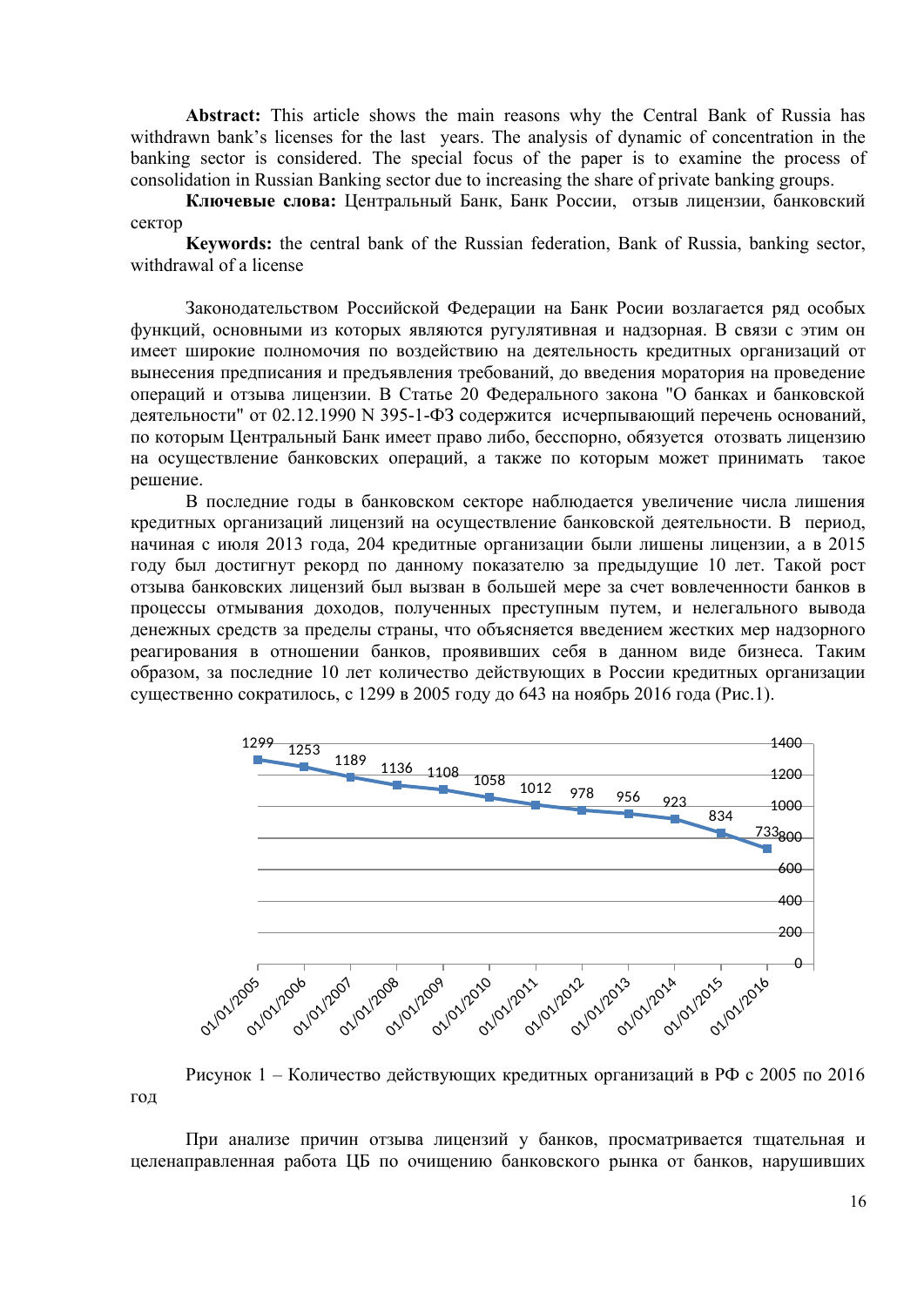**Abstract:** This article shows the main reasons why the Central Bank of Russia has withdrawn bank's licenses for the last years. The analysis of dynamic of concentration in the banking sector is considered. The special focus of the paper is to examine the process of consolidation in Russian Banking sector due to increasing the share of private banking groups.

**Ключевые слова:** Центральный Банк, Банк России, отзыв лицензии, банковский сектор

**Keywords:** the central bank of the Russian federation, Bank of Russia, banking sector, withdrawal of a license

Законодательством Российской Федерации на Банк Росии возлагается ряд особых функций, основными из которых являются ругулятивная и надзорная. В связи с этим он имеет широкие полномочия по воздействию на деятельность кредитных организаций от вынесения предписания и предъявления требований, до введения моратория на проведение операций и отзыва лицензии. В Статье 20 Федерального закона "О банках и банковской деятельности" от 02.12.1990 N 395-1-ФЗ содержится исчерпывающий перечень оснований, по которым Центральный Банк имеет право либо, бесспорно, обязуется отозвать лицензию на осуществление банковских операций, а также по которым может принимать такое решение.

В последние годы в банковском секторе наблюдается увеличение числа лишения кредитных организаций лицензий на осуществление банковской деятельности. В период, начиная с июля 2013 года, 204 кредитные организации были лишены лицензии, а в 2015 году был достигнут рекорд по данному показателю за предыдущие 10 лет. Такой рост отзыва банковских лицензий был вызван в большей мере за счет вовлеченности банков в процессы отмывания доходов, полученных преступным путем, и нелегального вывода денежных средств за пределы страны, что объясняется введением жестких мер надзорного реагирования в отношении банков, проявивших себя в данном виде бизнеса. Таким образом, за последние 10 лет количество действующих в России кредитных организации существенно сократилось, с 1299 в 2005 году до 643 на ноябрь 2016 года (Рис.1).

| Дата | Количество |
|---|---|
| 01/01/2005 | 1299 |
| 01/01/2006 | 1253 |
| 01/01/2007 | 1189 |
| 01/01/2008 | 1136 |
| 01/01/2009 | 1108 |
| 01/01/2010 | 1058 |
| 01/01/2011 | 1012 |
| 01/01/2012 | 978 |
| 01/01/2013 | 956 |
| 01/01/2014 | 923 |
| 01/01/2015 | 834 |
| 01/01/2016 | 733 |

Рисунок 1 – Количество действующих кредитных организаций в РФ с 2005 по 2016 год

При анализе причин отзыва лицензий у банков, просматривается тщательная и целенаправленная работа ЦБ по очищению банковского рынка от банков, нарушивших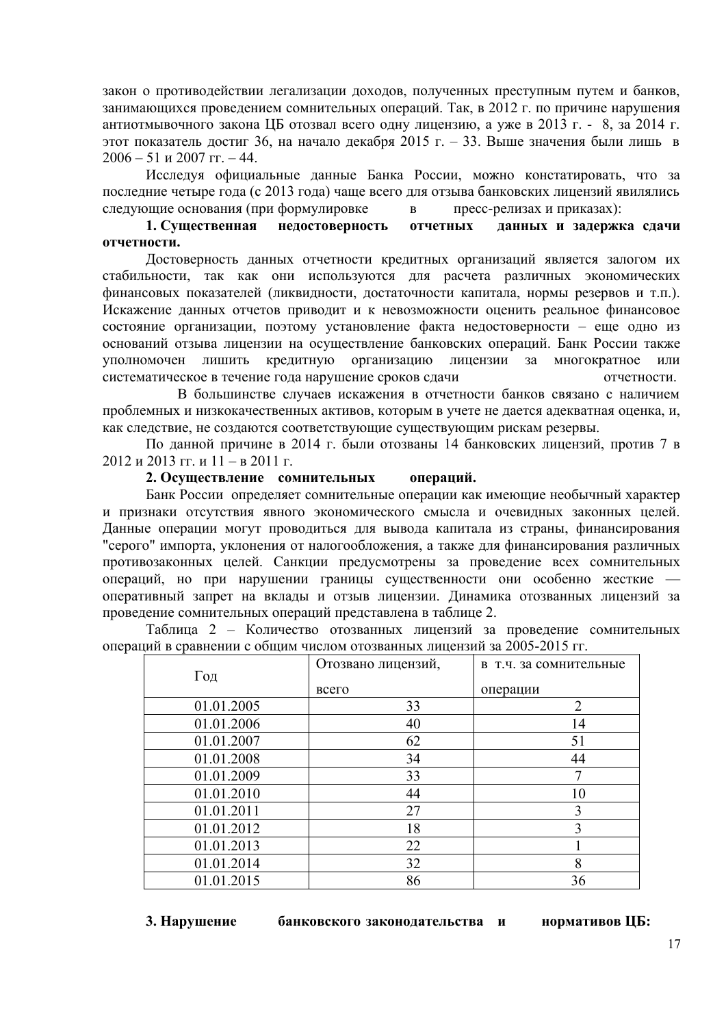закон о противодействии легализации доходов, полученных преступным путем и банков, занимающихся проведением сомнительных операций. Так, в 2012 г. по причине нарушения антиотмывочного закона ЦБ отозвал всего одну лицензию, а уже в 2013 г. - 8, за 2014 г. этот показатель достиг 36, на начало декабря 2015 г. – 33. Выше значения были лишь в 2006 – 51 и 2007 гг. – 44.

Исследуя официальные данные Банка России, можно констатировать, что за последние четыре года (с 2013 года) чаще всего для отзыва банковских лицензий явилялись следующие основания (при формулировке в пресс-релизах и приказах):

**1. Существенная недостоверность отчетных данных и задержка сдачи отчетности.**

Достоверность данных отчетности кредитных организаций является залогом их стабильности, так как они используются для расчета различных экономических финансовых показателей (ликвидности, достаточности капитала, нормы резервов и т.п.). Искажение данных отчетов приводит и к невозможности оценить реальное финансовое состояние организации, поэтому установление факта недостоверности – еще одно из оснований отзыва лицензии на осуществление банковских операций. Банк России также уполномочен лишить кредитную организацию лицензии за многократное или систематическое в течение года нарушение сроков сдачи отчетности.

В большинстве случаев искажения в отчетности банков связано с наличием проблемных и низкокачественных активов, которым в учете не дается адекватная оценка, и, как следствие, не создаются соответствующие существующим рискам резервы.

По данной причине в 2014 г. были отозваны 14 банковских лицензий, против 7 в 2012 и 2013 гг. и 11 – в 2011 г.

**2. Осуществление сомнительных операций.**

Банк России определяет сомнительные операции как имеющие необычный характер и признаки отсутствия явного экономического смысла и очевидных законных целей. Данные операции могут проводиться для вывода капитала из страны, финансирования "серого" импорта, уклонения от налогообложения, а также для финансирования различных противозаконных целей. Санкции предусмотрены за проведение всех сомнительных операций, но при нарушении границы существенности они особенно жесткие — оперативный запрет на вклады и отзыв лицензии. Динамика отозванных лицензий за проведение сомнительных операций представлена в таблице 2.

Таблица 2 – Количество отозванных лицензий за проведение сомнительных операций в сравнении с общим числом отозванных лицензий за 2005-2015 гг.

| Год | Отозвано лицензий, всего | в т.ч. за сомнительные операции |
|---|---|---|
| 01.01.2005 | 33 | 2 |
| 01.01.2006 | 40 | 14 |
| 01.01.2007 | 62 | 51 |
| 01.01.2008 | 34 | 44 |
| 01.01.2009 | 33 | 7 |
| 01.01.2010 | 44 | 10 |
| 01.01.2011 | 27 | 3 |
| 01.01.2012 | 18 | 3 |
| 01.01.2013 | 22 | 1 |
| 01.01.2014 | 32 | 8 |
| 01.01.2015 | 86 | 36 |

**3. Нарушение банковского законодательства и нормативов ЦБ:**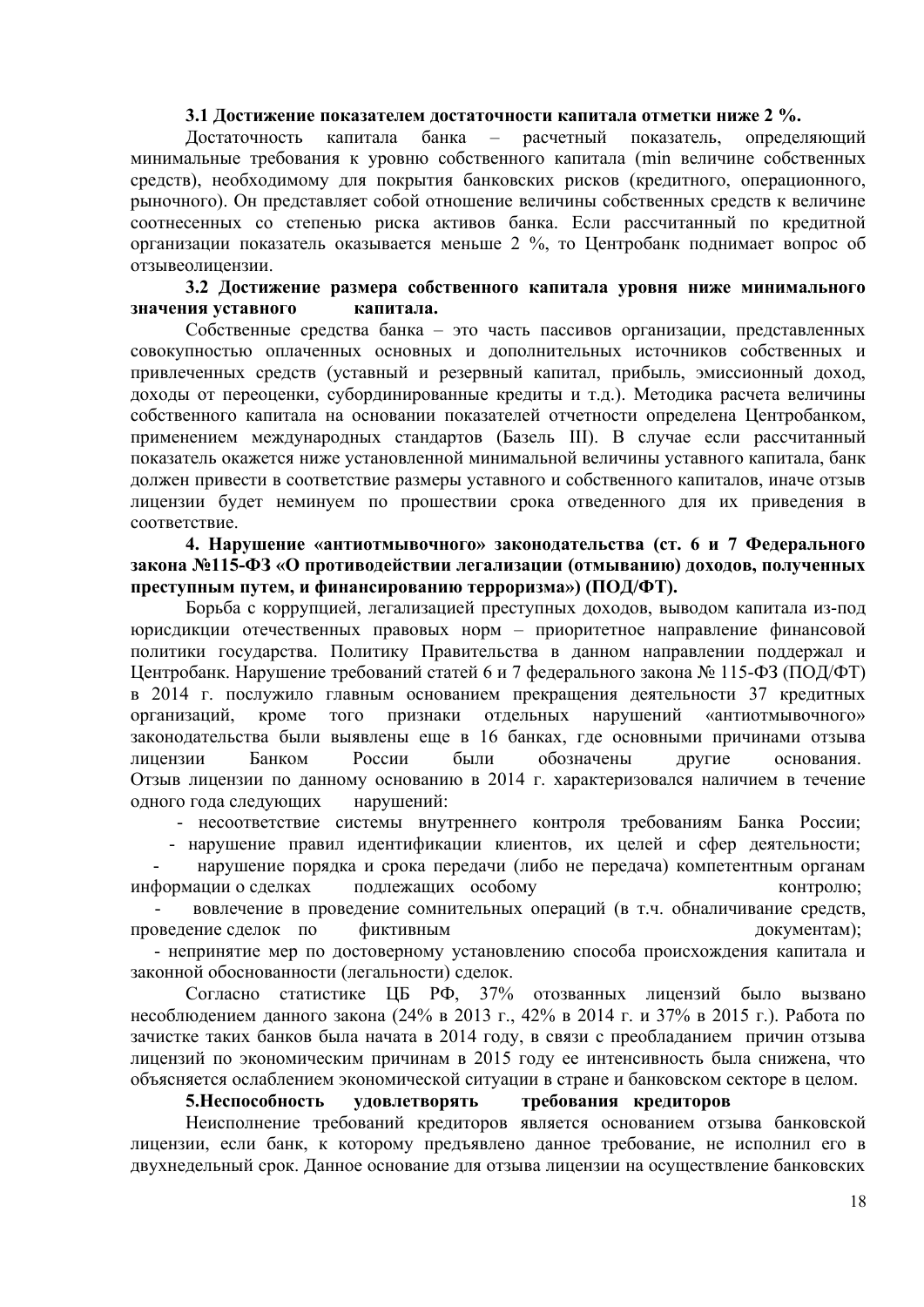**3.1 Достижение показателем достаточности капитала отметки ниже 2 %.**

Достаточность капитала банка – расчетный показатель, определяющий минимальные требования к уровню собственного капитала (min величине собственных средств), необходимому для покрытия банковских рисков (кредитного, операционного, рыночного). Он представляет собой отношение величины собственных средств к величине соотнесенных со степенью риска активов банка. Если рассчитанный по кредитной организации показатель оказывается меньше 2 %, то Центробанк поднимает вопрос об отзывеолицензии.

**3.2 Достижение размера собственного капитала уровня ниже минимального значения уставного капитала.**

Собственные средства банка – это часть пассивов организации, представленных совокупностью оплаченных основных и дополнительных источников собственных и привлеченных средств (уставный и резервный капитал, прибыль, эмиссионный доход, доходы от переоценки, субординированные кредиты и т.д.). Методика расчета величины собственного капитала на основании показателей отчетности определена Центробанком, применением международных стандартов (Базель III). В случае если рассчитанный показатель окажется ниже установленной минимальной величины уставного капитала, банк должен привести в соответствие размеры уставного и собственного капиталов, иначе отзыв лицензии будет неминуем по прошествии срока отведенного для их приведения в соответствие.

**4. Нарушение «антиотмывочного» законодательства (ст. 6 и 7 Федерального закона №115-ФЗ «О противодействии легализации (отмыванию) доходов, полученных преступным путем, и финансированию терроризма») (ПОД/ФТ).**

Борьба с коррупцией, легализацией преступных доходов, выводом капитала из-под юрисдикции отечественных правовых норм – приоритетное направление финансовой политики государства. Политику Правительства в данном направлении поддержал и Центробанк. Нарушение требований статей 6 и 7 федерального закона № 115-ФЗ (ПОД/ФТ) в 2014 г. послужило главным основанием прекращения деятельности 37 кредитных организаций, кроме того признаки отдельных нарушений «антиотмывочного» законодательства были выявлены еще в 16 банках, где основными причинами отзыва лицензии Банком России были обозначены другие основания. Отзыв лицензии по данному основанию в 2014 г. характеризовался наличием в течение одного года следующих нарушений:

- несоответствие системы внутреннего контроля требованиям Банка России;
- нарушение правил идентификации клиентов, их целей и сфер деятельности;
- нарушение порядка и срока передачи (либо не передача) компетентным органам информации о сделках подлежащих особому контролю;
- вовлечение в проведение сомнительных операций (в т.ч. обналичивание средств, проведение сделок по фиктивным документам);
- непринятие мер по достоверному установлению способа происхождения капитала и законной обоснованности (легальности) сделок.

Согласно статистике ЦБ РФ, 37% отозванных лицензий было вызвано несоблюдением данного закона (24% в 2013 г., 42% в 2014 г. и 37% в 2015 г.). Работа по зачистке таких банков была начата в 2014 году, в связи с преобладанием причин отзыва лицензий по экономическим причинам в 2015 году ее интенсивность была снижена, что объясняется ослаблением экономической ситуации в стране и банковском секторе в целом.

**5.Неспособность удовлетворять требования кредиторов**

Неисполнение требований кредиторов является основанием отзыва банковской лицензии, если банк, к которому предъявлено данное требование, не исполнил его в двухнедельный срок. Данное основание для отзыва лицензии на осуществление банковских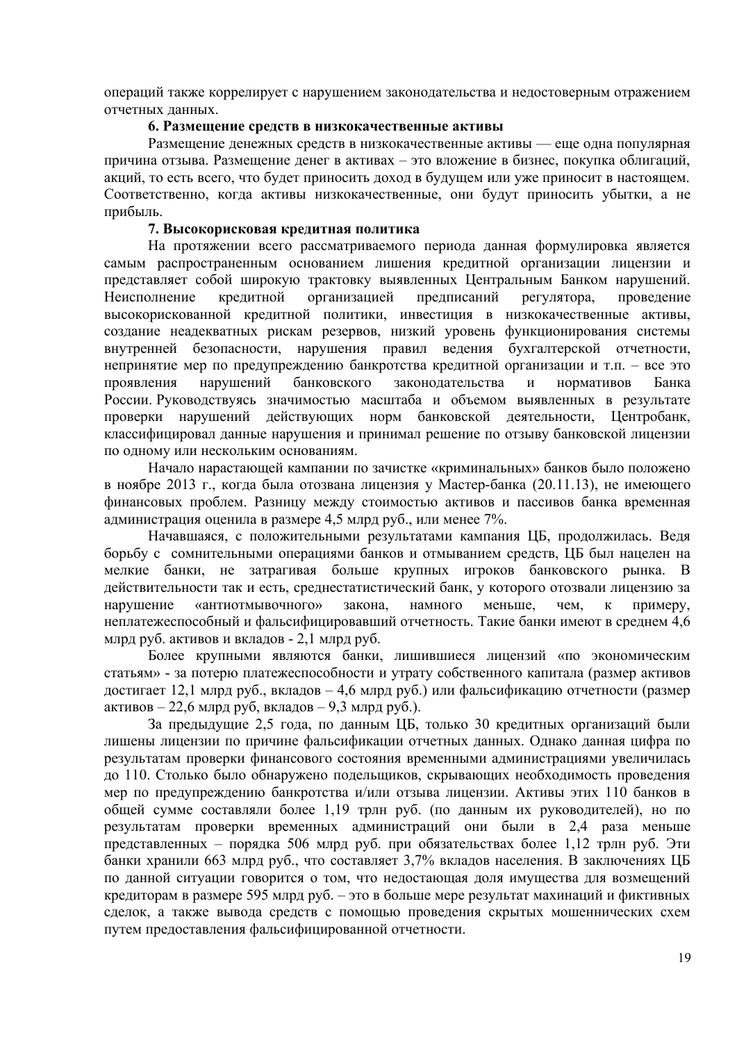операций также коррелирует с нарушением законодательства и недостоверным отражением отчетных данных.

### 6. Размещение средств в низкокачественные активы

Размещение денежных средств в низкокачественные активы — еще одна популярная причина отзыва. Размещение денег в активах – это вложение в бизнес, покупка облигаций, акций, то есть всего, что будет приносить доход в будущем или уже приносит в настоящем. Соответственно, когда активы низкокачественные, они будут приносить убытки, а не прибыль.

### 7. Высокорисковая кредитная политика

На протяжении всего рассматриваемого периода данная формулировка является самым распространенным основанием лишения кредитной организации лицензии и представляет собой широкую трактовку выявленных Центральным Банком нарушений. Неисполнение кредитной организацией предписаний регулятора, проведение высокорискованной кредитной политики, инвестиция в низкокачественные активы, создание неадекватных рискам резервов, низкий уровень функционирования системы внутренней безопасности, нарушения правил ведения бухгалтерской отчетности, непринятие мер по предупреждению банкротства кредитной организации и т.п. – все это проявления нарушений банковского законодательства и нормативов Банка России. Руководствуясь значимостью масштаба и объемом выявленных в результате проверки нарушений действующих норм банковской деятельности, Центробанк, классифицировал данные нарушения и принимал решение по отзыву банковской лицензии по одному или нескольким основаниям.

Начало нарастающей кампании по зачистке «криминальных» банков было положено в ноябре 2013 г., когда была отозвана лицензия у Мастер-банка (20.11.13), не имеющего финансовых проблем. Разницу между стоимостью активов и пассивов банка временная администрация оценила в размере 4,5 млрд руб., или менее 7%.

Начавшаяся, с положительными результатами кампания ЦБ, продолжилась. Ведя борьбу с сомнительными операциями банков и отмыванием средств, ЦБ был нацелен на мелкие банки, не затрагивая больше крупных игроков банковского рынка. В действительности так и есть, среднестатистический банк, у которого отозвали лицензию за нарушение «антиотмывочного» закона, намного меньше, чем, к примеру, неплатежеспособный и фальсифицировавший отчетность. Такие банки имеют в среднем 4,6 млрд руб. активов и вкладов - 2,1 млрд руб.

Более крупными являются банки, лишившиеся лицензий «по экономическим статьям» - за потерю платежеспособности и утрату собственного капитала (размер активов достигает 12,1 млрд руб., вкладов – 4,6 млрд руб.) или фальсификацию отчетности (размер активов – 22,6 млрд руб, вкладов – 9,3 млрд руб.).

За предыдущие 2,5 года, по данным ЦБ, только 30 кредитных организаций были лишены лицензии по причине фальсификации отчетных данных. Однако данная цифра по результатам проверки финансового состояния временными администрациями увеличилась до 110. Столько было обнаружено подельщиков, скрывающих необходимость проведения мер по предупреждению банкротства и/или отзыва лицензии. Активы этих 110 банков в общей сумме составляли более 1,19 трлн руб. (по данным их руководителей), но по результатам проверки временных администраций они были в 2,4 раза меньше представленных – порядка 506 млрд руб. при обязательствах более 1,12 трлн руб. Эти банки хранили 663 млрд руб., что составляет 3,7% вкладов населения. В заключениях ЦБ по данной ситуации говорится о том, что недостающая доля имущества для возмещений кредиторам в размере 595 млрд руб. – это в больше мере результат махинаций и фиктивных сделок, а также вывода средств с помощью проведения скрытых мошеннических схем путем предоставления фальсифицированной отчетности.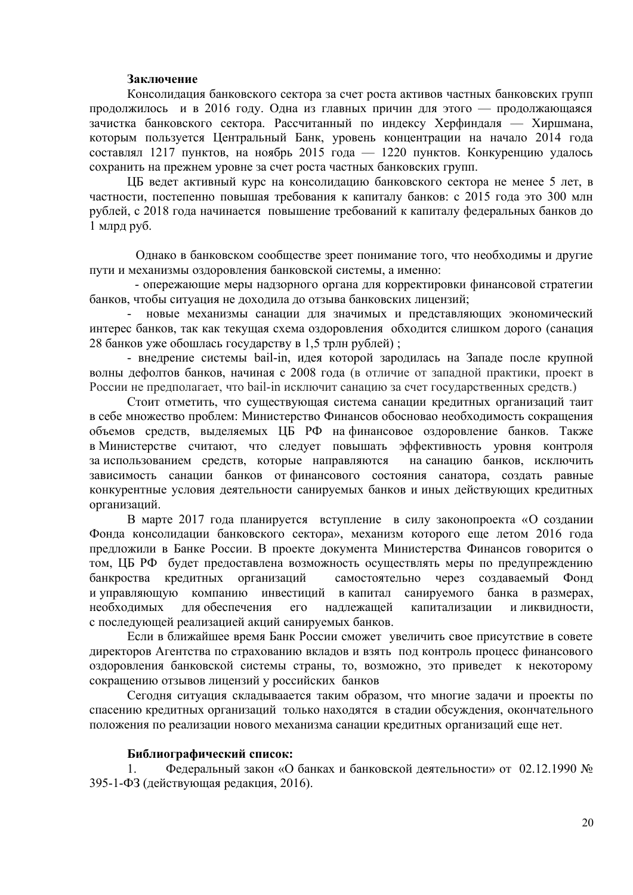**Заключение**

Консолидация банковского сектора за счет роста активов частных банковских групп продолжилось и в 2016 году. Одна из главных причин для этого — продолжающаяся зачистка банковского сектора. Рассчитанный по индексу Херфиндаля — Хиршмана, которым пользуется Центральный Банк, уровень концентрации на начало 2014 года составлял 1217 пунктов, на ноябрь 2015 года — 1220 пунктов. Конкуренцию удалось сохранить на прежнем уровне за счет роста частных банковских групп.

ЦБ ведет активный курс на консолидацию банковского сектора не менее 5 лет, в частности, постепенно повышая требования к капиталу банков: с 2015 года это 300 млн рублей, с 2018 года начинается повышение требований к капиталу федеральных банков до 1 млрд руб.

Однако в банковском сообществе зреет понимание того, что необходимы и другие пути и механизмы оздоровления банковской системы, а именно:

- опережающие меры надзорного органа для корректировки финансовой стратегии банков, чтобы ситуация не доходила до отзыва банковских лицензий;
- новые механизмы санации для значимых и представляющих экономический интерес банков, так как текущая схема оздоровления обходится слишком дорого (санация 28 банков уже обошлась государству в 1,5 трлн рублей) ;
- внедрение системы bail-in, идея которой зародилась на Западе после крупной волны дефолтов банков, начиная с 2008 года (в отличие от западной практики, проект в России не предполагает, что bail-in исключит санацию за счет государственных средств.)

Стоит отметить, что существующая система санации кредитных организаций таит в себе множество проблем: Министерство Финансов обосновао необходимость сокращения объемов средств, выделяемых ЦБ РФ на финансовое оздоровление банков. Также в Министерстве считают, что следует повышать эффективность уровня контроля за использованием средств, которые направляются на санацию банков, исключить зависимость санации банков от финансового состояния санатора, создать равные конкурентные условия деятельности санируемых банков и иных действующих кредитных организаций.

В марте 2017 года планируется вступление в силу законопроекта «О создании Фонда консолидации банковского сектора», механизм которого еще летом 2016 года предложили в Банке России. В проекте документа Министерства Финансов говорится о том, ЦБ РФ будет предоставлена возможность осуществлять меры по предупреждению банкроства кредитных организаций самостоятельно через создаваемый Фонд и управляющую компанию инвестиций в капитал санируемого банка в размерах, необходимых для обеспечения его надлежащей капитализации и ликвидности, с последующей реализацией акций санируемых банков.

Если в ближайшее время Банк России сможет увеличить свое присутствие в совете директоров Агентства по страхованию вкладов и взять под контроль процесс финансового оздоровления банковской системы страны, то, возможно, это приведет к некоторому сокращению отзывов лицензий у российских банков

Сегодня ситуация складываеатся таким образом, что многие задачи и проекты по спасению кредитных организаций только находятся в стадии обсуждения, окончательного положения по реализации нового механизма санации кредитных организаций еще нет.

**Библиографический список:**

1. Федеральный закон «О банках и банковской деятельности» от 02.12.1990 № 395-1-ФЗ (действующая редакция, 2016).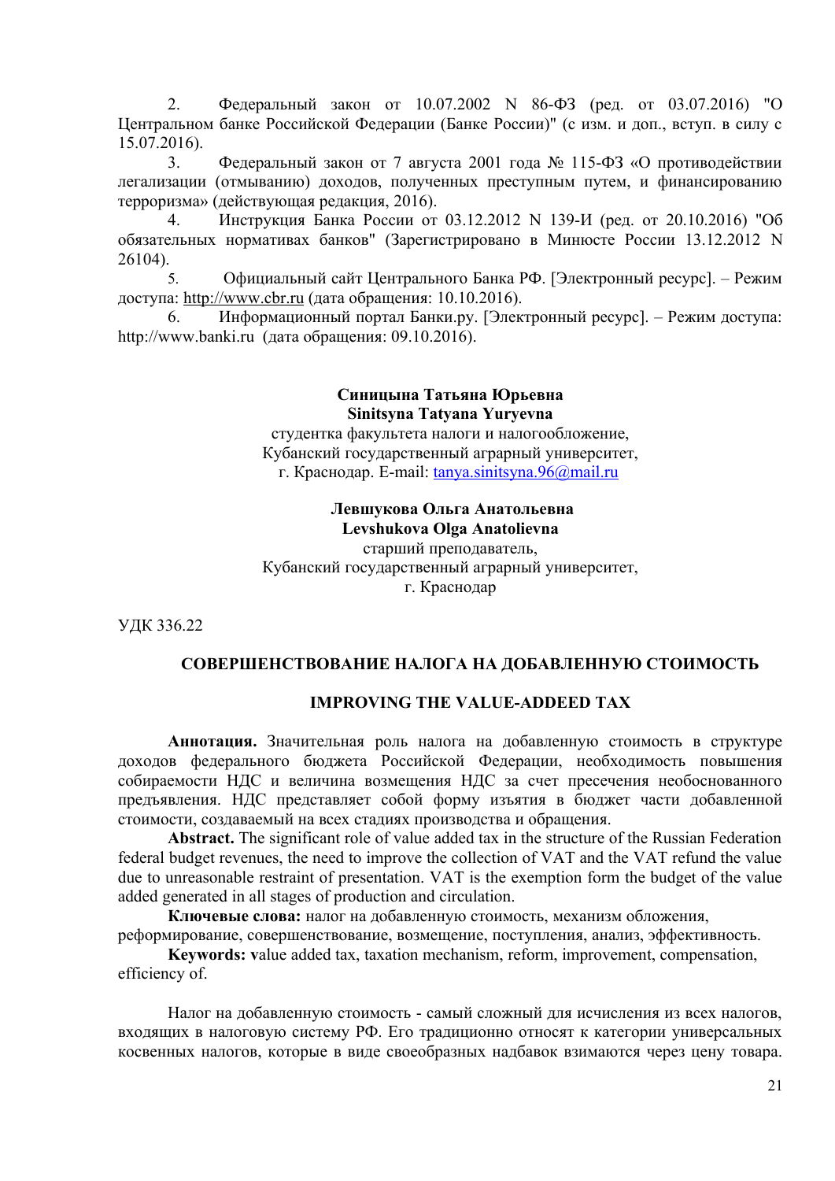2. Федеральный закон от 10.07.2002 N 86-ФЗ (ред. от 03.07.2016) "О Центральном банке Российской Федерации (Банке России)" (с изм. и доп., вступ. в силу с 15.07.2016).

3. Федеральный закон от 7 августа 2001 года № 115-ФЗ «О противодействии легализации (отмыванию) доходов, полученных преступным путем, и финансированию терроризма» (действующая редакция, 2016).

4. Инструкция Банка России от 03.12.2012 N 139-И (ред. от 20.10.2016) "Об обязательных нормативах банков" (Зарегистрировано в Минюсте России 13.12.2012 N 26104).

5. Официальный сайт Центрального Банка РФ. [Электронный ресурс]. – Режим доступа: http://www.cbr.ru (дата обращения: 10.10.2016).

6. Информационный портал Банки.ру. [Электронный ресурс]. – Режим доступа: http://www.banki.ru (дата обращения: 09.10.2016).

**Синицына Татьяна Юрьевна**
**Sinitsyna Tatyana Yuryevna**
студентка факультета налоги и налогообложение,
Кубанский государственный аграрный университет,
г. Краснодар. E-mail: tanya.sinitsyna.96@mail.ru

**Левшукова Ольга Анатольевна**
**Levshukova Olga Anatolievna**
старший преподаватель,
Кубанский государственный аграрный университет,
г. Краснодар

УДК 336.22

## СОВЕРШЕНСТВОВАНИЕ НАЛОГА НА ДОБАВЛЕННУЮ СТОИМОСТЬ

## IMPROVING THE VALUE-ADDEED TAX

**Аннотация.** Значительная роль налога на добавленную стоимость в структуре доходов федерального бюджета Российской Федерации, необходимость повышения собираемости НДС и величина возмещения НДС за счет пресечения необоснованного предъявления. НДС представляет собой форму изъятия в бюджет части добавленной стоимости, создаваемый на всех стадиях производства и обращения.

**Abstract.** The significant role of value added tax in the structure of the Russian Federation federal budget revenues, the need to improve the collection of VAT and the VAT refund the value due to unreasonable restraint of presentation. VAT is the exemption form the budget of the value added generated in all stages of production and circulation.

**Ключевые слова:** налог на добавленную стоимость, механизм обложения, реформирование, совершенствование, возмещение, поступления, анализ, эффективность.

**Keywords: v**alue added tax, taxation mechanism, reform, improvement, compensation, efficiency of.

Налог на добавленную стоимость - самый сложный для исчисления из всех налогов, входящих в налоговую систему РФ. Его традиционно относят к категории универсальных косвенных налогов, которые в виде своеобразных надбавок взимаются через цену товара.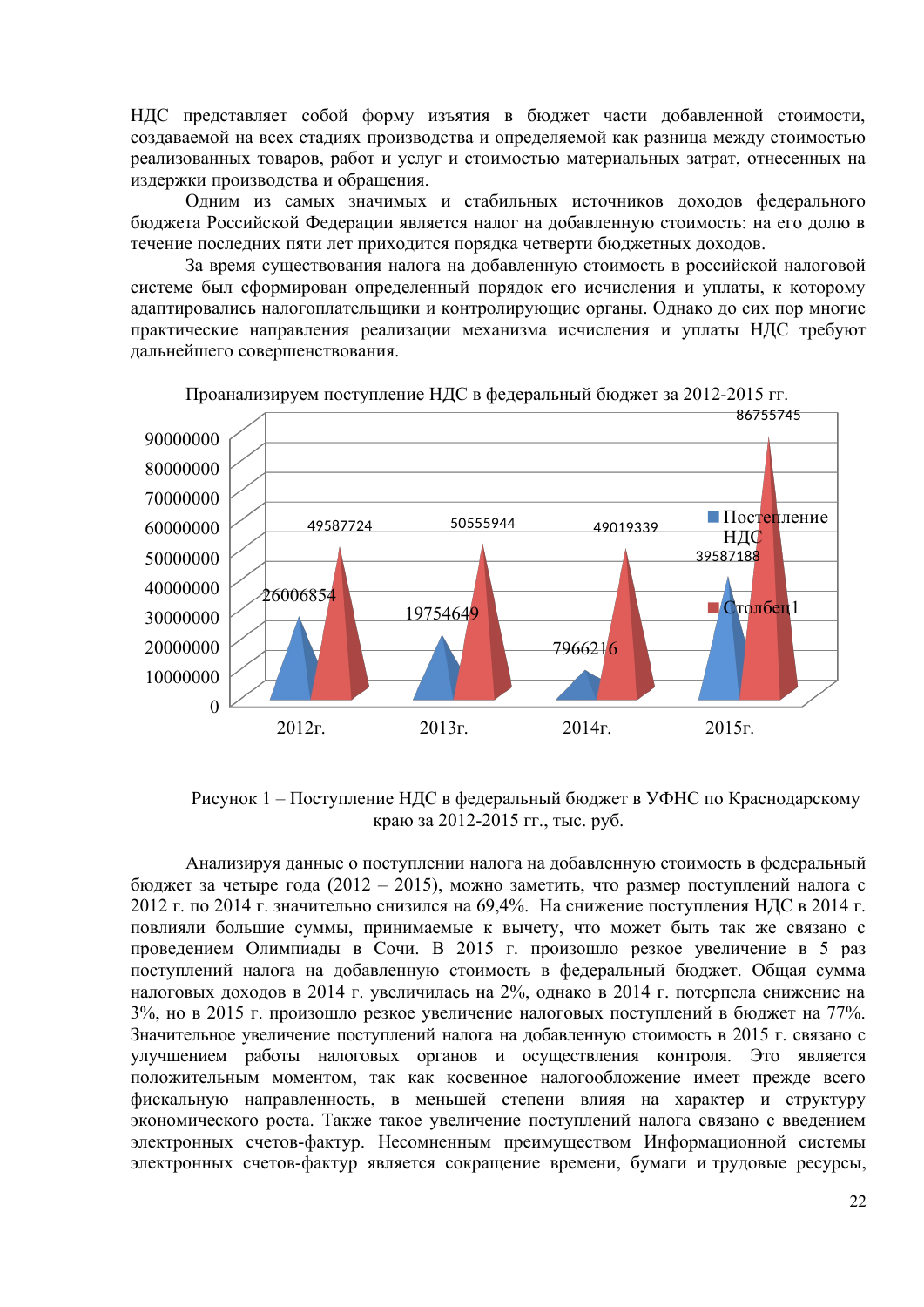НДС представляет собой форму изъятия в бюджет части добавленной стоимости, создаваемой на всех стадиях производства и определяемой как разница между стоимостью реализованных товаров, работ и услуг и стоимостью материальных затрат, отнесенных на издержки производства и обращения.

Одним из самых значимых и стабильных источников доходов федерального бюджета Российской Федерации является налог на добавленную стоимость: на его долю в течение последних пяти лет приходится порядка четверти бюджетных доходов.

За время существования налога на добавленную стоимость в российской налоговой системе был сформирован определенный порядок его исчисления и уплаты, к которому адаптировались налогоплательщики и контролирующие органы. Однако до сих пор многие практические направления реализации механизма исчисления и уплаты НДС требуют дальнейшего совершенствования.

Проанализируем поступление НДС в федеральный бюджет за 2012-2015 гг.

| | 2012г. | 2013г. | 2014г. | 2015г. |
|---|---|---|---|---|
| Поступление НДС | 26006854 | 19754649 | 7966216 | 39587188 |
| Столбец1 | 49587724 | 50555944 | 49019339 | 86755745 |

Рисунок 1 – Поступление НДС в федеральный бюджет в УФНС по Краснодарскому краю за 2012-2015 гг., тыс. руб.

Анализируя данные о поступлении налога на добавленную стоимость в федеральный бюджет за четыре года (2012 – 2015), можно заметить, что размер поступлений налога с 2012 г. по 2014 г. значительно снизился на 69,4%. На снижение поступления НДС в 2014 г. повлияли большие суммы, принимаемые к вычету, что может быть так же связано с проведением Олимпиады в Сочи. В 2015 г. произошло резкое увеличение в 5 раз поступлений налога на добавленную стоимость в федеральный бюджет. Общая сумма налоговых доходов в 2014 г. увеличилась на 2%, однако в 2014 г. потерпела снижение на 3%, но в 2015 г. произошло резкое увеличение налоговых поступлений в бюджет на 77%. Значительное увеличение поступлений налога на добавленную стоимость в 2015 г. связано с улучшением работы налоговых органов и осуществления контроля. Это является положительным моментом, так как косвенное налогообложение имеет прежде всего фискальную направленность, в меньшей степени влияя на характер и структуру экономического роста. Также такое увеличение поступлений налога связано с введением электронных счетов-фактур. Несомненным преимуществом Информационной системы электронных счетов-фактур является сокращение времени, бумаги и трудовые ресурсы,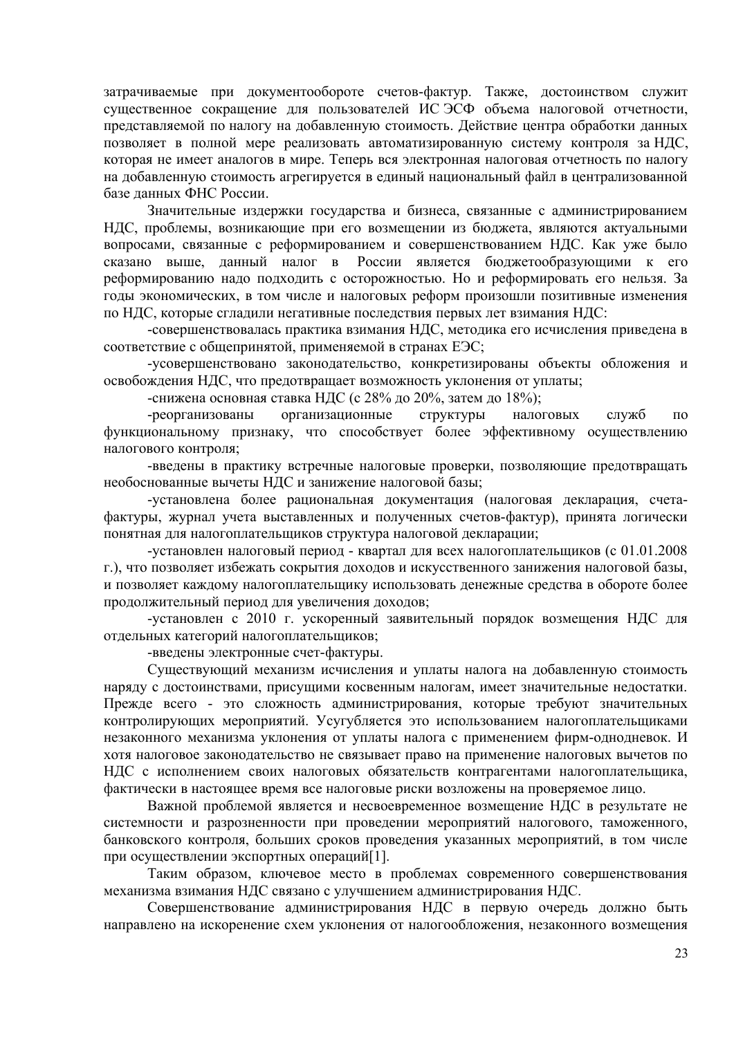затрачиваемые при документообороте счетов-фактур. Также, достоинством служит существенное сокращение для пользователей ИС ЭСФ объема налоговой отчетности, представляемой по налогу на добавленную стоимость. Действие центра обработки данных позволяет в полной мере реализовать автоматизированную систему контроля за НДС, которая не имеет аналогов в мире. Теперь вся электронная налоговая отчетность по налогу на добавленную стоимость агрегируется в единый национальный файл в централизованной базе данных ФНС России.

Значительные издержки государства и бизнеса, связанные с администрированием НДС, проблемы, возникающие при его возмещении из бюджета, являются актуальными вопросами, связанные с реформированием и совершенствованием НДС. Как уже было сказано выше, данный налог в России является бюджетообразующими к его реформированию надо подходить с осторожностью. Но и реформировать его нельзя. За годы экономических, в том числе и налоговых реформ произошли позитивные изменения по НДС, которые сгладили негативные последствия первых лет взимания НДС:

-совершенствовалась практика взимания НДС, методика его исчисления приведена в соответствие с общепринятой, применяемой в странах ЕЭС;

-усовершенствовано законодательство, конкретизированы объекты обложения и освобождения НДС, что предотвращает возможность уклонения от уплаты;

-снижена основная ставка НДС (с 28% до 20%, затем до 18%);

-реорганизованы организационные структуры налоговых служб по функциональному признаку, что способствует более эффективному осуществлению налогового контроля;

-введены в практику встречные налоговые проверки, позволяющие предотвращать необоснованные вычеты НДС и занижение налоговой базы;

-установлена более рациональная документация (налоговая декларация, счета-фактуры, журнал учета выставленных и полученных счетов-фактур), принята логически понятная для налогоплательщиков структура налоговой декларации;

-установлен налоговый период - квартал для всех налогоплательщиков (с 01.01.2008 г.), что позволяет избежать сокрытия доходов и искусственного занижения налоговой базы, и позволяет каждому налогоплательщику использовать денежные средства в обороте более продолжительный период для увеличения доходов;

-установлен с 2010 г. ускоренный заявительный порядок возмещения НДС для отдельных категорий налогоплательщиков;

-введены электронные счет-фактуры.

Существующий механизм исчисления и уплаты налога на добавленную стоимость наряду с достоинствами, присущими косвенным налогам, имеет значительные недостатки. Прежде всего - это сложность администрирования, которые требуют значительных контролирующих мероприятий. Усугубляется это использованием налогоплательщиками незаконного механизма уклонения от уплаты налога с применением фирм-однодневок. И хотя налоговое законодательство не связывает право на применение налоговых вычетов по НДС с исполнением своих налоговых обязательств контрагентами налогоплательщика, фактически в настоящее время все налоговые риски возложены на проверяемое лицо.

Важной проблемой является и несвоевременное возмещение НДС в результате не системности и разрозненности при проведении мероприятий налогового, таможенного, банковского контроля, больших сроков проведения указанных мероприятий, в том числе при осуществлении экспортных операций[1].

Таким образом, ключевое место в проблемах современного совершенствования механизма взимания НДС связано с улучшением администрирования НДС.

Совершенствование администрирования НДС в первую очередь должно быть направлено на искоренение схем уклонения от налогообложения, незаконного возмещения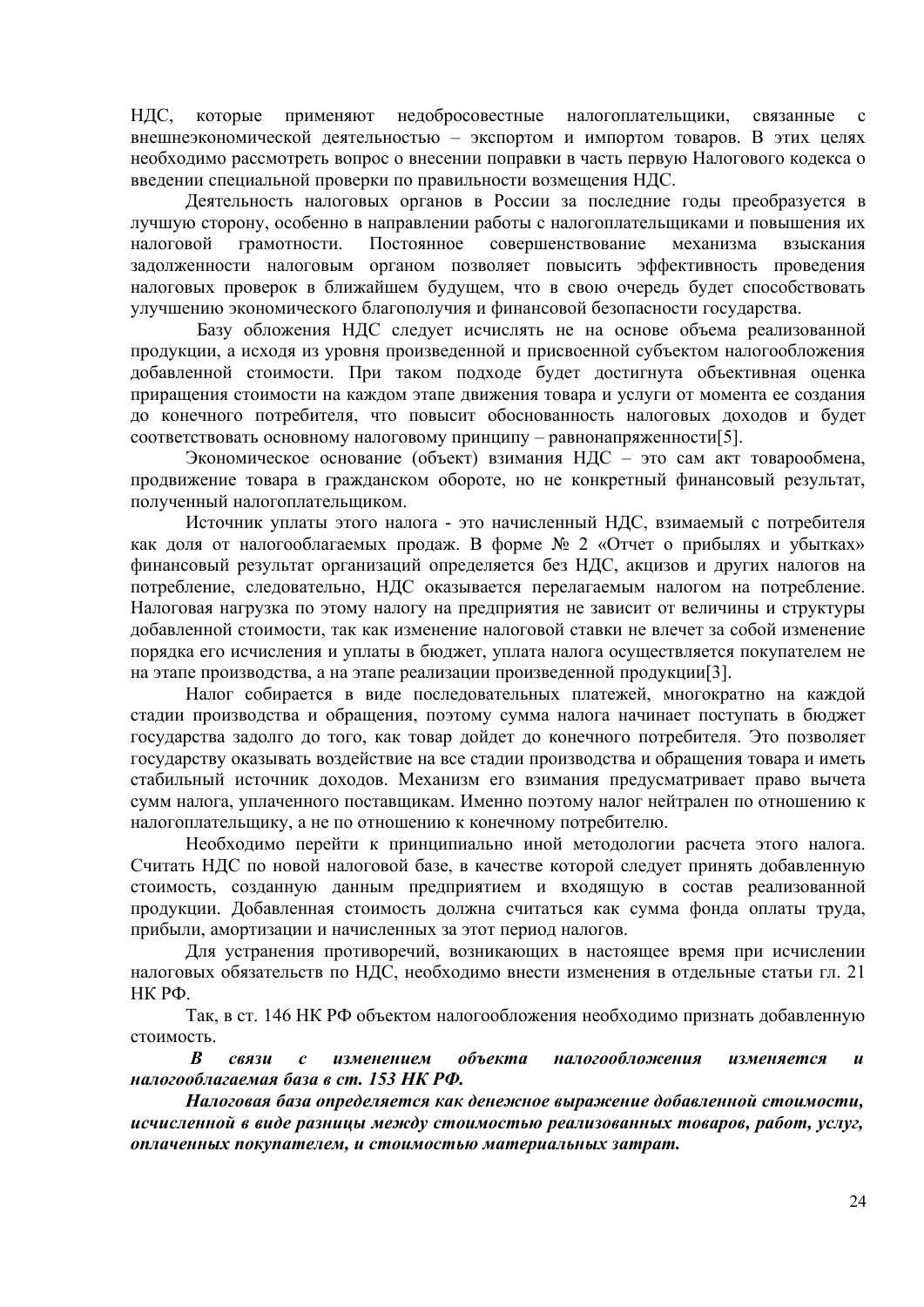НДС, которые применяют недобросовестные налогоплательщики, связанные с внешнеэкономической деятельностью – экспортом и импортом товаров. В этих целях необходимо рассмотреть вопрос о внесении поправки в часть первую Налогового кодекса о введении специальной проверки по правильности возмещения НДС.

Деятельность налоговых органов в России за последние годы преобразуется в лучшую сторону, особенно в направлении работы с налогоплательщиками и повышения их налоговой грамотности. Постоянное совершенствование механизма взыскания задолженности налоговым органом позволяет повысить эффективность проведения налоговых проверок в ближайшем будущем, что в свою очередь будет способствовать улучшению экономического благополучия и финансовой безопасности государства.

Базу обложения НДС следует исчислять не на основе объема реализованной продукции, а исходя из уровня произведенной и присвоенной субъектом налогообложения добавленной стоимости. При таком подходе будет достигнута объективная оценка приращения стоимости на каждом этапе движения товара и услуги от момента ее создания до конечного потребителя, что повысит обоснованность налоговых доходов и будет соответствовать основному налоговому принципу – равнонапряженности[5].

Экономическое основание (объект) взимания НДС – это сам акт товарообмена, продвижение товара в гражданском обороте, но не конкретный финансовый результат, полученный налогоплательщиком.

Источник уплаты этого налога - это начисленный НДС, взимаемый с потребителя как доля от налогооблагаемых продаж. В форме № 2 «Отчет о прибылях и убытках» финансовый результат организаций определяется без НДС, акцизов и других налогов на потребление, следовательно, НДС оказывается перелагаемым налогом на потребление. Налоговая нагрузка по этому налогу на предприятия не зависит от величины и структуры добавленной стоимости, так как изменение налоговой ставки не влечет за собой изменение порядка его исчисления и уплаты в бюджет, уплата налога осуществляется покупателем не на этапе производства, а на этапе реализации произведенной продукции[3].

Налог собирается в виде последовательных платежей, многократно на каждой стадии производства и обращения, поэтому сумма налога начинает поступать в бюджет государства задолго до того, как товар дойдет до конечного потребителя. Это позволяет государству оказывать воздействие на все стадии производства и обращения товара и иметь стабильный источник доходов. Механизм его взимания предусматривает право вычета сумм налога, уплаченного поставщикам. Именно поэтому налог нейтрален по отношению к налогоплательщику, а не по отношению к конечному потребителю.

Необходимо перейти к принципиально иной методологии расчета этого налога. Считать НДС по новой налоговой базе, в качестве которой следует принять добавленную стоимость, созданную данным предприятием и входящую в состав реализованной продукции. Добавленная стоимость должна считаться как сумма фонда оплаты труда, прибыли, амортизации и начисленных за этот период налогов.

Для устранения противоречий, возникающих в настоящее время при исчислении налоговых обязательств по НДС, необходимо внести изменения в отдельные статьи гл. 21 НК РФ.

Так, в ст. 146 НК РФ объектом налогообложения необходимо признать добавленную стоимость.

***В связи с изменением объекта налогообложения изменяется и налогооблагаемая база в ст. 153 НК РФ.***

***Налоговая база определяется как денежное выражение добавленной стоимости, исчисленной в виде разницы между стоимостью реализованных товаров, работ, услуг, оплаченных покупателем, и стоимостью материальных затрат.***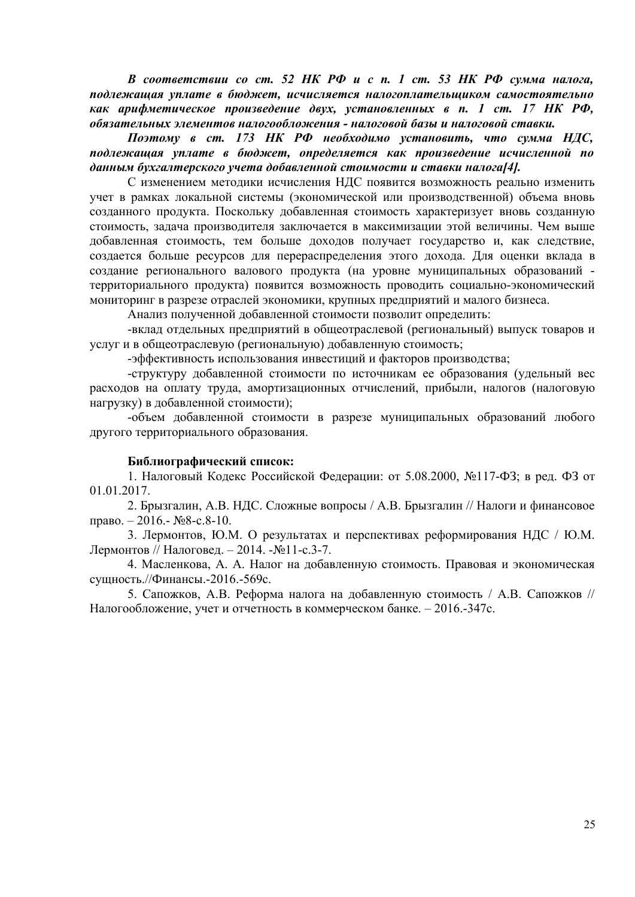***В соответствии со ст. 52 НК РФ и с п. 1 ст. 53 НК РФ сумма налога, подлежащая уплате в бюджет, исчисляется налогоплательщиком самостоятельно как арифметическое произведение двух, установленных в п. 1 ст. 17 НК РФ, обязательных элементов налогообложения - налоговой базы и налоговой ставки.***

***Поэтому в ст. 173 НК РФ необходимо установить, что сумма НДС, подлежащая уплате в бюджет, определяется как произведение исчисленной по данным бухгалтерского учета добавленной стоимости и ставки налога[4].***

С изменением методики исчисления НДС появится возможность реально изменить учет в рамках локальной системы (экономической или производственной) объема вновь созданного продукта. Поскольку добавленная стоимость характеризует вновь созданную стоимость, задача производителя заключается в максимизации этой величины. Чем выше добавленная стоимость, тем больше доходов получает государство и, как следствие, создается больше ресурсов для перераспределения этого дохода. Для оценки вклада в создание регионального валового продукта (на уровне муниципальных образований - территориального продукта) появится возможность проводить социально-экономический мониторинг в разрезе отраслей экономики, крупных предприятий и малого бизнеса.

Анализ полученной добавленной стоимости позволит определить:

-вклад отдельных предприятий в общеотраслевой (региональный) выпуск товаров и услуг и в общеотраслевую (региональную) добавленную стоимость;

-эффективность использования инвестиций и факторов производства;

-структуру добавленной стоимости по источникам ее образования (удельный вес расходов на оплату труда, амортизационных отчислений, прибыли, налогов (налоговую нагрузку) в добавленной стоимости);

-объем добавленной стоимости в разрезе муниципальных образований любого другого территориального образования.

**Библиографический список:**

1. Налоговый Кодекс Российской Федерации: от 5.08.2000, №117-ФЗ; в ред. ФЗ от 01.01.2017.
2. Брызгалин, А.В. НДС. Сложные вопросы / А.В. Брызгалин // Налоги и финансовое право. – 2016.- №8-с.8-10.
3. Лермонтов, Ю.М. О результатах и перспективах реформирования НДС / Ю.М. Лермонтов // Налоговед. – 2014. -№11-с.3-7.
4. Масленкова, А. А. Налог на добавленную стоимость. Правовая и экономическая сущность.//Финансы.-2016.-569с.
5. Сапожков, А.В. Реформа налога на добавленную стоимость / А.В. Сапожков // Налогообложение, учет и отчетность в коммерческом банке. – 2016.-347с.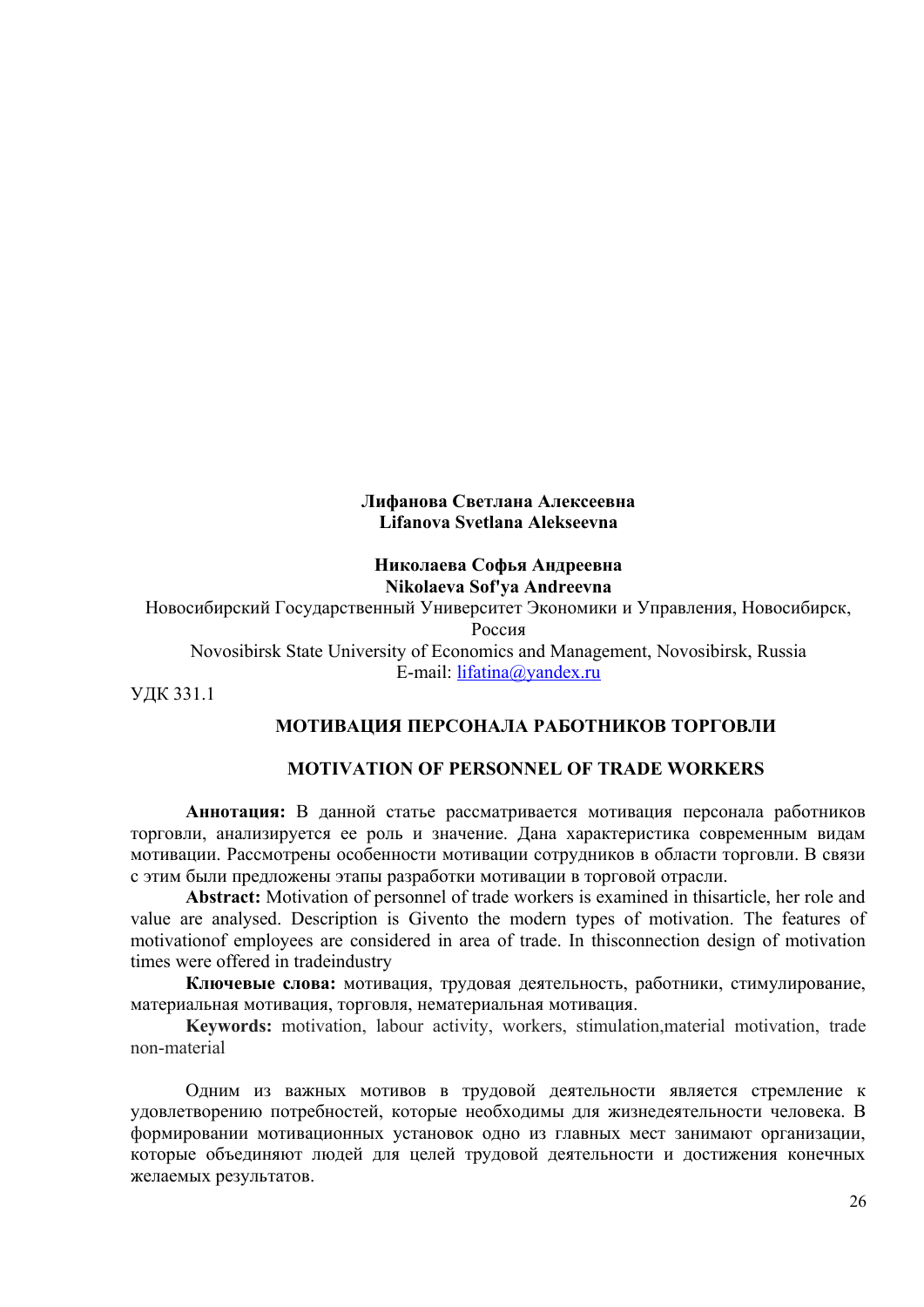**Лифанова Светлана Алексеевна**
**Lifanova Svetlana Alekseevna**

**Николаева Софья Андреевна**
**Nikolaeva Sof'ya Andreevna**

Новосибирский Государственный Университет Экономики и Управления, Новосибирск, Россия

Novosibirsk State University of Economics and Management, Novosibirsk, Russia

E-mail: lifatina@yandex.ru

УДК 331.1

## МОТИВАЦИЯ ПЕРСОНАЛА РАБОТНИКОВ ТОРГОВЛИ

## MOTIVATION OF PERSONNEL OF TRADE WORKERS

**Аннотация:** В данной статье рассматривается мотивация персонала работников торговли, анализируется ее роль и значение. Дана характеристика современным видам мотивации. Рассмотрены особенности мотивации сотрудников в области торговли. В связи с этим были предложены этапы разработки мотивации в торговой отрасли.

**Abstract:** Motivation of personnel of trade workers is examined in thisarticle, her role and value are analysed. Description is Givento the modern types of motivation. The features of motivationof employees are considered in area of trade. In thisconnection design of motivation times were offered in tradeindustry

**Ключевые слова:** мотивация, трудовая деятельность, работники, стимулирование, материальная мотивация, торговля, нематериальная мотивация.

**Keywords:** motivation, labour activity, workers, stimulation,material motivation, trade non-material

Одним из важных мотивов в трудовой деятельности является стремление к удовлетворению потребностей, которые необходимы для жизнедеятельности человека. В формировании мотивационных установок одно из главных мест занимают организации, которые объединяют людей для целей трудовой деятельности и достижения конечных желаемых результатов.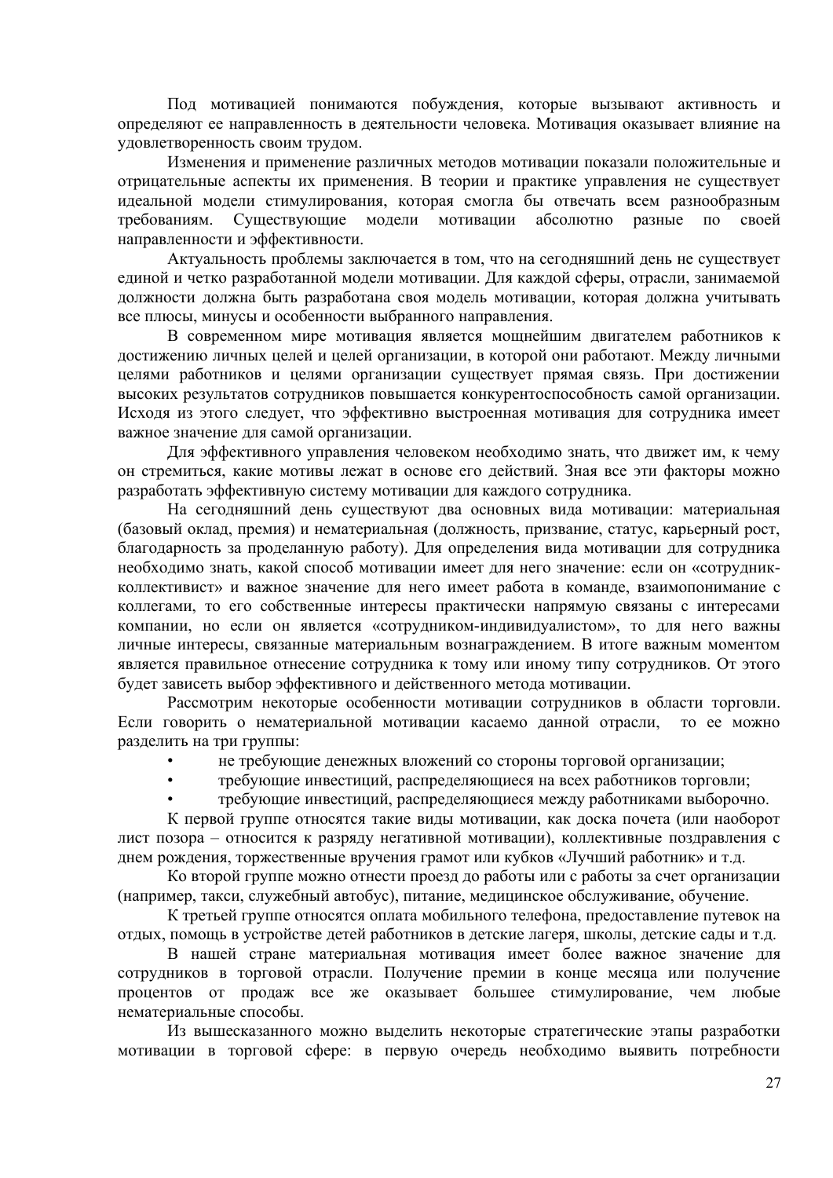Под мотивацией понимаются побуждения, которые вызывают активность и определяют ее направленность в деятельности человека. Мотивация оказывает влияние на удовлетворенность своим трудом.

Изменения и применение различных методов мотивации показали положительные и отрицательные аспекты их применения. В теории и практике управления не существует идеальной модели стимулирования, которая смогла бы отвечать всем разнообразным требованиям. Существующие модели мотивации абсолютно разные по своей направленности и эффективности.

Актуальность проблемы заключается в том, что на сегодняшний день не существует единой и четко разработанной модели мотивации. Для каждой сферы, отрасли, занимаемой должности должна быть разработана своя модель мотивации, которая должна учитывать все плюсы, минусы и особенности выбранного направления.

В современном мире мотивация является мощнейшим двигателем работников к достижению личных целей и целей организации, в которой они работают. Между личными целями работников и целями организации существует прямая связь. При достижении высоких результатов сотрудников повышается конкурентоспособность самой организации. Исходя из этого следует, что эффективно выстроенная мотивация для сотрудника имеет важное значение для самой организации.

Для эффективного управления человеком необходимо знать, что движет им, к чему он стремиться, какие мотивы лежат в основе его действий. Зная все эти факторы можно разработать эффективную систему мотивации для каждого сотрудника.

На сегодняшний день существуют два основных вида мотивации: материальная (базовый оклад, премия) и нематериальная (должность, призвание, статус, карьерный рост, благодарность за проделанную работу). Для определения вида мотивации для сотрудника необходимо знать, какой способ мотивации имеет для него значение: если он «сотрудник-коллективист» и важное значение для него имеет работа в команде, взаимопонимание с коллегами, то его собственные интересы практически напрямую связаны с интересами компании, но если он является «сотрудником-индивидуалистом», то для него важны личные интересы, связанные материальным вознаграждением. В итоге важным моментом является правильное отнесение сотрудника к тому или иному типу сотрудников. От этого будет зависеть выбор эффективного и действенного метода мотивации.

Рассмотрим некоторые особенности мотивации сотрудников в области торговли. Если говорить о нематериальной мотивации касаемо данной отрасли, то ее можно разделить на три группы:

- не требующие денежных вложений со стороны торговой организации;
- требующие инвестиций, распределяющиеся на всех работников торговли;
- требующие инвестиций, распределяющиеся между работниками выборочно.

К первой группе относятся такие виды мотивации, как доска почета (или наоборот лист позора – относится к разряду негативной мотивации), коллективные поздравления с днем рождения, торжественные вручения грамот или кубков «Лучший работник» и т.д.

Ко второй группе можно отнести проезд до работы или с работы за счет организации (например, такси, служебный автобус), питание, медицинское обслуживание, обучение.

К третьей группе относятся оплата мобильного телефона, предоставление путевок на отдых, помощь в устройстве детей работников в детские лагеря, школы, детские сады и т.д.

В нашей стране материальная мотивация имеет более важное значение для сотрудников в торговой отрасли. Получение премии в конце месяца или получение процентов от продаж все же оказывает большее стимулирование, чем любые нематериальные способы.

Из вышесказанного можно выделить некоторые стратегические этапы разработки мотивации в торговой сфере: в первую очередь необходимо выявить потребности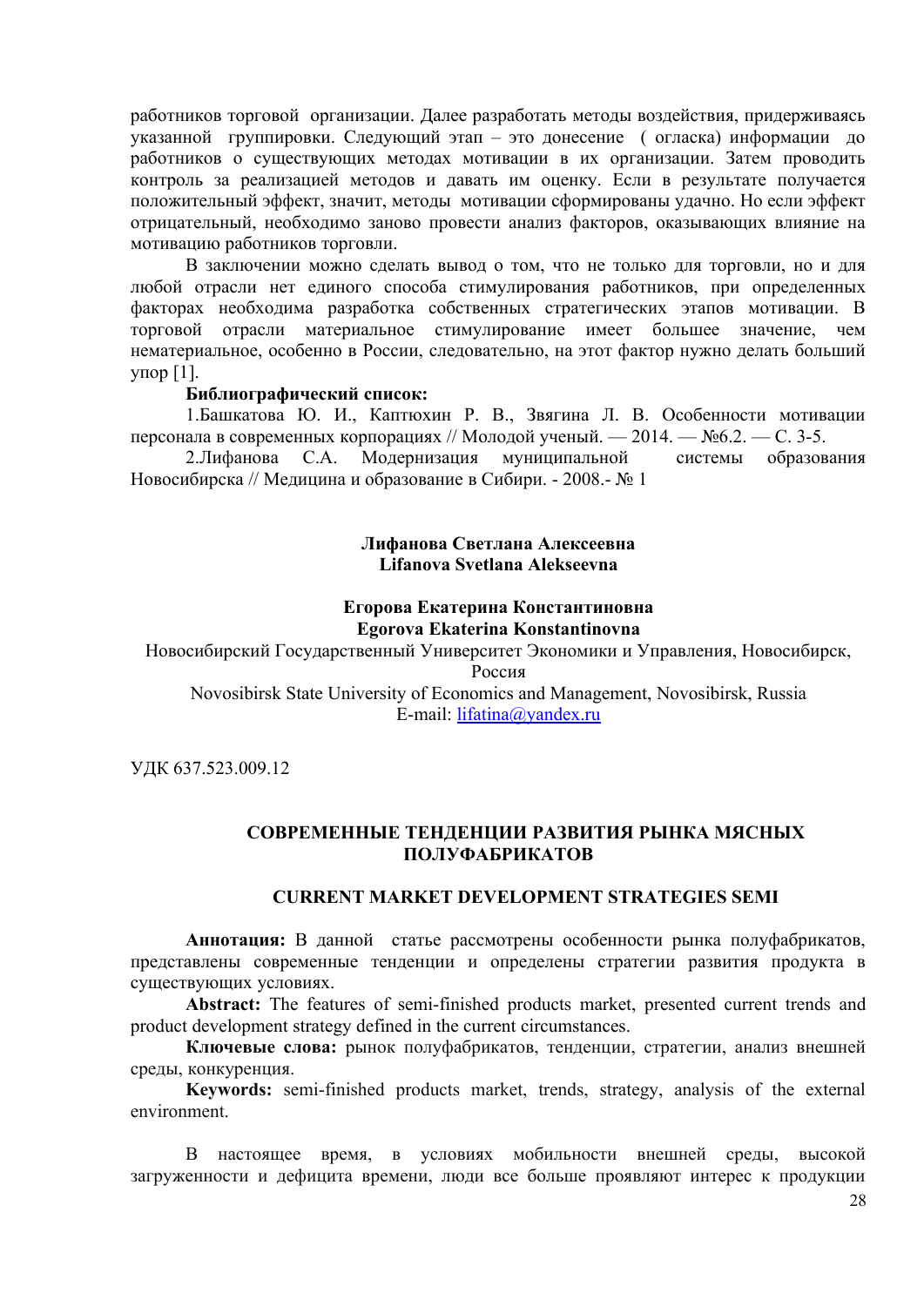работников торговой организации. Далее разработать методы воздействия, придерживаясь указанной группировки. Следующий этап – это донесение ( огласка) информации до работников о существующих методах мотивации в их организации. Затем проводить контроль за реализацией методов и давать им оценку. Если в результате получается положительный эффект, значит, методы мотивации сформированы удачно. Но если эффект отрицательный, необходимо заново провести анализ факторов, оказывающих влияние на мотивацию работников торговли.

В заключении можно сделать вывод о том, что не только для торговли, но и для любой отрасли нет единого способа стимулирования работников, при определенных факторах необходима разработка собственных стратегических этапов мотивации. В торговой отрасли материальное стимулирование имеет большее значение, чем нематериальное, особенно в России, следовательно, на этот фактор нужно делать больший упор [1].

**Библиографический список:**

1.Башкатова Ю. И., Каптюхин Р. В., Звягина Л. В. Особенности мотивации персонала в современных корпорациях // Молодой ученый. — 2014. — №6.2. — С. 3-5.

2.Лифанова С.А. Модернизация муниципальной системы образования Новосибирска // Медицина и образование в Сибири. - 2008.- № 1

**Лифанова Светлана Алексеевна**
**Lifanova Svetlana Alekseevna**

**Егорова Екатерина Константиновна**
**Egorova Ekaterina Konstantinovna**

Новосибирский Государственный Университет Экономики и Управления, Новосибирск, Россия
Novosibirsk State University of Economics and Management, Novosibirsk, Russia
E-mail: lifatina@yandex.ru

УДК 637.523.009.12

## СОВРЕМЕННЫЕ ТЕНДЕНЦИИ РАЗВИТИЯ РЫНКА МЯСНЫХ ПОЛУФАБРИКАТОВ

## CURRENT MARKET DEVELOPMENT STRATEGIES SEMI

**Аннотация:** В данной статье рассмотрены особенности рынка полуфабрикатов, представлены современные тенденции и определены стратегии развития продукта в существующих условиях.

**Abstract:** The features of semi-finished products market, presented current trends and product development strategy defined in the current circumstances.

**Ключевые слова:** рынок полуфабрикатов, тенденции, стратегии, анализ внешней среды, конкуренция.

**Keywords:** semi-finished products market, trends, strategy, analysis of the external environment.

В настоящее время, в условиях мобильности внешней среды, высокой загруженности и дефицита времени, люди все больше проявляют интерес к продукции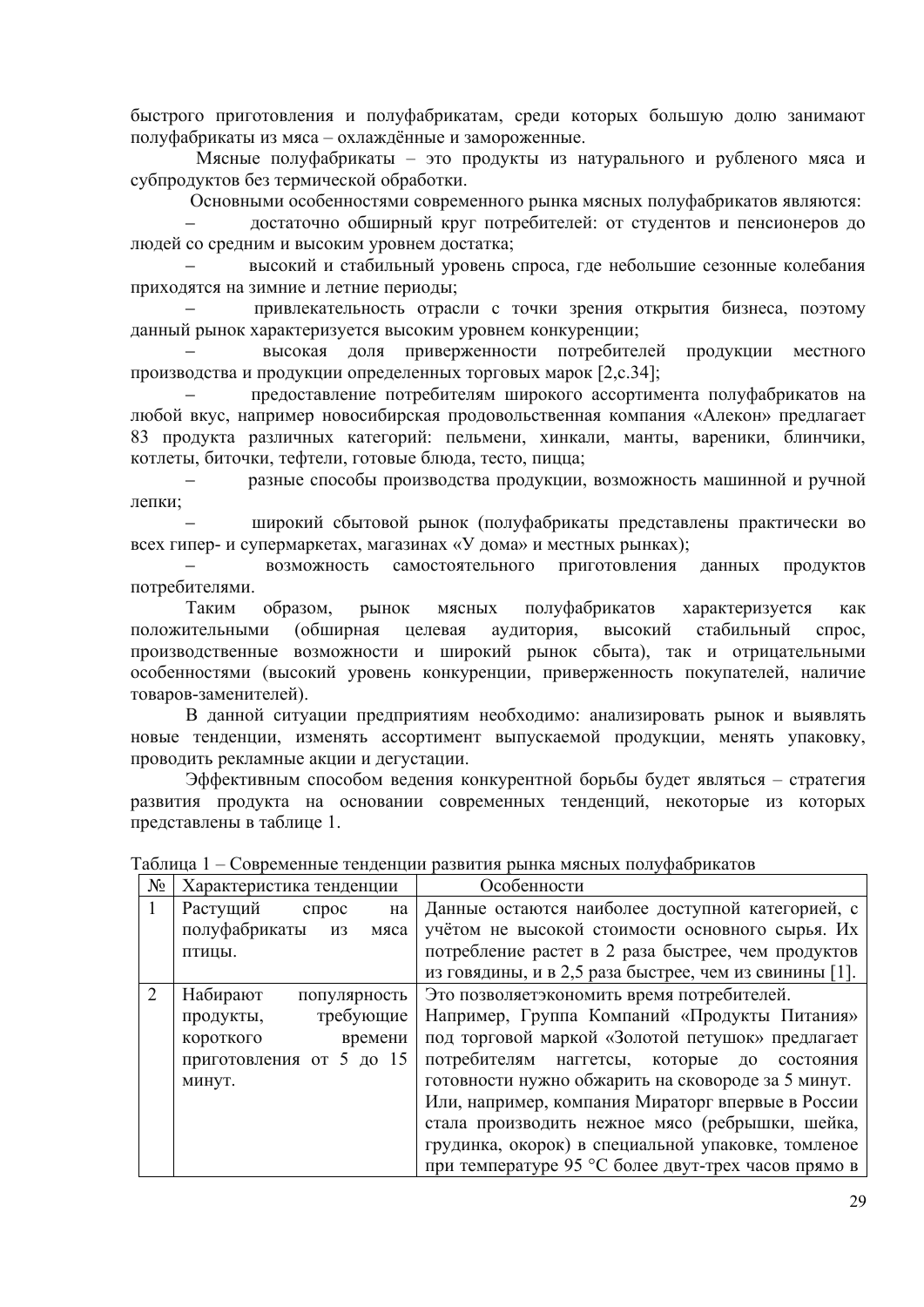быстрого приготовления и полуфабрикатам, среди которых большую долю занимают полуфабрикаты из мяса – охлаждённые и замороженные.

Мясные полуфабрикаты – это продукты из натурального и рубленого мяса и субпродуктов без термической обработки.

Основными особенностями современного рынка мясных полуфабрикатов являются:

– достаточно обширный круг потребителей: от студентов и пенсионеров до людей со средним и высоким уровнем достатка;

– высокий и стабильный уровень спроса, где небольшие сезонные колебания приходятся на зимние и летние периоды;

– привлекательность отрасли с точки зрения открытия бизнеса, поэтому данный рынок характеризуется высоким уровнем конкуренции;

– высокая доля приверженности потребителей продукции местного производства и продукции определенных торговых марок [2,с.34];

– предоставление потребителям широкого ассортимента полуфабрикатов на любой вкус, например новосибирская продовольственная компания «Алекон» предлагает 83 продукта различных категорий: пельмени, хинкали, манты, вареники, блинчики, котлеты, биточки, тефтели, готовые блюда, тесто, пицца;

– разные способы производства продукции, возможность машинной и ручной лепки;

– широкий сбытовой рынок (полуфабрикаты представлены практически во всех гипер- и супермаркетах, магазинах «У дома» и местных рынках);

– возможность самостоятельного приготовления данных продуктов потребителями.

Таким образом, рынок мясных полуфабрикатов характеризуется как положительными (обширная целевая аудитория, высокий стабильный спрос, производственные возможности и широкий рынок сбыта), так и отрицательными особенностями (высокий уровень конкуренции, приверженность покупателей, наличие товаров-заменителей).

В данной ситуации предприятиям необходимо: анализировать рынок и выявлять новые тенденции, изменять ассортимент выпускаемой продукции, менять упаковку, проводить рекламные акции и дегустации.

Эффективным способом ведения конкурентной борьбы будет являться – стратегия развития продукта на основании современных тенденций, некоторые из которых представлены в таблице 1.

Таблица 1 – Современные тенденции развития рынка мясных полуфабрикатов

| № | Характеристика тенденции | Особенности |
|---|---|---|
| 1 | Растущий спрос на полуфабрикаты из мяса птицы. | Данные остаются наиболее доступной категорией, с учётом не высокой стоимости основного сырья. Их потребление растет в 2 раза быстрее, чем продуктов из говядины, и в 2,5 раза быстрее, чем из свинины [1]. |
| 2 | Набирают популярность продукты, требующие короткого времени приготовления от 5 до 15 минут. | Это позволяетэкономить время потребителей. Например, Группа Компаний «Продукты Питания» под торговой маркой «Золотой петушок» предлагает потребителям наггетсы, которые до состояния готовности нужно обжарить на сковороде за 5 минут. Или, например, компания Мираторг впервые в России стала производить нежное мясо (ребрышки, шейка, грудинка, окорок) в специальной упаковке, томленое при температуре 95 °С более двут-трех часов прямо в |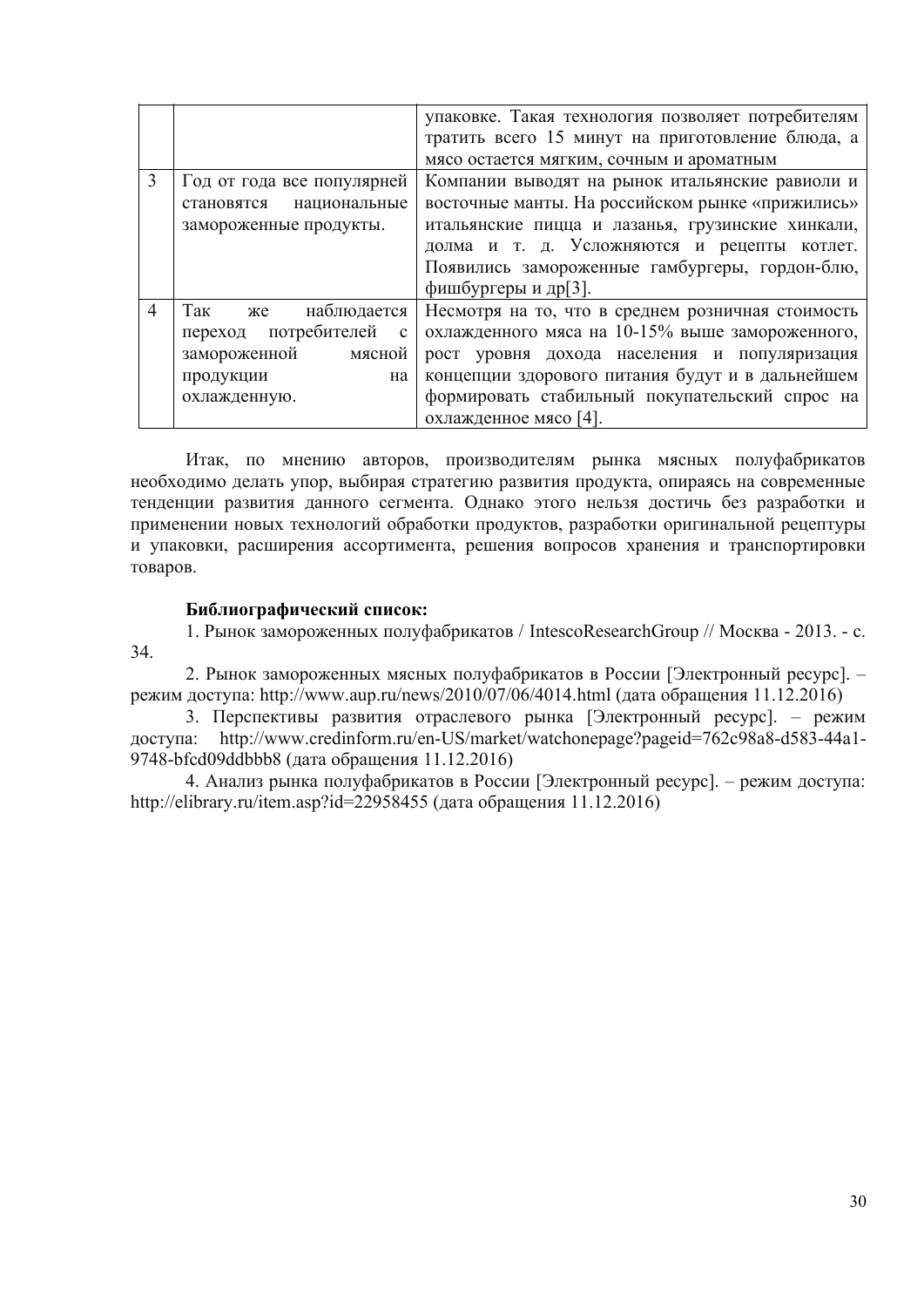| | | |
|---|---|---|
| | | упаковке. Такая технология позволяет потребителям тратить всего 15 минут на приготовление блюда, а мясо остается мягким, сочным и ароматным |
| 3 | Год от года все популярней становятся национальные замороженные продукты. | Компании выводят на рынок итальянские равиоли и восточные манты. На российском рынке «прижились» итальянские пицца и лазанья, грузинские хинкали, долма и т. д. Усложняются и рецепты котлет. Появились замороженные гамбургеры, гордон-блю, фишбургеры и др[3]. |
| 4 | Так же наблюдается переход потребителей с замороженной мясной продукции на охлажденную. | Несмотря на то, что в среднем розничная стоимость охлажденного мяса на 10-15% выше замороженного, рост уровня дохода населения и популяризация концепции здорового питания будут и в дальнейшем формировать стабильный покупательский спрос на охлажденное мясо [4]. |

Итак, по мнению авторов, производителям рынка мясных полуфабрикатов необходимо делать упор, выбирая стратегию развития продукта, опираясь на современные тенденции развития данного сегмента. Однако этого нельзя достичь без разработки и применении новых технологий обработки продуктов, разработки оригинальной рецептуры и упаковки, расширения ассортимента, решения вопросов хранения и транспортировки товаров.

**Библиографический список:**

1. Рынок замороженных полуфабрикатов / IntescoResearchGroup // Москва - 2013. - с. 34.

2. Рынок замороженных мясных полуфабрикатов в России [Электронный ресурс]. – режим доступа: http://www.aup.ru/news/2010/07/06/4014.html (дата обращения 11.12.2016)

3. Перспективы развития отраслевого рынка [Электронный ресурс]. – режим доступа: http://www.credinform.ru/en-US/market/watchonepage?pageid=762c98a8-d583-44a1-9748-bfcd09ddbbb8 (дата обращения 11.12.2016)

4. Анализ рынка полуфабрикатов в России [Электронный ресурс]. – режим доступа: http://elibrary.ru/item.asp?id=22958455 (дата обращения 11.12.2016)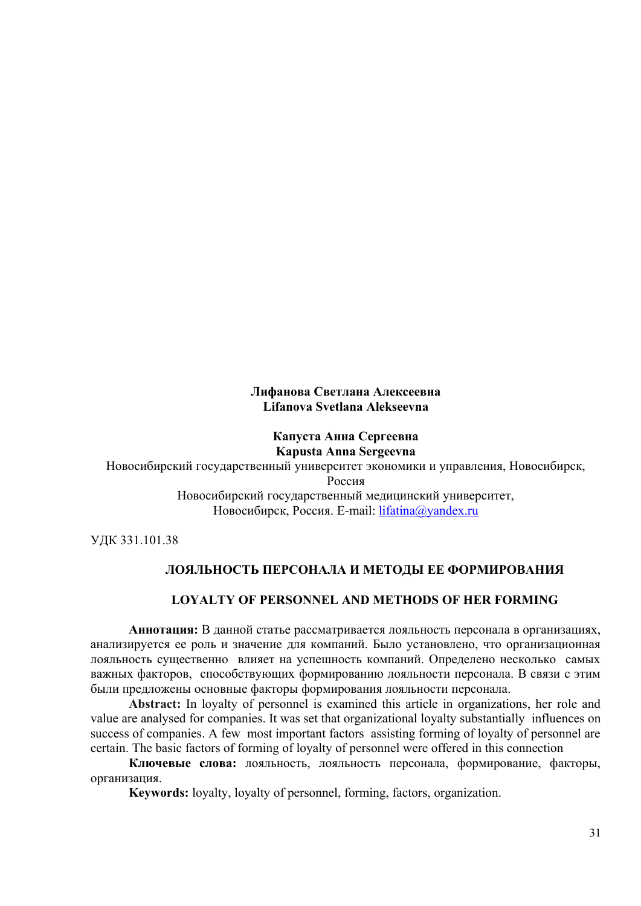**Лифанова Светлана Алексеевна**
**Lifanova Svetlana Alekseevna**

**Капуста Анна Сергеевна**
**Kapusta Anna Sergeevna**

Новосибирский государственный университет экономики и управления, Новосибирск, Россия
Новосибирский государственный медицинский университет, Новосибирск, Россия. E-mail: lifatina@yandex.ru

УДК 331.101.38

# ЛОЯЛЬНОСТЬ ПЕРСОНАЛА И МЕТОДЫ ЕЕ ФОРМИРОВАНИЯ

# LOYALTY OF PERSONNEL AND METHODS OF HER FORMING

**Аннотация:** В данной статье рассматривается лояльность персонала в организациях, анализируется ее роль и значение для компаний. Было установлено, что организационная лояльность существенно влияет на успешность компаний. Определено несколько самых важных факторов, способствующих формированию лояльности персонала. В связи с этим были предложены основные факторы формирования лояльности персонала.

**Abstract:** In loyalty of personnel is examined this article in organizations, her role and value are analysed for companies. It was set that organizational loyalty substantially influences on success of companies. A few most important factors assisting forming of loyalty of personnel are certain. The basic factors of forming of loyalty of personnel were offered in this connection

**Ключевые слова:** лояльность, лояльность персонала, формирование, факторы, организация.

**Keywords:** loyalty, loyalty of personnel, forming, factors, organization.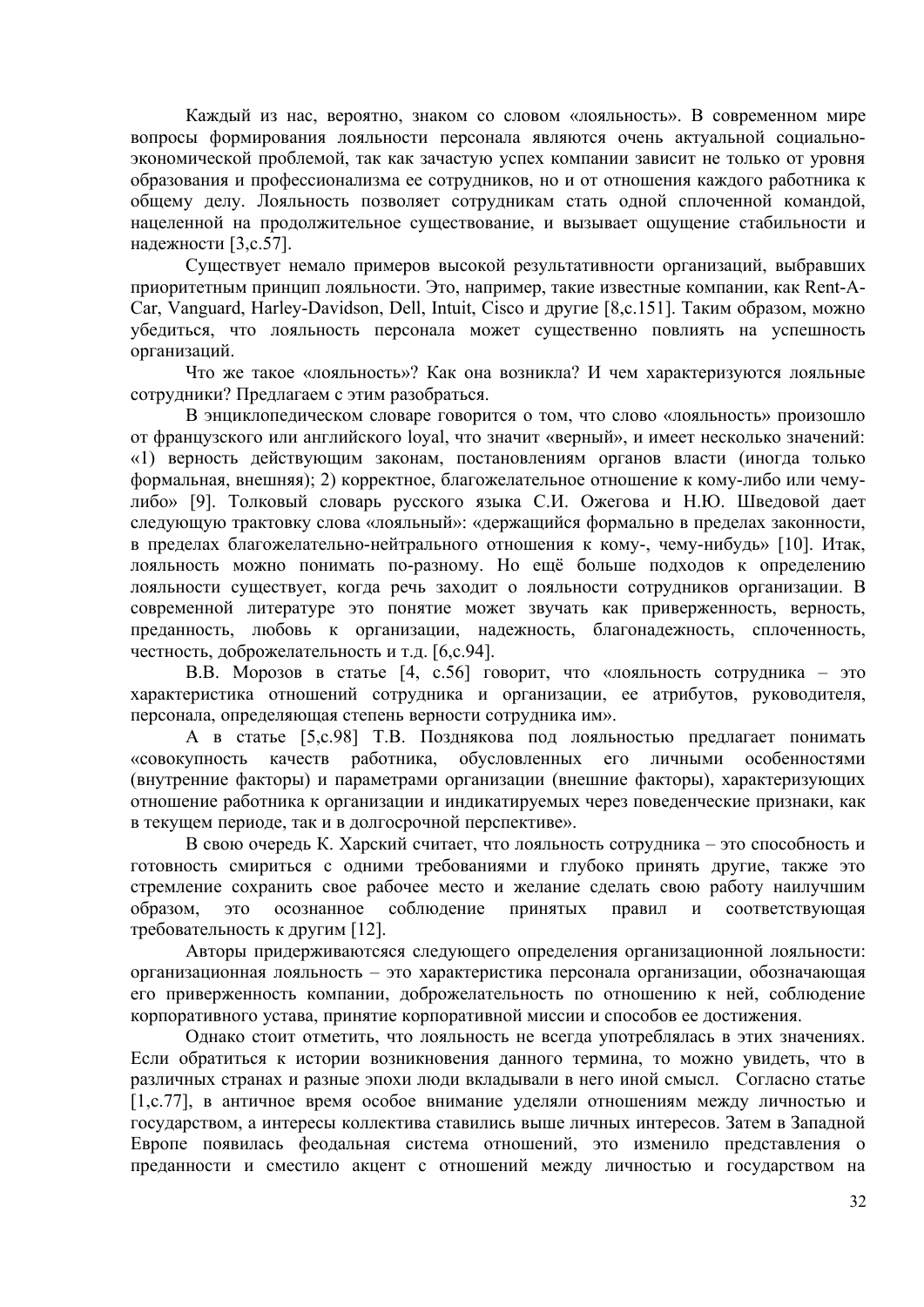Каждый из нас, вероятно, знаком со словом «лояльность». В современном мире вопросы формирования лояльности персонала являются очень актуальной социально-экономической проблемой, так как зачастую успех компании зависит не только от уровня образования и профессионализма ее сотрудников, но и от отношения каждого работника к общему делу. Лояльность позволяет сотрудникам стать одной сплоченной командой, нацеленной на продолжительное существование, и вызывает ощущение стабильности и надежности [3,с.57].

Существует немало примеров высокой результативности организаций, выбравших приоритетным принцип лояльности. Это, например, такие известные компании, как Rent-A-Car, Vanguard, Harley-Davidson, Dell, Intuit, Cisco и другие [8,с.151]. Таким образом, можно убедиться, что лояльность персонала может существенно повлиять на успешность организаций.

Что же такое «лояльность»? Как она возникла? И чем характеризуются лояльные сотрудники? Предлагаем с этим разобраться.

В энциклопедическом словаре говорится о том, что слово «лояльность» произошло от французского или английского loyal, что значит «верный», и имеет несколько значений: «1) верность действующим законам, постановлениям органов власти (иногда только формальная, внешняя); 2) корректное, благожелательное отношение к кому-либо или чему-либо» [9]. Толковый словарь русского языка С.И. Ожегова и Н.Ю. Шведовой дает следующую трактовку слова «лояльный»: «держащийся формально в пределах законности, в пределах благожелательно-нейтрального отношения к кому-, чему-нибудь» [10]. Итак, лояльность можно понимать по-разному. Но ещё больше подходов к определению лояльности существует, когда речь заходит о лояльности сотрудников организации. В современной литературе это понятие может звучать как приверженность, верность, преданность, любовь к организации, надежность, благонадежность, сплоченность, честность, доброжелательность и т.д. [6,с.94].

В.В. Морозов в статье [4, с.56] говорит, что «лояльность сотрудника – это характеристика отношений сотрудника и организации, ее атрибутов, руководителя, персонала, определяющая степень верности сотрудника им».

А в статье [5,с.98] Т.В. Позднякова под лояльностью предлагает понимать «совокупность качеств работника, обусловленных его личными особенностями (внутренние факторы) и параметрами организации (внешние факторы), характеризующих отношение работника к организации и индикатируемых через поведенческие признаки, как в текущем периоде, так и в долгосрочной перспективе».

В свою очередь К. Харский считает, что лояльность сотрудника – это способность и готовность смириться с одними требованиями и глубоко принять другие, также это стремление сохранить свое рабочее место и желание сделать свою работу наилучшим образом, это осознанное соблюдение принятых правил и соответствующая требовательность к другим [12].

Авторы придерживаютсяся следующего определения организационной лояльности: организационная лояльность – это характеристика персонала организации, обозначающая его приверженность компании, доброжелательность по отношению к ней, соблюдение корпоративного устава, принятие корпоративной миссии и способов ее достижения.

Однако стоит отметить, что лояльность не всегда употреблялась в этих значениях. Если обратиться к истории возникновения данного термина, то можно увидеть, что в различных странах и разные эпохи люди вкладывали в него иной смысл. Согласно статье [1,с.77], в античное время особое внимание уделяли отношениям между личностью и государством, а интересы коллектива ставились выше личных интересов. Затем в Западной Европе появилась феодальная система отношений, это изменило представления о преданности и сместило акцент с отношений между личностью и государством на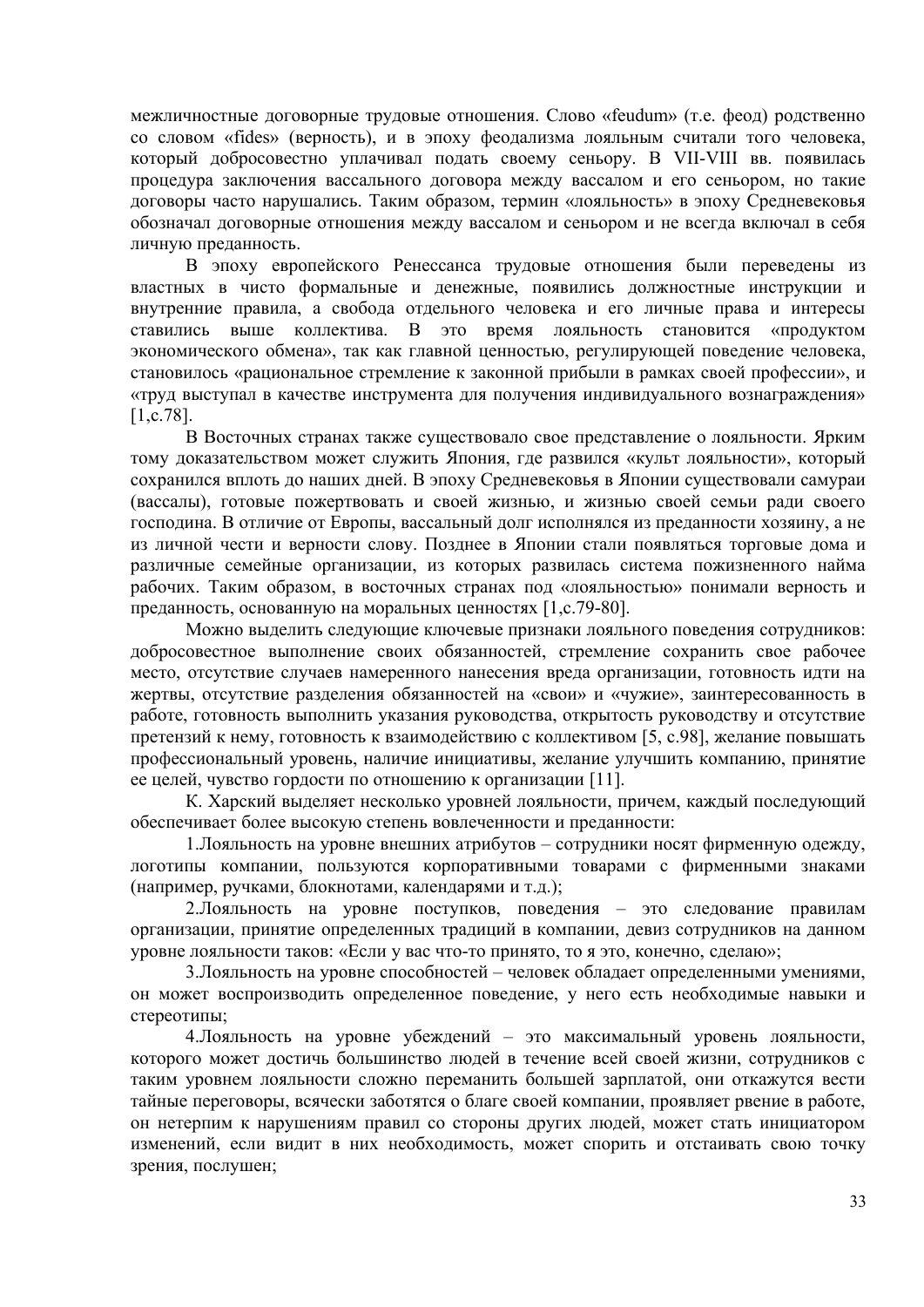межличностные договорные трудовые отношения. Слово «feudum» (т.е. феод) родственно со словом «fides» (верность), и в эпоху феодализма лояльным считали того человека, который добросовестно уплачивал подать своему сеньору. В VII-VIII вв. появилась процедура заключения вассального договора между вассалом и его сеньором, но такие договоры часто нарушались. Таким образом, термин «лояльность» в эпоху Средневековья обозначал договорные отношения между вассалом и сеньором и не всегда включал в себя личную преданность.

В эпоху европейского Ренессанса трудовые отношения были переведены из властных в чисто формальные и денежные, появились должностные инструкции и внутренние правила, а свобода отдельного человека и его личные права и интересы ставились выше коллектива. В это время лояльность становится «продуктом экономического обмена», так как главной ценностью, регулирующей поведение человека, становилось «рациональное стремление к законной прибыли в рамках своей профессии», и «труд выступал в качестве инструмента для получения индивидуального вознаграждения» [1,с.78].

В Восточных странах также существовало свое представление о лояльности. Ярким тому доказательством может служить Япония, где развился «культ лояльности», который сохранился вплоть до наших дней. В эпоху Средневековья в Японии существовали самураи (вассалы), готовые пожертвовать и своей жизнью, и жизнью своей семьи ради своего господина. В отличие от Европы, вассальный долг исполнялся из преданности хозяину, а не из личной чести и верности слову. Позднее в Японии стали появляться торговые дома и различные семейные организации, из которых развилась система пожизненного найма рабочих. Таким образом, в восточных странах под «лояльностью» понимали верность и преданность, основанную на моральных ценностях [1,с.79-80].

Можно выделить следующие ключевые признаки лояльного поведения сотрудников: добросовестное выполнение своих обязанностей, стремление сохранить свое рабочее место, отсутствие случаев намеренного нанесения вреда организации, готовность идти на жертвы, отсутствие разделения обязанностей на «свои» и «чужие», заинтересованность в работе, готовность выполнить указания руководства, открытость руководству и отсутствие претензий к нему, готовность к взаимодействию с коллективом [5, с.98], желание повышать профессиональный уровень, наличие инициативы, желание улучшить компанию, принятие ее целей, чувство гордости по отношению к организации [11].

К. Харский выделяет несколько уровней лояльности, причем, каждый последующий обеспечивает более высокую степень вовлеченности и преданности:

1.Лояльность на уровне внешних атрибутов – сотрудники носят фирменную одежду, логотипы компании, пользуются корпоративными товарами с фирменными знаками (например, ручками, блокнотами, календарями и т.д.);

2.Лояльность на уровне поступков, поведения – это следование правилам организации, принятие определенных традиций в компании, девиз сотрудников на данном уровне лояльности таков: «Если у вас что-то принято, то я это, конечно, сделаю»;

3.Лояльность на уровне способностей – человек обладает определенными умениями, он может воспроизводить определенное поведение, у него есть необходимые навыки и стереотипы;

4.Лояльность на уровне убеждений – это максимальный уровень лояльности, которого может достичь большинство людей в течение всей своей жизни, сотрудников с таким уровнем лояльности сложно переманить большей зарплатой, они откажутся вести тайные переговоры, всячески заботятся о благе своей компании, проявляет рвение в работе, он нетерпим к нарушениям правил со стороны других людей, может стать инициатором изменений, если видит в них необходимость, может спорить и отстаивать свою точку зрения, послушен;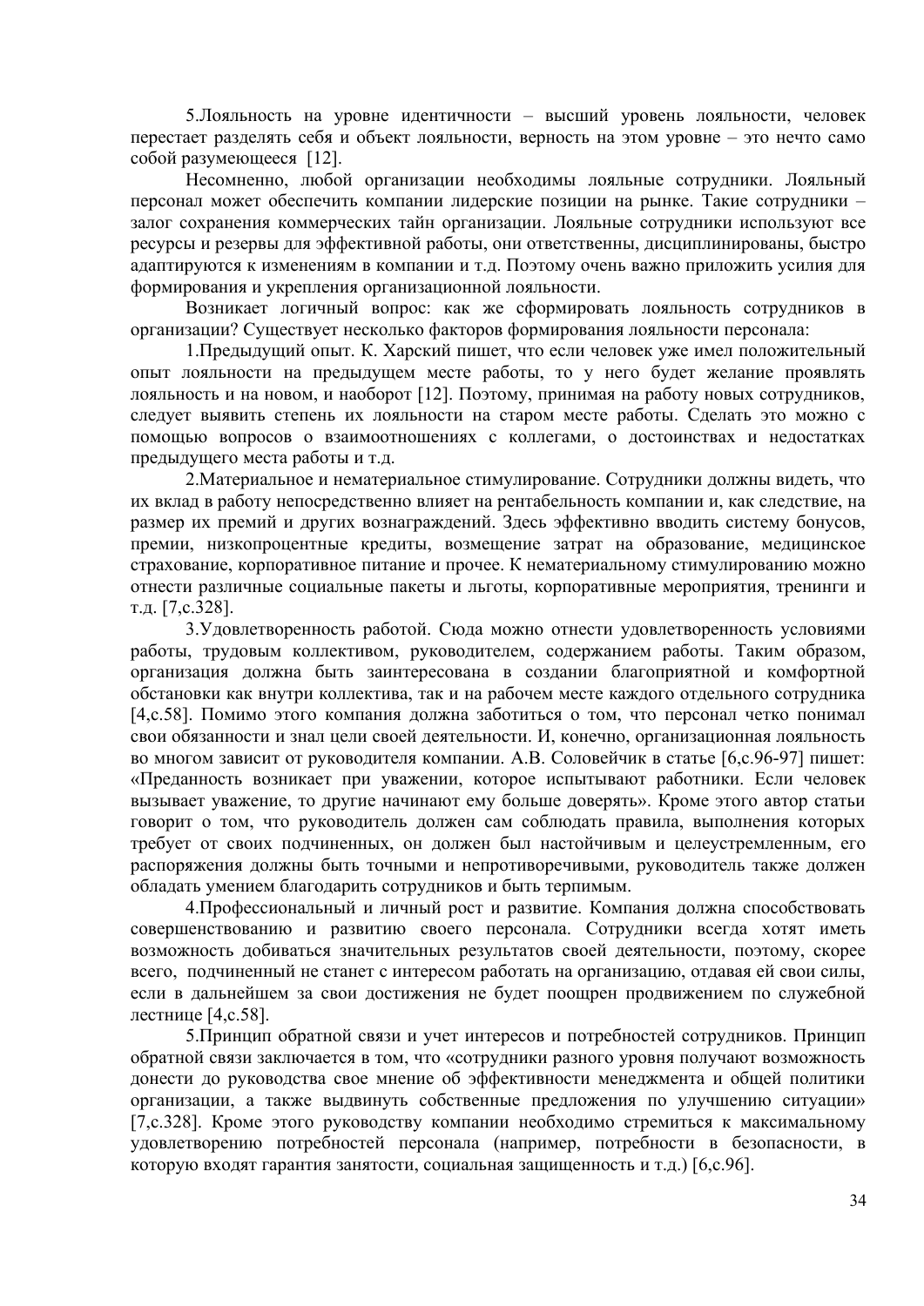5.Лояльность на уровне идентичности – высший уровень лояльности, человек перестает разделять себя и объект лояльности, верность на этом уровне – это нечто само собой разумеющееся [12].

Несомненно, любой организации необходимы лояльные сотрудники. Лояльный персонал может обеспечить компании лидерские позиции на рынке. Такие сотрудники – залог сохранения коммерческих тайн организации. Лояльные сотрудники используют все ресурсы и резервы для эффективной работы, они ответственны, дисциплинированы, быстро адаптируются к изменениям в компании и т.д. Поэтому очень важно приложить усилия для формирования и укрепления организационной лояльности.

Возникает логичный вопрос: как же сформировать лояльность сотрудников в организации? Существует несколько факторов формирования лояльности персонала:

1.Предыдущий опыт. К. Харский пишет, что если человек уже имел положительный опыт лояльности на предыдущем месте работы, то у него будет желание проявлять лояльность и на новом, и наоборот [12]. Поэтому, принимая на работу новых сотрудников, следует выявить степень их лояльности на старом месте работы. Сделать это можно с помощью вопросов о взаимоотношениях с коллегами, о достоинствах и недостатках предыдущего места работы и т.д.

2.Материальное и нематериальное стимулирование. Сотрудники должны видеть, что их вклад в работу непосредственно влияет на рентабельность компании и, как следствие, на размер их премий и других вознаграждений. Здесь эффективно вводить систему бонусов, премии, низкопроцентные кредиты, возмещение затрат на образование, медицинское страхование, корпоративное питание и прочее. К нематериальному стимулированию можно отнести различные социальные пакеты и льготы, корпоративные мероприятия, тренинги и т.д. [7,с.328].

3.Удовлетворенность работой. Сюда можно отнести удовлетворенность условиями работы, трудовым коллективом, руководителем, содержанием работы. Таким образом, организация должна быть заинтересована в создании благоприятной и комфортной обстановки как внутри коллектива, так и на рабочем месте каждого отдельного сотрудника [4,с.58]. Помимо этого компания должна заботиться о том, что персонал четко понимал свои обязанности и знал цели своей деятельности. И, конечно, организационная лояльность во многом зависит от руководителя компании. А.В. Соловейчик в статье [6,с.96-97] пишет: «Преданность возникает при уважении, которое испытывают работники. Если человек вызывает уважение, то другие начинают ему больше доверять». Кроме этого автор статьи говорит о том, что руководитель должен сам соблюдать правила, выполнения которых требует от своих подчиненных, он должен был настойчивым и целеустремленным, его распоряжения должны быть точными и непротиворечивыми, руководитель также должен обладать умением благодарить сотрудников и быть терпимым.

4.Профессиональный и личный рост и развитие. Компания должна способствовать совершенствованию и развитию своего персонала. Сотрудники всегда хотят иметь возможность добиваться значительных результатов своей деятельности, поэтому, скорее всего, подчиненный не станет с интересом работать на организацию, отдавая ей свои силы, если в дальнейшем за свои достижения не будет поощрен продвижением по служебной лестнице [4,с.58].

5.Принцип обратной связи и учет интересов и потребностей сотрудников. Принцип обратной связи заключается в том, что «сотрудники разного уровня получают возможность донести до руководства свое мнение об эффективности менеджмента и общей политики организации, а также выдвинуть собственные предложения по улучшению ситуации» [7,с.328]. Кроме этого руководству компании необходимо стремиться к максимальному удовлетворению потребностей персонала (например, потребности в безопасности, в которую входят гарантия занятости, социальная защищенность и т.д.) [6,с.96].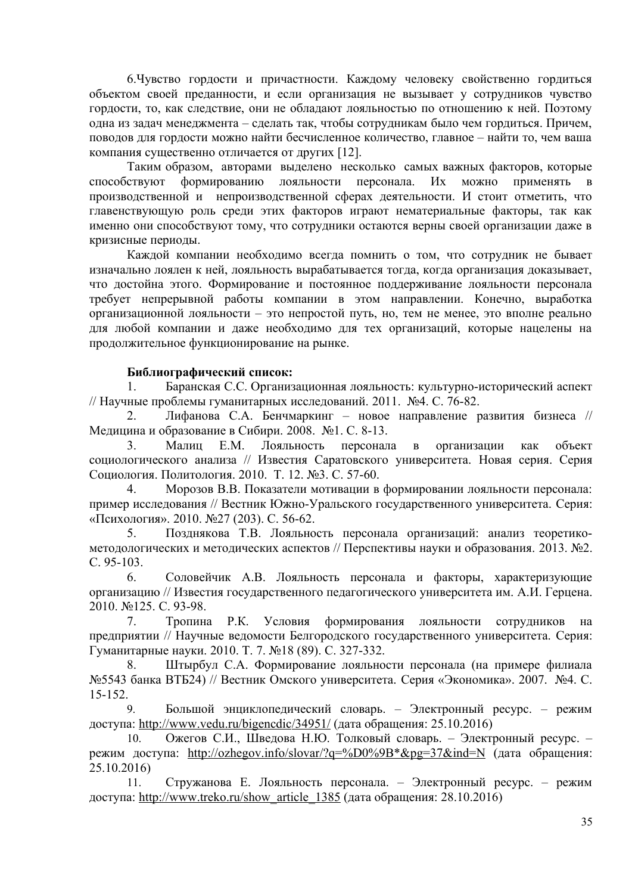6.Чувство гордости и причастности. Каждому человеку свойственно гордиться объектом своей преданности, и если организация не вызывает у сотрудников чувство гордости, то, как следствие, они не обладают лояльностью по отношению к ней. Поэтому одна из задач менеджмента – сделать так, чтобы сотрудникам было чем гордиться. Причем, поводов для гордости можно найти бесчисленное количество, главное – найти то, чем ваша компания существенно отличается от других [12].

Таким образом, авторами выделено несколько самых важных факторов, которые способствуют формированию лояльности персонала. Их можно применять в производственной и непроизводственной сферах деятельности. И стоит отметить, что главенствующую роль среди этих факторов играют нематериальные факторы, так как именно они способствуют тому, что сотрудники остаются верны своей организации даже в кризисные периоды.

Каждой компании необходимо всегда помнить о том, что сотрудник не бывает изначально лоялен к ней, лояльность вырабатывается тогда, когда организация доказывает, что достойна этого. Формирование и постоянное поддерживание лояльности персонала требует непрерывной работы компании в этом направлении. Конечно, выработка организационной лояльности – это непростой путь, но, тем не менее, это вполне реально для любой компании и даже необходимо для тех организаций, которые нацелены на продолжительное функционирование на рынке.

**Библиографический список:**

1. Баранская С.С. Организационная лояльность: культурно-исторический аспект // Научные проблемы гуманитарных исследований. 2011. №4. С. 76-82.
2. Лифанова С.А. Бенчмаркинг – новое направление развития бизнеса // Медицина и образование в Сибири. 2008. №1. С. 8-13.
3. Малиц Е.М. Лояльность персонала в организации как объект социологического анализа // Известия Саратовского университета. Новая серия. Серия Социология. Политология. 2010. Т. 12. №3. С. 57-60.
4. Морозов В.В. Показатели мотивации в формировании лояльности персонала: пример исследования // Вестник Южно-Уральского государственного университета. Серия: «Психология». 2010. №27 (203). С. 56-62.
5. Позднякова Т.В. Лояльность персонала организаций: анализ теоретико-методологических и методических аспектов // Перспективы науки и образования. 2013. №2. С. 95-103.
6. Соловейчик А.В. Лояльность персонала и факторы, характеризующие организацию // Известия государственного педагогического университета им. А.И. Герцена. 2010. №125. С. 93-98.
7. Тропина Р.К. Условия формирования лояльности сотрудников на предприятии // Научные ведомости Белгородского государственного университета. Серия: Гуманитарные науки. 2010. Т. 7. №18 (89). С. 327-332.
8. Штырбул С.А. Формирование лояльности персонала (на примере филиала №5543 банка ВТБ24) // Вестник Омского университета. Серия «Экономика». 2007. №4. С. 15-152.
9. Большой энциклопедический словарь. – Электронный ресурс. – режим доступа: http://www.vedu.ru/bigencdic/34951/ (дата обращения: 25.10.2016)
10. Ожегов С.И., Шведова Н.Ю. Толковый словарь. – Электронный ресурс. – режим доступа: http://ozhegov.info/slovar/?q=%D0%9B*&pg=37&ind=N (дата обращения: 25.10.2016)
11. Стружанова Е. Лояльность персонала. – Электронный ресурс. – режим доступа: http://www.treko.ru/show_article_1385 (дата обращения: 28.10.2016)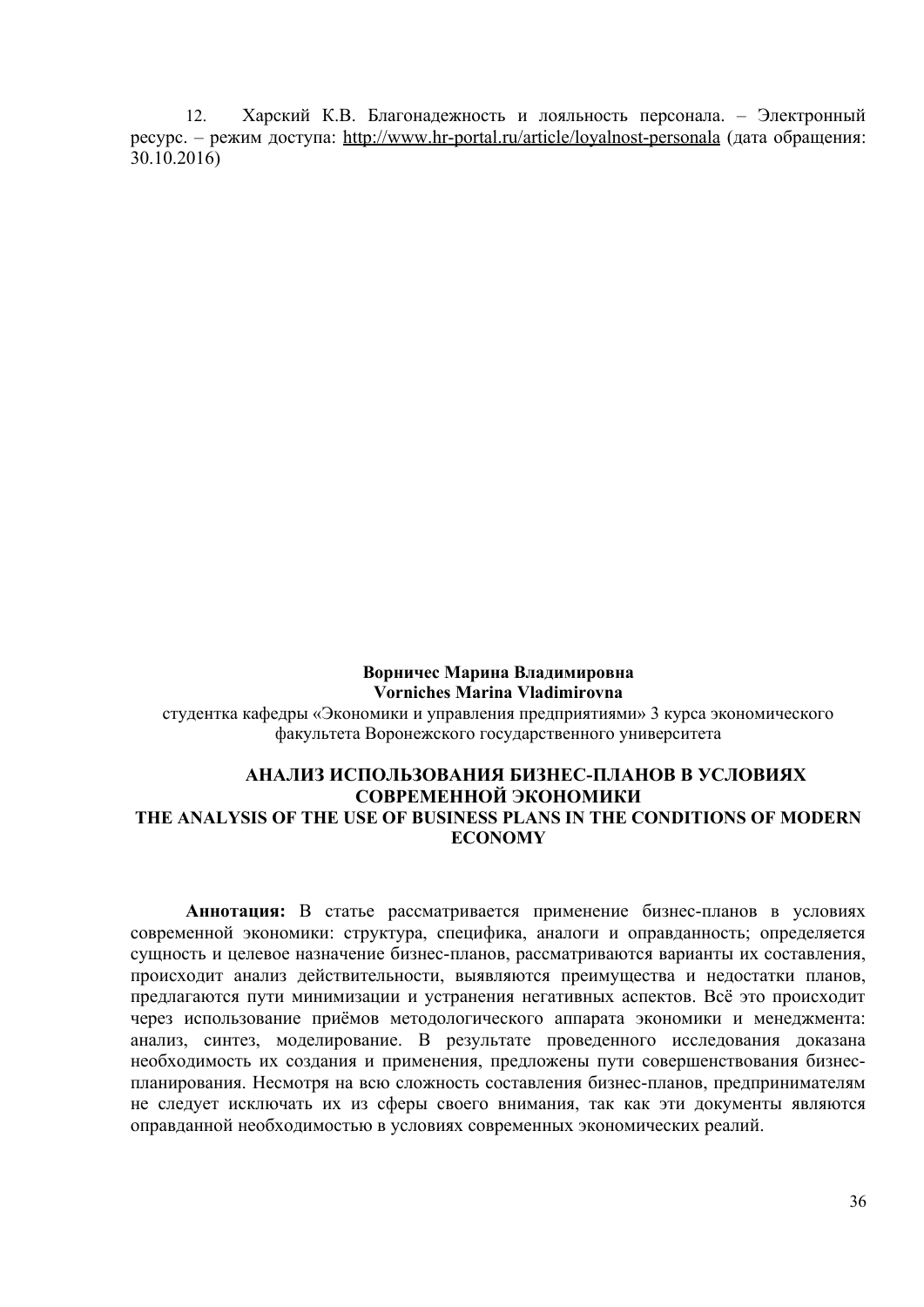12. Харский К.В. Благонадежность и лояльность персонала. – Электронный ресурс. – режим доступа: http://www.hr-portal.ru/article/loyalnost-personala (дата обращения: 30.10.2016)

**Ворничес Марина Владимировна**
**Vorniches Marina Vladimirovna**

студентка кафедры «Экономики и управления предприятиями» 3 курса экономического факультета Воронежского государственного университета

## АНАЛИЗ ИСПОЛЬЗОВАНИЯ БИЗНЕС-ПЛАНОВ В УСЛОВИЯХ СОВРЕМЕННОЙ ЭКОНОМИКИ
## THE ANALYSIS OF THE USE OF BUSINESS PLANS IN THE CONDITIONS OF MODERN ECONOMY

**Аннотация:** В статье рассматривается применение бизнес-планов в условиях современной экономики: структура, специфика, аналоги и оправданность; определяется сущность и целевое назначение бизнес-планов, рассматриваются варианты их составления, происходит анализ действительности, выявляются преимущества и недостатки планов, предлагаются пути минимизации и устранения негативных аспектов. Всё это происходит через использование приёмов методологического аппарата экономики и менеджмента: анализ, синтез, моделирование. В результате проведенного исследования доказана необходимость их создания и применения, предложены пути совершенствования бизнес-планирования. Несмотря на всю сложность составления бизнес-планов, предпринимателям не следует исключать их из сферы своего внимания, так как эти документы являются оправданной необходимостью в условиях современных экономических реалий.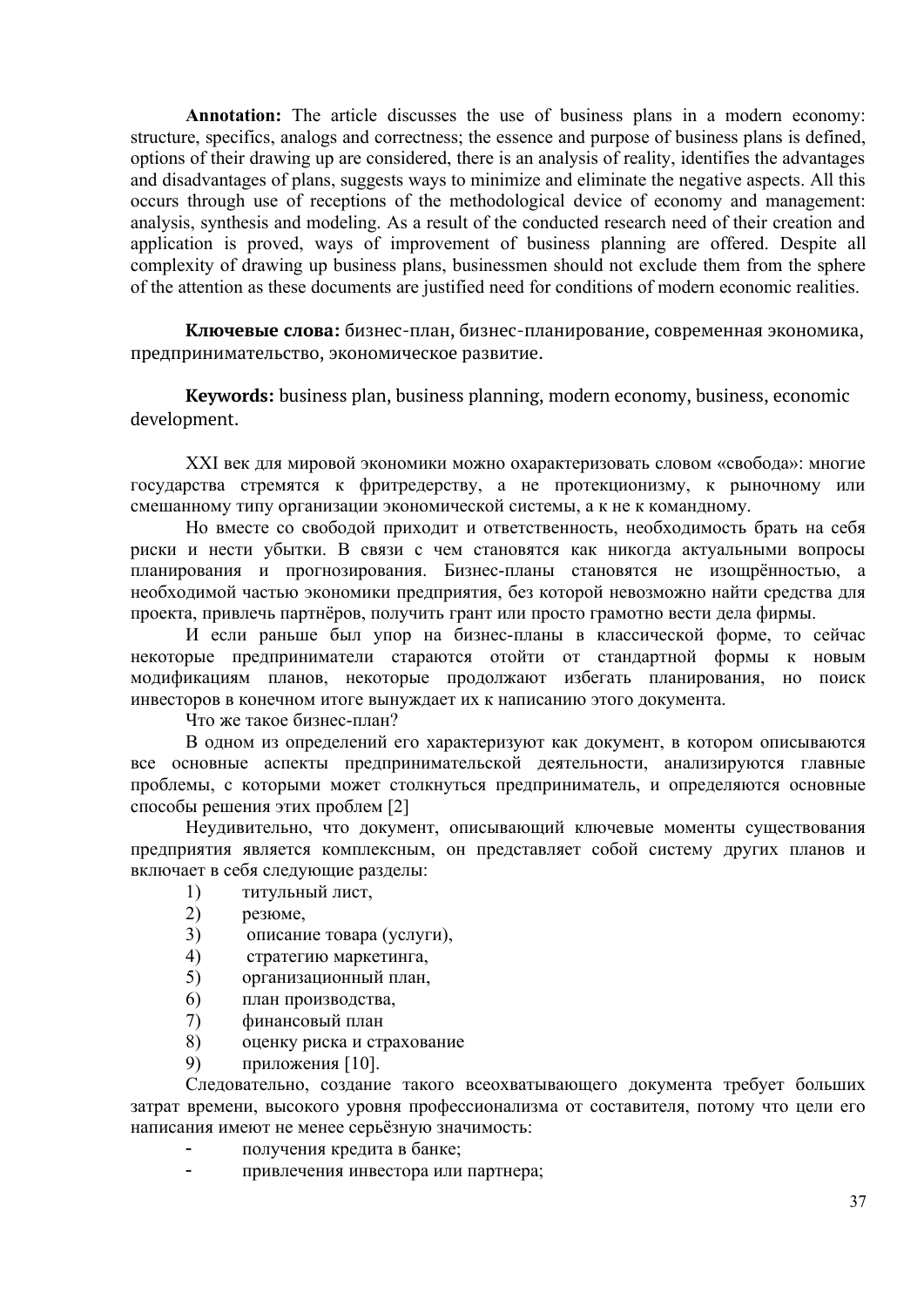**Annotation:** The article discusses the use of business plans in a modern economy: structure, specifics, analogs and correctness; the essence and purpose of business plans is defined, options of their drawing up are considered, there is an analysis of reality, identifies the advantages and disadvantages of plans, suggests ways to minimize and eliminate the negative aspects. All this occurs through use of receptions of the methodological device of economy and management: analysis, synthesis and modeling. As a result of the conducted research need of their creation and application is proved, ways of improvement of business planning are offered. Despite all complexity of drawing up business plans, businessmen should not exclude them from the sphere of the attention as these documents are justified need for conditions of modern economic realities.

**Ключевые слова:** бизнес-план, бизнес-планирование, современная экономика, предпринимательство, экономическое развитие.

**Keywords:** business plan, business planning, modern economy, business, economic development.

XXI век для мировой экономики можно охарактеризовать словом «свобода»: многие государства стремятся к фритредерству, а не протекционизму, к рыночному или смешанному типу организации экономической системы, а к не к командному.

Но вместе со свободой приходит и ответственность, необходимость брать на себя риски и нести убытки. В связи с чем становятся как никогда актуальными вопросы планирования и прогнозирования. Бизнес-планы становятся не изощрённостью, а необходимой частью экономики предприятия, без которой невозможно найти средства для проекта, привлечь партнёров, получить грант или просто грамотно вести дела фирмы.

И если раньше был упор на бизнес-планы в классической форме, то сейчас некоторые предприниматели стараются отойти от стандартной формы к новым модификациям планов, некоторые продолжают избегать планирования, но поиск инвесторов в конечном итоге вынуждает их к написанию этого документа.

Что же такое бизнес-план?

В одном из определений его характеризуют как документ, в котором описываются все основные аспекты предпринимательской деятельности, анализируются главные проблемы, с которыми может столкнуться предприниматель, и определяются основные способы решения этих проблем [2]

Неудивительно, что документ, описывающий ключевые моменты существования предприятия является комплексным, он представляет собой систему других планов и включает в себя следующие разделы:

1) титульный лист,
2) резюме,
3) описание товара (услуги),
4) стратегию маркетинга,
5) организационный план,
6) план производства,
7) финансовый план
8) оценку риска и страхование
9) приложения [10].

Следовательно, создание такого всеохватывающего документа требует больших затрат времени, высокого уровня профессионализма от составителя, потому что цели его написания имеют не менее серьёзную значимость:

- получения кредита в банке;
- привлечения инвестора или партнера;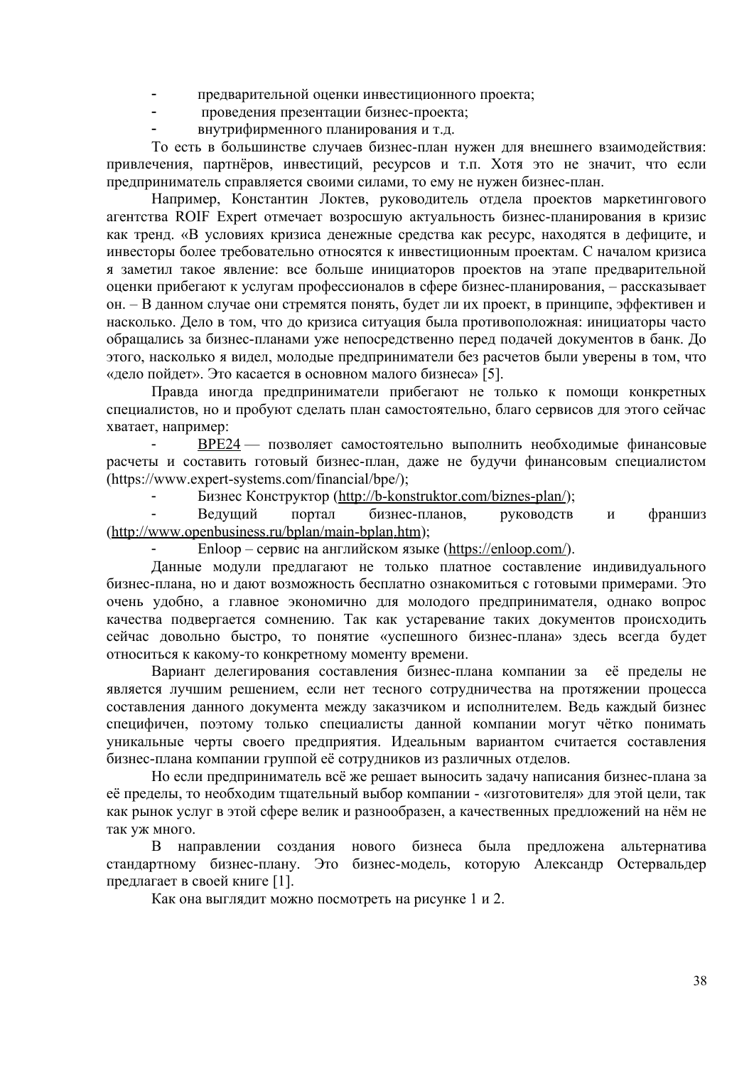- предварительной оценки инвестиционного проекта;
- проведения презентации бизнес-проекта;
- внутрифирменного планирования и т.д.

То есть в большинстве случаев бизнес-план нужен для внешнего взаимодействия: привлечения, партнёров, инвестиций, ресурсов и т.п. Хотя это не значит, что если предприниматель справляется своими силами, то ему не нужен бизнес-план.

Например, Константин Локтев, руководитель отдела проектов маркетингового агентства ROIF Expert отмечает возросшую актуальность бизнес-планирования в кризис как тренд. «В условиях кризиса денежные средства как ресурс, находятся в дефиците, и инвесторы более требовательно относятся к инвестиционным проектам. С началом кризиса я заметил такое явление: все больше инициаторов проектов на этапе предварительной оценки прибегают к услугам профессионалов в сфере бизнес-планирования, – рассказывает он. – В данном случае они стремятся понять, будет ли их проект, в принципе, эффективен и насколько. Дело в том, что до кризиса ситуация была противоположная: инициаторы часто обращались за бизнес-планами уже непосредственно перед подачей документов в банк. До этого, насколько я видел, молодые предприниматели без расчетов были уверены в том, что «дело пойдет». Это касается в основном малого бизнеса» [5].

Правда иногда предприниматели прибегают не только к помощи конкретных специалистов, но и пробуют сделать план самостоятельно, благо сервисов для этого сейчас хватает, например:

- BPE24 — позволяет самостоятельно выполнить необходимые финансовые расчеты и составить готовый бизнес-план, даже не будучи финансовым специалистом (https://www.expert-systems.com/financial/bpe/);
- Бизнес Конструктор (http://b-konstruktor.com/biznes-plan/);
- Ведущий портал бизнес-планов, руководств и франшиз (http://www.openbusiness.ru/bplan/main-bplan.htm);
- Enloop – сервис на английском языке (https://enloop.com/).

Данные модули предлагают не только платное составление индивидуального бизнес-плана, но и дают возможность бесплатно ознакомиться с готовыми примерами. Это очень удобно, а главное экономично для молодого предпринимателя, однако вопрос качества подвергается сомнению. Так как устаревание таких документов происходить сейчас довольно быстро, то понятие «успешного бизнес-плана» здесь всегда будет относиться к какому-то конкретному моменту времени.

Вариант делегирования составления бизнес-плана компании за её пределы не является лучшим решением, если нет тесного сотрудничества на протяжении процесса составления данного документа между заказчиком и исполнителем. Ведь каждый бизнес специфичен, поэтому только специалисты данной компании могут чётко понимать уникальные черты своего предприятия. Идеальным вариантом считается составления бизнес-плана компании группой её сотрудников из различных отделов.

Но если предприниматель всё же решает выносить задачу написания бизнес-плана за её пределы, то необходим тщательный выбор компании - «изготовителя» для этой цели, так как рынок услуг в этой сфере велик и разнообразен, а качественных предложений на нём не так уж много.

В направлении создания нового бизнеса была предложена альтернатива стандартному бизнес-плану. Это бизнес-модель, которую Александр Остервальдер предлагает в своей книге [1].

Как она выглядит можно посмотреть на рисунке 1 и 2.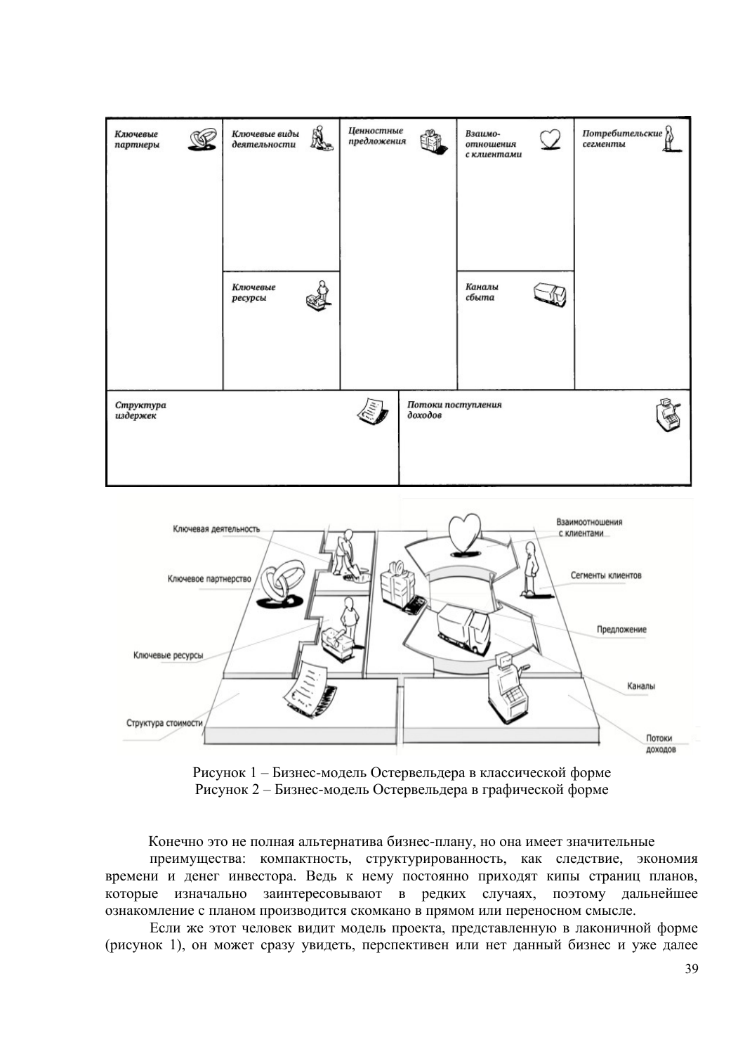| Ключевые партнеры | Ключевые виды деятельности | Ценностные предложения | Взаимо-отношения с клиентами | Потребительские сегменты |
|---|---|---|---|---|
| | Ключевые ресурсы | | Каналы сбыта | |
| Структура издержек | | Потоки поступления доходов | | |

Рисунок 1 – Бизнес-модель Остервельдера в классической форме

Рисунок 2 – Бизнес-модель Остервельдера в графической форме

Конечно это не полная альтернатива бизнес-плану, но она имеет значительные преимущества: компактность, структурированность, как следствие, экономия времени и денег инвестора. Ведь к нему постоянно приходят кипы страниц планов, которые изначально заинтересовывают в редких случаях, поэтому дальнейшее ознакомление с планом производится скомкано в прямом или переносном смысле.

Если же этот человек видит модель проекта, представленную в лаконичной форме (рисунок 1), он может сразу увидеть, перспективен или нет данный бизнес и уже далее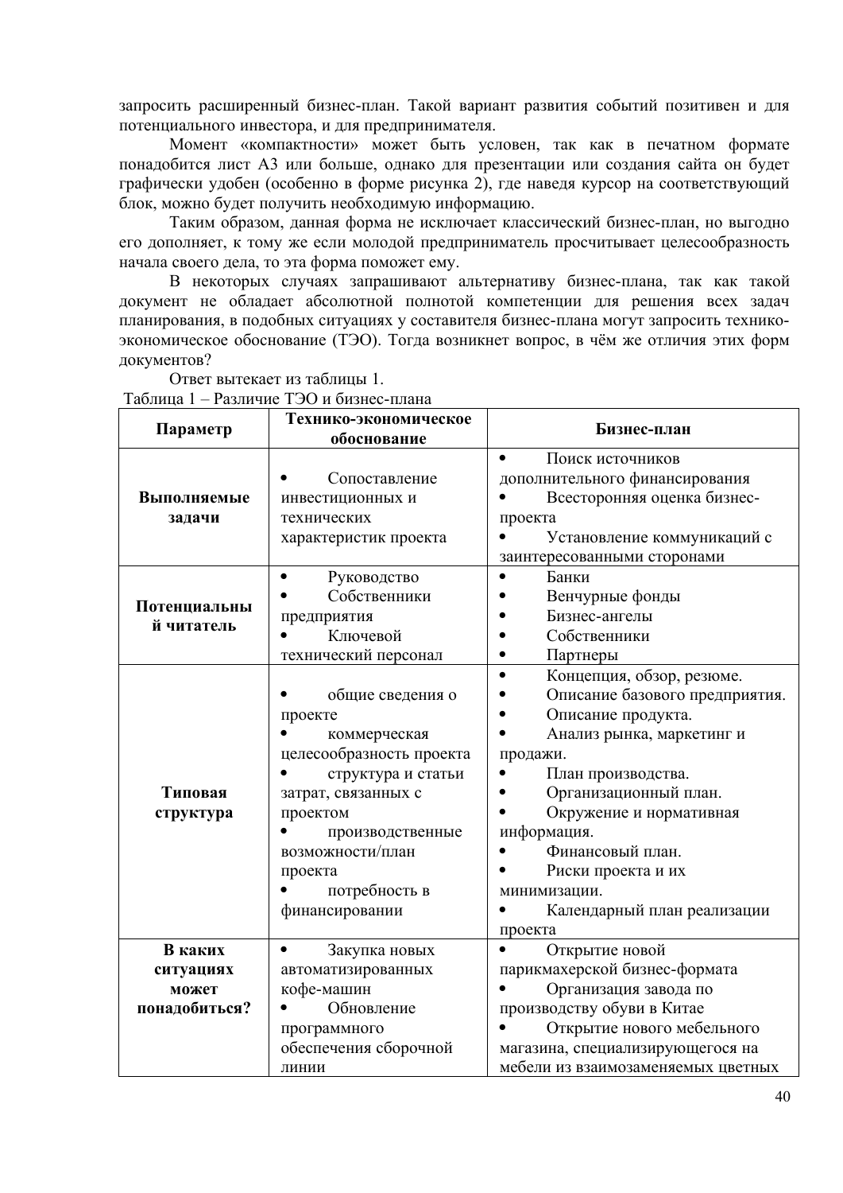запросить расширенный бизнес-план. Такой вариант развития событий позитивен и для потенциального инвестора, и для предпринимателя.

Момент «компактности» может быть условен, так как в печатном формате понадобится лист А3 или больше, однако для презентации или создания сайта он будет графически удобен (особенно в форме рисунка 2), где наведя курсор на соответствующий блок, можно будет получить необходимую информацию.

Таким образом, данная форма не исключает классический бизнес-план, но выгодно его дополняет, к тому же если молодой предприниматель просчитывает целесообразность начала своего дела, то эта форма поможет ему.

В некоторых случаях запрашивают альтернативу бизнес-плана, так как такой документ не обладает абсолютной полнотой компетенции для решения всех задач планирования, в подобных ситуациях у составителя бизнес-плана могут запросить технико-экономическое обоснование (ТЭО). Тогда возникнет вопрос, в чём же отличия этих форм документов?

Ответ вытекает из таблицы 1.

Таблица 1 – Различие ТЭО и бизнес-плана

| Параметр | Технико-экономическое обоснование | Бизнес-план |
|---|---|---|
| **Выполняемые задачи** | • Сопоставление инвестиционных и технических характеристик проекта | • Поиск источников дополнительного финансирования<br>• Всесторонняя оценка бизнес-проекта<br>• Установление коммуникаций с заинтересованными сторонами |
| **Потенциальный читатель** | • Руководство<br>• Собственники предприятия<br>• Ключевой технический персонал | • Банки<br>• Венчурные фонды<br>• Бизнес-ангелы<br>• Собственники<br>• Партнеры |
| **Типовая структура** | • общие сведения о проекте<br>• коммерческая целесообразность проекта<br>• структура и статьи затрат, связанных с проектом<br>• производственные возможности/план проекта<br>• потребность в финансировании | • Концепция, обзор, резюме.<br>• Описание базового предприятия.<br>• Описание продукта.<br>• Анализ рынка, маркетинг и продажи.<br>• План производства.<br>• Организационный план.<br>• Окружение и нормативная информация.<br>• Финансовый план.<br>• Риски проекта и их минимизации.<br>• Календарный план реализации проекта |
| **В каких ситуациях может понадобиться?** | • Закупка новых автоматизированных кофе-машин<br>• Обновление программного обеспечения сборочной линии | • Открытие новой парикмахерской бизнес-формата<br>• Организация завода по производству обуви в Китае<br>• Открытие нового мебельного магазина, специализирующегося на мебели из взаимозаменяемых цветных |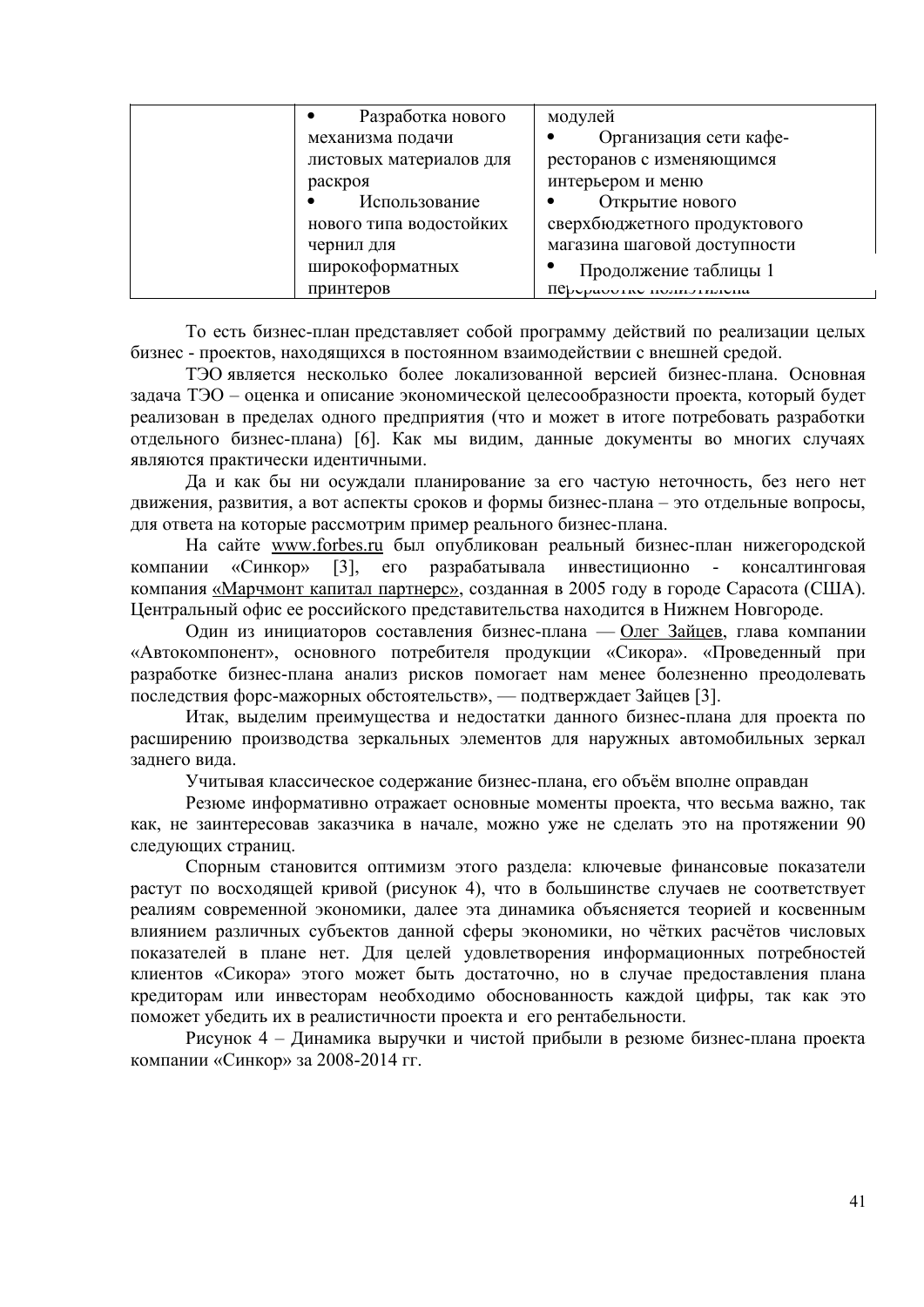|  | • Разработка нового механизма подачи листовых материалов для раскроя<br>• Использование нового типа водостойких чернил для широкоформатных принтеров | модулей<br>• Организация сети кафе-ресторанов с изменяющимся интерьером и меню<br>• Открытие нового сверхбюджетного продуктового магазина шаговой доступности<br>• Продолжение таблицы 1 переработке полиэтилена |
|---|---|---|

То есть бизнес-план представляет собой программу действий по реализации целых бизнес - проектов, находящихся в постоянном взаимодействии с внешней средой.

ТЭО является несколько более локализованной версией бизнес-плана. Основная задача ТЭО – оценка и описание экономической целесообразности проекта, который будет реализован в пределах одного предприятия (что и может в итоге потребовать разработки отдельного бизнес-плана) [6]. Как мы видим, данные документы во многих случаях являются практически идентичными.

Да и как бы ни осуждали планирование за его частую неточность, без него нет движения, развития, а вот аспекты сроков и формы бизнес-плана – это отдельные вопросы, для ответа на которые рассмотрим пример реального бизнес-плана.

На сайте www.forbes.ru был опубликован реальный бизнес-план нижегородской компании «Синкор» [3], его разрабатывала инвестиционно - консалтинговая компания «Марчмонт капитал партнерс», созданная в 2005 году в городе Сарасота (США). Центральный офис ее российского представительства находится в Нижнем Новгороде.

Один из инициаторов составления бизнес-плана — Олег Зайцев, глава компании «Автокомпонент», основного потребителя продукции «Сикора». «Проведенный при разработке бизнес-плана анализ рисков помогает нам менее болезненно преодолевать последствия форс-мажорных обстоятельств», — подтверждает Зайцев [3].

Итак, выделим преимущества и недостатки данного бизнес-плана для проекта по расширению производства зеркальных элементов для наружных автомобильных зеркал заднего вида.

Учитывая классическое содержание бизнес-плана, его объём вполне оправдан

Резюме информативно отражает основные моменты проекта, что весьма важно, так как, не заинтересовав заказчика в начале, можно уже не сделать это на протяжении 90 следующих страниц.

Спорным становится оптимизм этого раздела: ключевые финансовые показатели растут по восходящей кривой (рисунок 4), что в большинстве случаев не соответствует реалиям современной экономики, далее эта динамика объясняется теорией и косвенным влиянием различных субъектов данной сферы экономики, но чётких расчётов числовых показателей в плане нет. Для целей удовлетворения информационных потребностей клиентов «Сикора» этого может быть достаточно, но в случае предоставления плана кредиторам или инвесторам необходимо обоснованность каждой цифры, так как это поможет убедить их в реалистичности проекта и его рентабельности.

Рисунок 4 – Динамика выручки и чистой прибыли в резюме бизнес-плана проекта компании «Синкор» за 2008-2014 гг.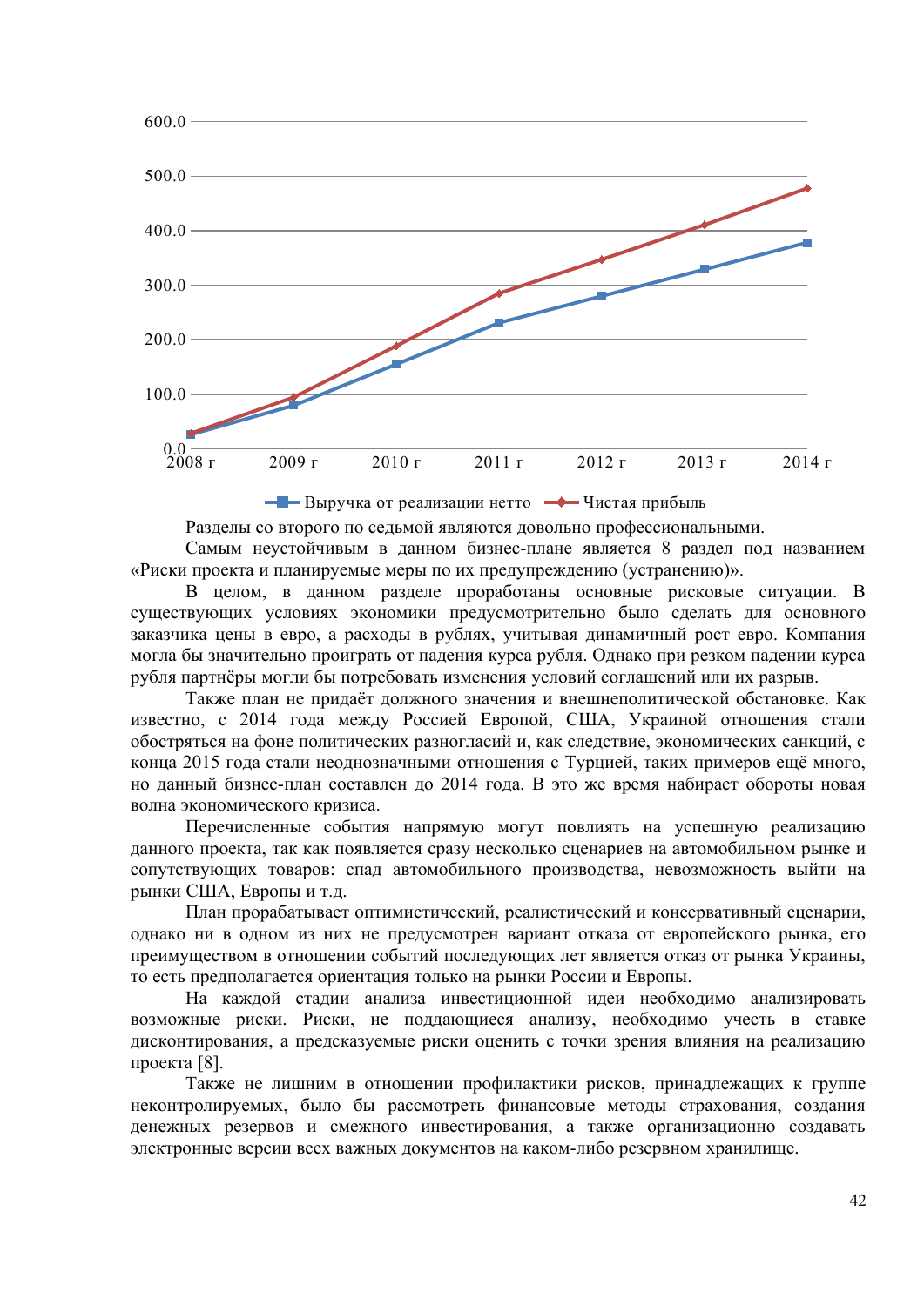Разделы со второго по седьмой являются довольно профессиональными.

Самым неустойчивым в данном бизнес-плане является 8 раздел под названием «Риски проекта и планируемые меры по их предупреждению (устранению)».

В целом, в данном разделе проработаны основные рисковые ситуации. В существующих условиях экономики предусмотрительно было сделать для основного заказчика цены в евро, а расходы в рублях, учитывая динамичный рост евро. Компания могла бы значительно проиграть от падения курса рубля. Однако при резком падении курса рубля партнёры могли бы потребовать изменения условий соглашений или их разрыв.

Также план не придаёт должного значения и внешнеполитической обстановке. Как известно, с 2014 года между Россией Европой, США, Украиной отношения стали обостряться на фоне политических разногласий и, как следствие, экономических санкций, с конца 2015 года стали неоднозначными отношения с Турцией, таких примеров ещё много, но данный бизнес-план составлен до 2014 года. В это же время набирает обороты новая волна экономического кризиса.

Перечисленные события напрямую могут повлиять на успешную реализацию данного проекта, так как появляется сразу несколько сценариев на автомобильном рынке и сопутствующих товаров: спад автомобильного производства, невозможность выйти на рынки США, Европы и т.д.

План прорабатывает оптимистический, реалистический и консервативный сценарии, однако ни в одном из них не предусмотрен вариант отказа от европейского рынка, его преимуществом в отношении событий последующих лет является отказ от рынка Украины, то есть предполагается ориентация только на рынки России и Европы.

На каждой стадии анализа инвестиционной идеи необходимо анализировать возможные риски. Риски, не поддающиеся анализу, необходимо учесть в ставке дисконтирования, а предсказуемые риски оценить с точки зрения влияния на реализацию проекта [8].

Также не лишним в отношении профилактики рисков, принадлежащих к группе неконтролируемых, было бы рассмотреть финансовые методы страхования, создания денежных резервов и смежного инвестирования, а также организационно создавать электронные версии всех важных документов на каком-либо резервном хранилище.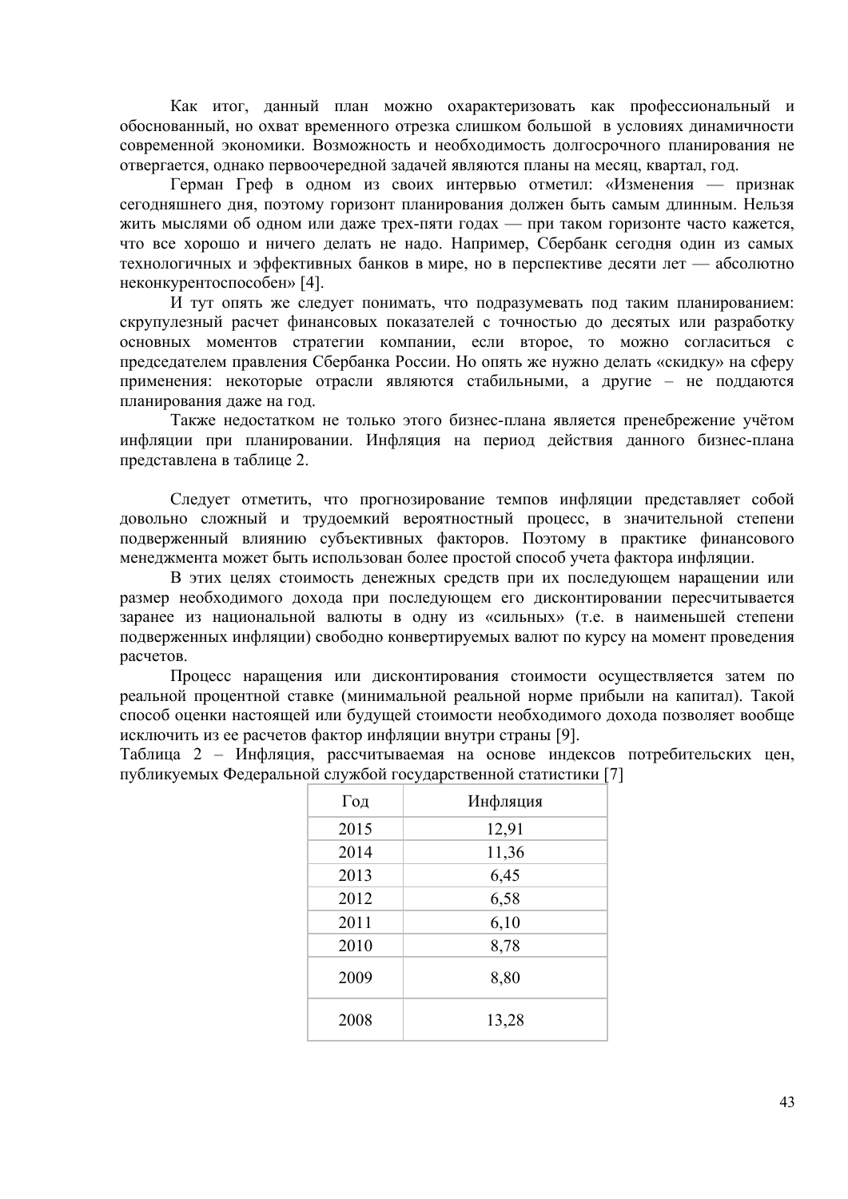Как итог, данный план можно охарактеризовать как профессиональный и обоснованный, но охват временного отрезка слишком большой в условиях динамичности современной экономики. Возможность и необходимость долгосрочного планирования не отвергается, однако первоочередной задачей являются планы на месяц, квартал, год.

Герман Греф в одном из своих интервью отметил: «Изменения — признак сегодняшнего дня, поэтому горизонт планирования должен быть самым длинным. Нельзя жить мыслями об одном или даже трех-пяти годах — при таком горизонте часто кажется, что все хорошо и ничего делать не надо. Например, Сбербанк сегодня один из самых технологичных и эффективных банков в мире, но в перспективе десяти лет — абсолютно неконкурентоспособен» [4].

И тут опять же следует понимать, что подразумевать под таким планированием: скрупулезный расчет финансовых показателей с точностью до десятых или разработку основных моментов стратегии компании, если второе, то можно согласиться с председателем правления Сбербанка России. Но опять же нужно делать «скидку» на сферу применения: некоторые отрасли являются стабильными, а другие – не поддаются планирования даже на год.

Также недостатком не только этого бизнес-плана является пренебрежение учётом инфляции при планировании. Инфляция на период действия данного бизнес-плана представлена в таблице 2.

Следует отметить, что прогнозирование темпов инфляции представляет собой довольно сложный и трудоемкий вероятностный процесс, в значительной степени подверженный влиянию субъективных факторов. Поэтому в практике финансового менеджмента может быть использован более простой способ учета фактора инфляции.

В этих целях стоимость денежных средств при их последующем наращении или размер необходимого дохода при последующем его дисконтировании пересчитывается заранее из национальной валюты в одну из «сильных» (т.е. в наименьшей степени подверженных инфляции) свободно конвертируемых валют по курсу на момент проведения расчетов.

Процесс наращения или дисконтирования стоимости осуществляется затем по реальной процентной ставке (минимальной реальной норме прибыли на капитал). Такой способ оценки настоящей или будущей стоимости необходимого дохода позволяет вообще исключить из ее расчетов фактор инфляции внутри страны [9].

Таблица 2 – Инфляция, рассчитываемая на основе индексов потребительских цен, публикуемых Федеральной службой государственной статистики [7]

| Год | Инфляция |
|---|---|
| 2015 | 12,91 |
| 2014 | 11,36 |
| 2013 | 6,45 |
| 2012 | 6,58 |
| 2011 | 6,10 |
| 2010 | 8,78 |
| 2009 | 8,80 |
| 2008 | 13,28 |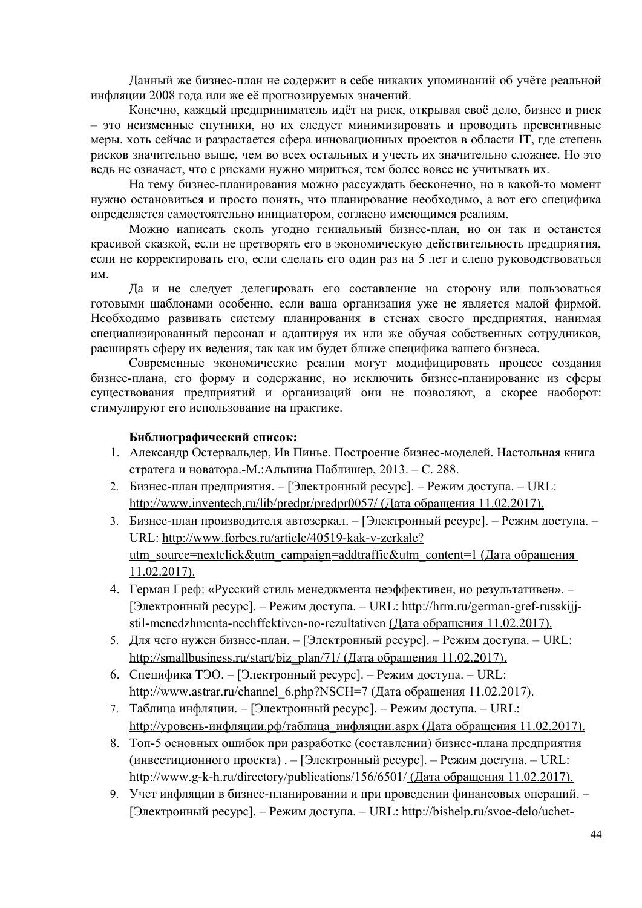Данный же бизнес-план не содержит в себе никаких упоминаний об учёте реальной инфляции 2008 года или же её прогнозируемых значений.

Конечно, каждый предприниматель идёт на риск, открывая своё дело, бизнес и риск – это неизменные спутники, но их следует минимизировать и проводить превентивные меры. хоть сейчас и разрастается сфера инновационных проектов в области IT, где степень рисков значительно выше, чем во всех остальных и учесть их значительно сложнее. Но это ведь не означает, что с рисками нужно мириться, тем более вовсе не учитывать их.

На тему бизнес-планирования можно рассуждать бесконечно, но в какой-то момент нужно остановиться и просто понять, что планирование необходимо, а вот его специфика определяется самостоятельно инициатором, согласно имеющимся реалиям.

Можно написать сколь угодно гениальный бизнес-план, но он так и останется красивой сказкой, если не претворять его в экономическую действительность предприятия, если не корректировать его, если сделать его один раз на 5 лет и слепо руководствоваться им.

Да и не следует делегировать его составление на сторону или пользоваться готовыми шаблонами особенно, если ваша организация уже не является малой фирмой. Необходимо развивать систему планирования в стенах своего предприятия, нанимая специализированный персонал и адаптируя их или же обучая собственных сотрудников, расширять сферу их ведения, так как им будет ближе специфика вашего бизнеса.

Современные экономические реалии могут модифицировать процесс создания бизнес-плана, его форму и содержание, но исключить бизнес-планирование из сферы существования предприятий и организаций они не позволяют, а скорее наоборот: стимулируют его использование на практике.

**Библиографический список:**

1. Александр Остервальдер, Ив Пинье. Построение бизнес-моделей. Настольная книга стратега и новатора.-М.:Альпина Паблишер, 2013. – С. 288.
2. Бизнес-план предприятия. – [Электронный ресурс]. – Режим доступа. – URL: http://www.inventech.ru/lib/predpr/predpr0057/ (Дата обращения 11.02.2017).
3. Бизнес-план производителя автозеркал. – [Электронный ресурс]. – Режим доступа. – URL: http://www.forbes.ru/article/40519-kak-v-zerkale?utm_source=nextclick&utm_campaign=addtraffic&utm_content=1 (Дата обращения 11.02.2017).
4. Герман Греф: «Русский стиль менеджмента неэффективен, но результативен». – [Электронный ресурс]. – Режим доступа. – URL: http://hrm.ru/german-gref-russkijj-stil-menedzhmenta-neehffektiven-no-rezultativen (Дата обращения 11.02.2017).
5. Для чего нужен бизнес-план. – [Электронный ресурс]. – Режим доступа. – URL: http://smallbusiness.ru/start/biz_plan/71/ (Дата обращения 11.02.2017).
6. Специфика ТЭО. – [Электронный ресурс]. – Режим доступа. – URL: http://www.astrar.ru/channel_6.php?NSCH=7 (Дата обращения 11.02.2017).
7. Таблица инфляции. – [Электронный ресурс]. – Режим доступа. – URL: http://уровень-инфляции.рф/таблица_инфляции.aspx (Дата обращения 11.02.2017).
8. Топ-5 основных ошибок при разработке (составлении) бизнес-плана предприятия (инвестиционного проекта) . – [Электронный ресурс]. – Режим доступа. – URL: http://www.g-k-h.ru/directory/publications/156/6501/ (Дата обращения 11.02.2017).
9. Учет инфляции в бизнес-планировании и при проведении финансовых операций. – [Электронный ресурс]. – Режим доступа. – URL: http://bishelp.ru/svoe-delo/uchet-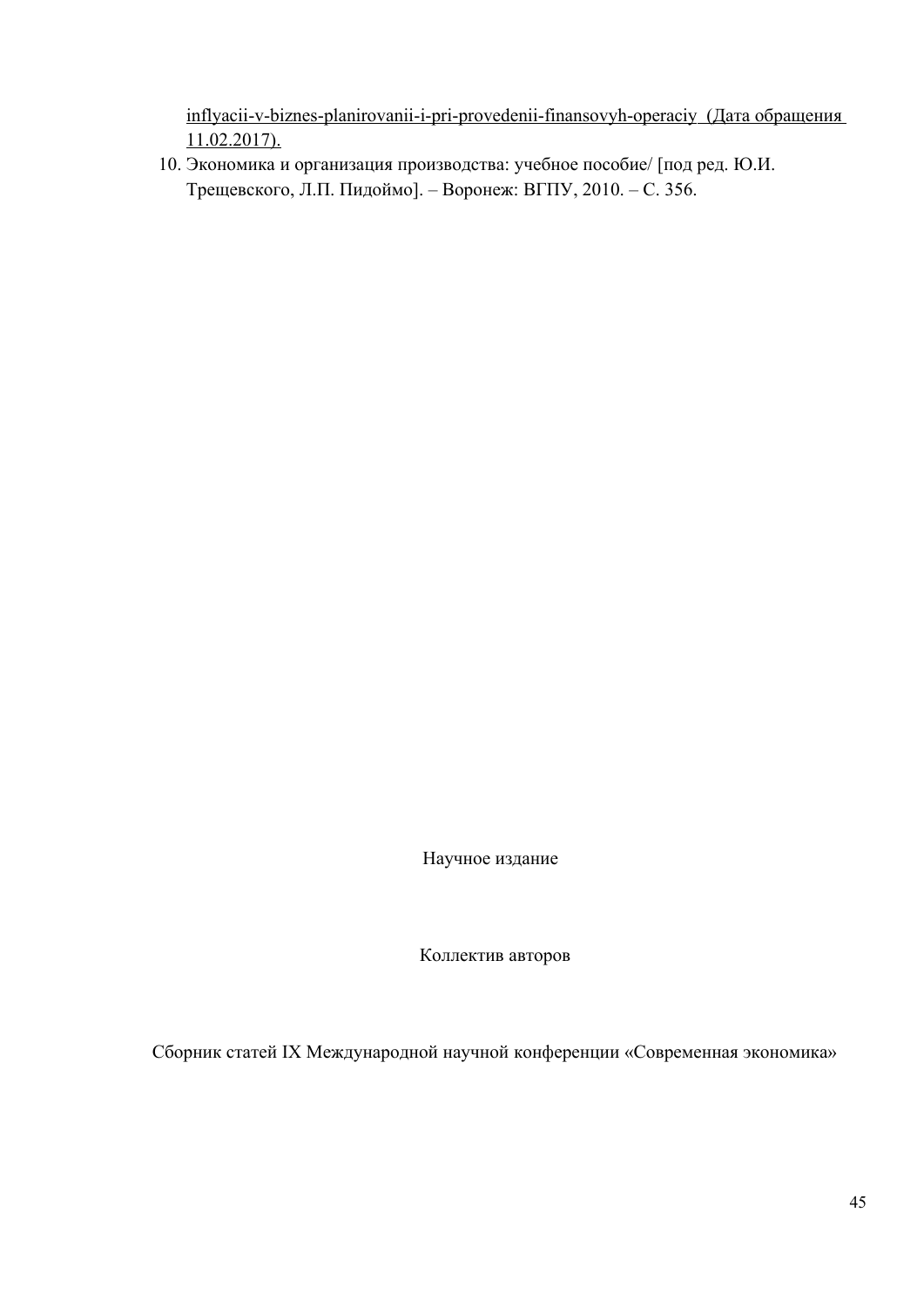inflyacii-v-biznes-planirovanii-i-pri-provedenii-finansovyh-operaciy (Дата обращения 11.02.2017).

10. Экономика и организация производства: учебное пособие/ [под ред. Ю.И. Трещевского, Л.П. Пидоймо]. – Воронеж: ВГПУ, 2010. – С. 356.

Научное издание

Коллектив авторов

Сборник статей IX Международной научной конференции «Современная экономика»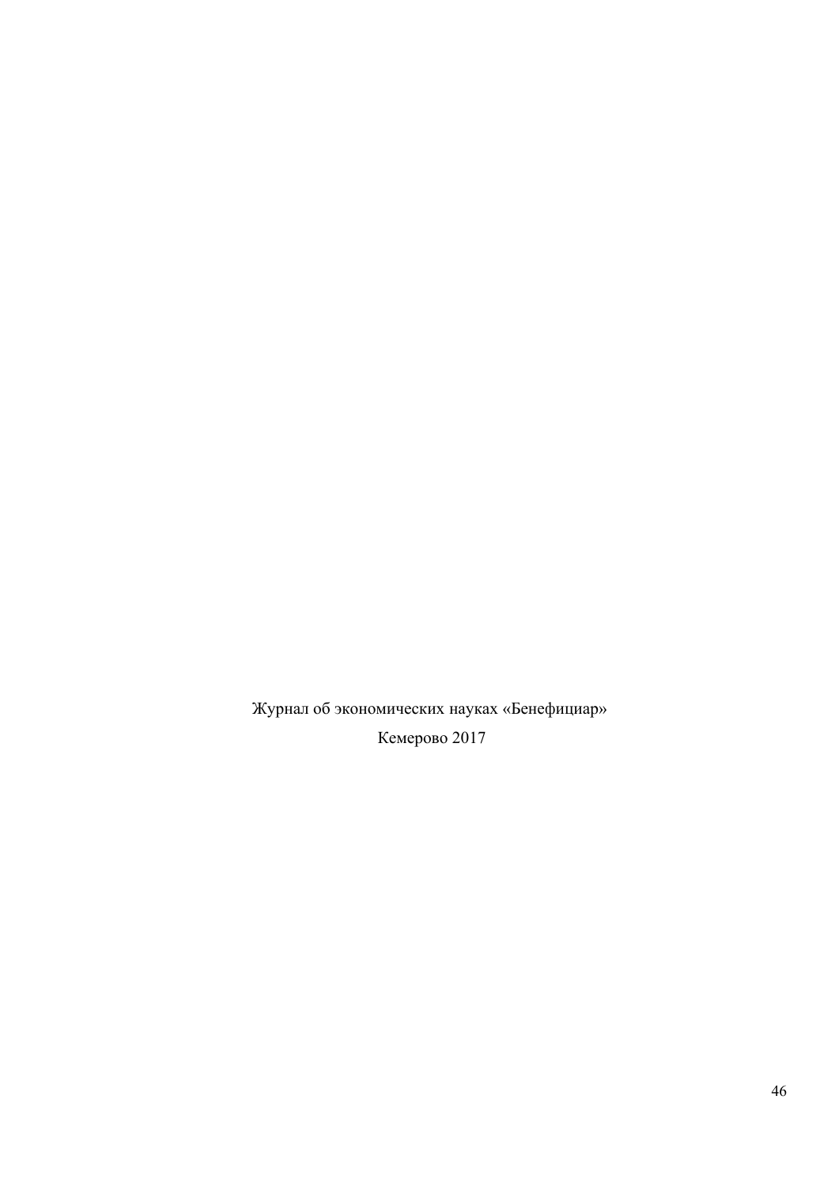Журнал об экономических науках «Бенефициар»

Кемерово 2017